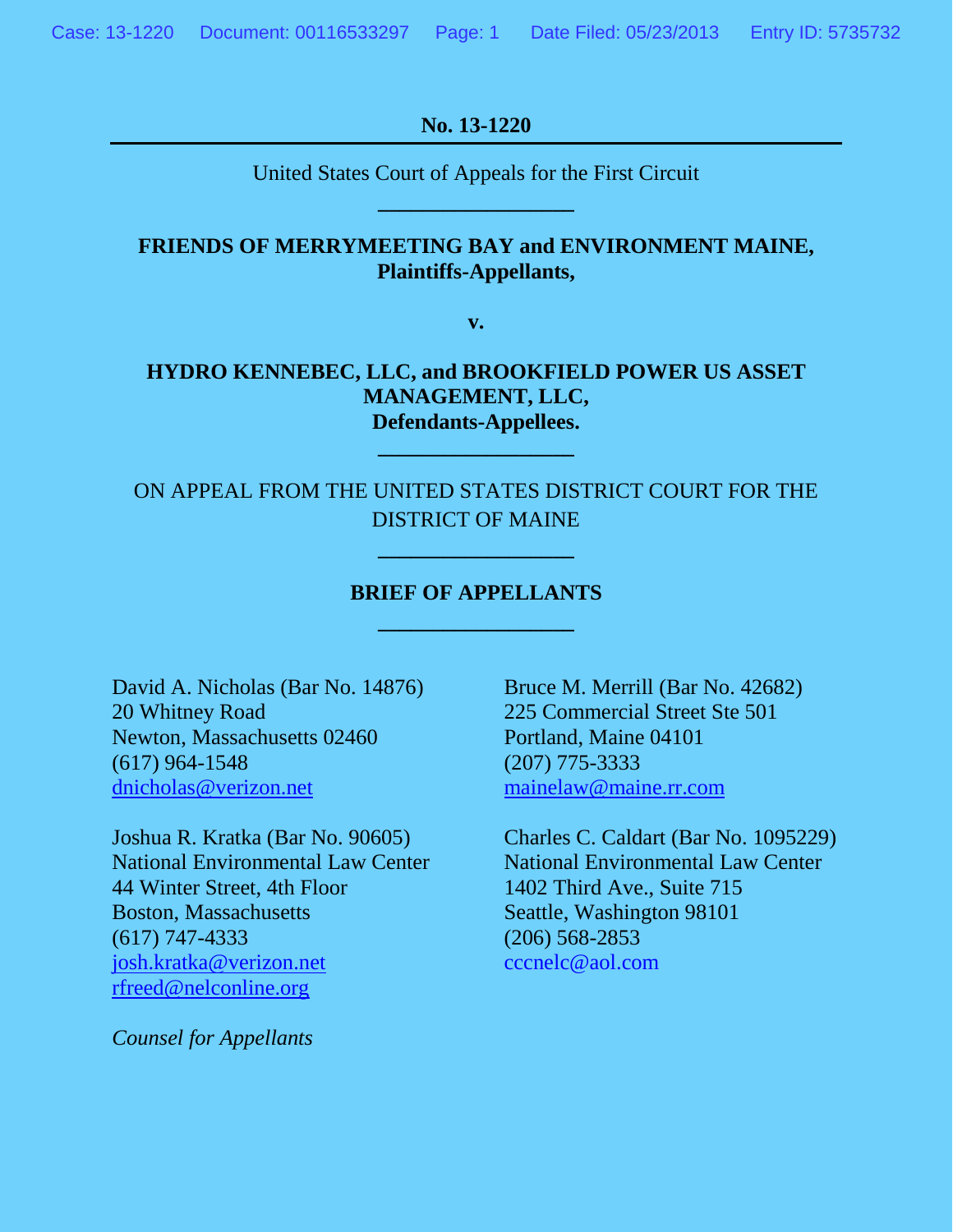**No. 13-1220**

United States Court of Appeals for the First Circuit

---

**FRIENDS OF MERRYMEETING BAY and ENVIRONMENT MAINE,**
**Plaintiffs-Appellants,**

**v.**

**HYDRO KENNEBEC, LLC, and BROOKFIELD POWER US ASSET MANAGEMENT, LLC,**
**Defendants-Appellees.**

---

ON APPEAL FROM THE UNITED STATES DISTRICT COURT FOR THE DISTRICT OF MAINE

---

**BRIEF OF APPELLANTS**

---

David A. Nicholas (Bar No. 14876)
20 Whitney Road
Newton, Massachusetts 02460
(617) 964-1548
dnicholas@verizon.net

Joshua R. Kratka (Bar No. 90605)
National Environmental Law Center
44 Winter Street, 4th Floor
Boston, Massachusetts
(617) 747-4333
josh.kratka@verizon.net
rfreed@nelconline.org

Bruce M. Merrill (Bar No. 42682)
225 Commercial Street Ste 501
Portland, Maine 04101
(207) 775-3333
mainelaw@maine.rr.com

Charles C. Caldart (Bar No. 1095229)
National Environmental Law Center
1402 Third Ave., Suite 715
Seattle, Washington 98101
(206) 568-2853
cccnelc@aol.com

*Counsel for Appellants*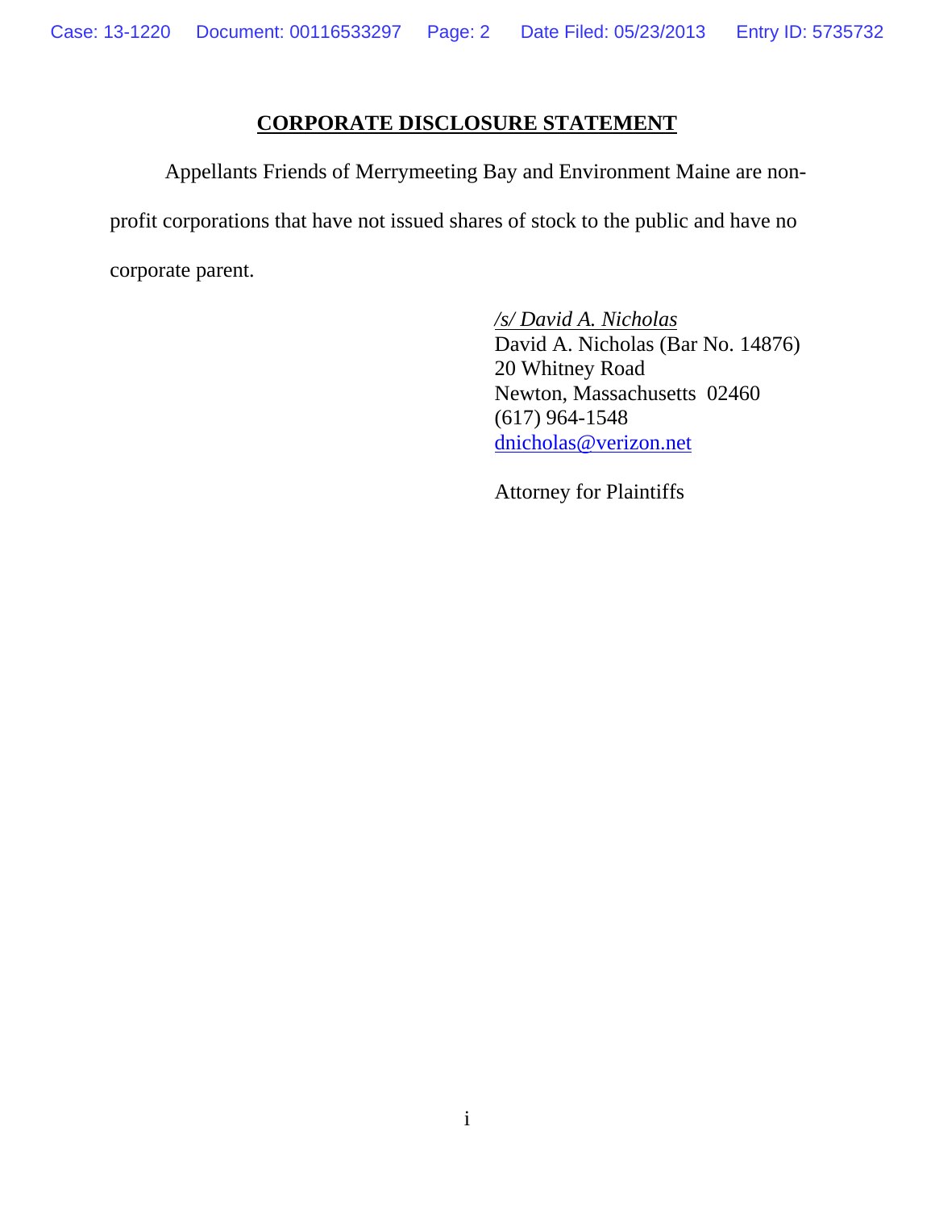# CORPORATE DISCLOSURE STATEMENT

Appellants Friends of Merrymeeting Bay and Environment Maine are non-profit corporations that have not issued shares of stock to the public and have no corporate parent.

*/s/ David A. Nicholas*
David A. Nicholas (Bar No. 14876)
20 Whitney Road
Newton, Massachusetts 02460
(617) 964-1548
dnicholas@verizon.net

Attorney for Plaintiffs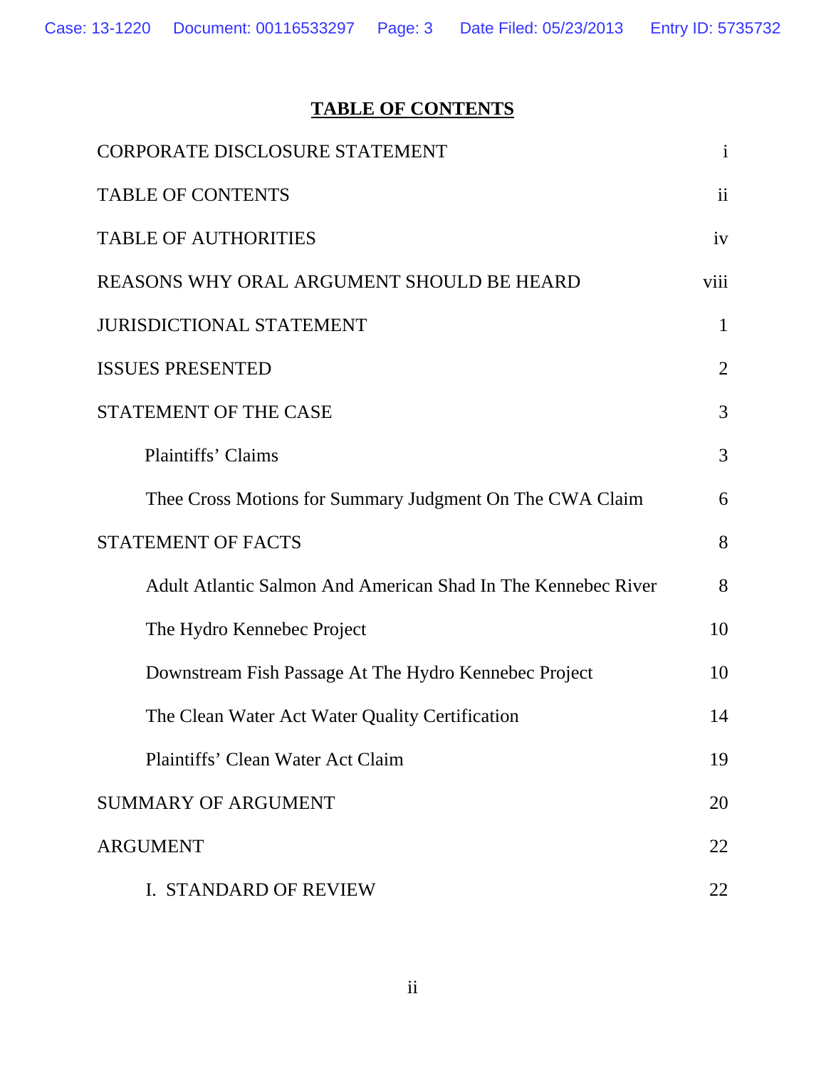# TABLE OF CONTENTS

| | |
|---|---|
| CORPORATE DISCLOSURE STATEMENT | i |
| TABLE OF CONTENTS | ii |
| TABLE OF AUTHORITIES | iv |
| REASONS WHY ORAL ARGUMENT SHOULD BE HEARD | viii |
| JURISDICTIONAL STATEMENT | 1 |
| ISSUES PRESENTED | 2 |
| STATEMENT OF THE CASE | 3 |
| Plaintiffs' Claims | 3 |
| Thee Cross Motions for Summary Judgment On The CWA Claim | 6 |
| STATEMENT OF FACTS | 8 |
| Adult Atlantic Salmon And American Shad In The Kennebec River | 8 |
| The Hydro Kennebec Project | 10 |
| Downstream Fish Passage At The Hydro Kennebec Project | 10 |
| The Clean Water Act Water Quality Certification | 14 |
| Plaintiffs' Clean Water Act Claim | 19 |
| SUMMARY OF ARGUMENT | 20 |
| ARGUMENT | 22 |
| I. STANDARD OF REVIEW | 22 |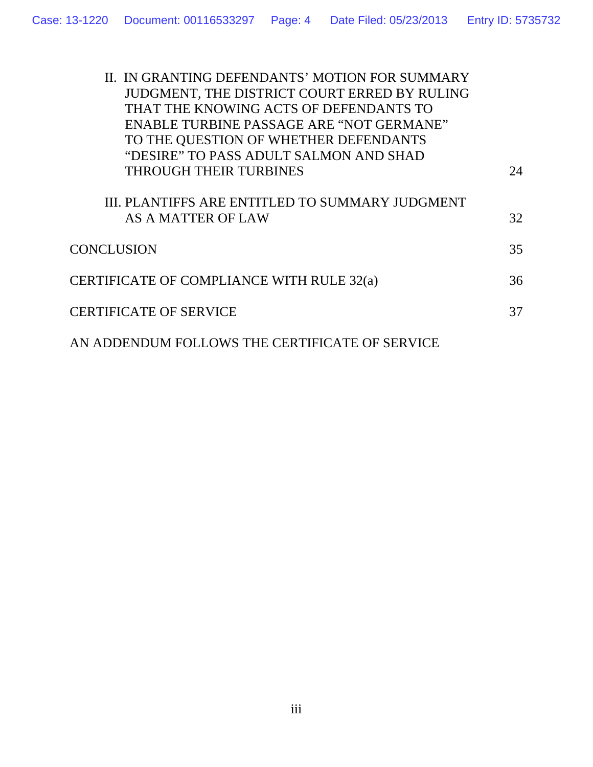II. IN GRANTING DEFENDANTS' MOTION FOR SUMMARY JUDGMENT, THE DISTRICT COURT ERRED BY RULING THAT THE KNOWING ACTS OF DEFENDANTS TO ENABLE TURBINE PASSAGE ARE "NOT GERMANE" TO THE QUESTION OF WHETHER DEFENDANTS "DESIRE" TO PASS ADULT SALMON AND SHAD THROUGH THEIR TURBINES 24

III. PLANTIFFS ARE ENTITLED TO SUMMARY JUDGMENT AS A MATTER OF LAW 32

CONCLUSION 35

CERTIFICATE OF COMPLIANCE WITH RULE 32(a) 36

CERTIFICATE OF SERVICE 37

AN ADDENDUM FOLLOWS THE CERTIFICATE OF SERVICE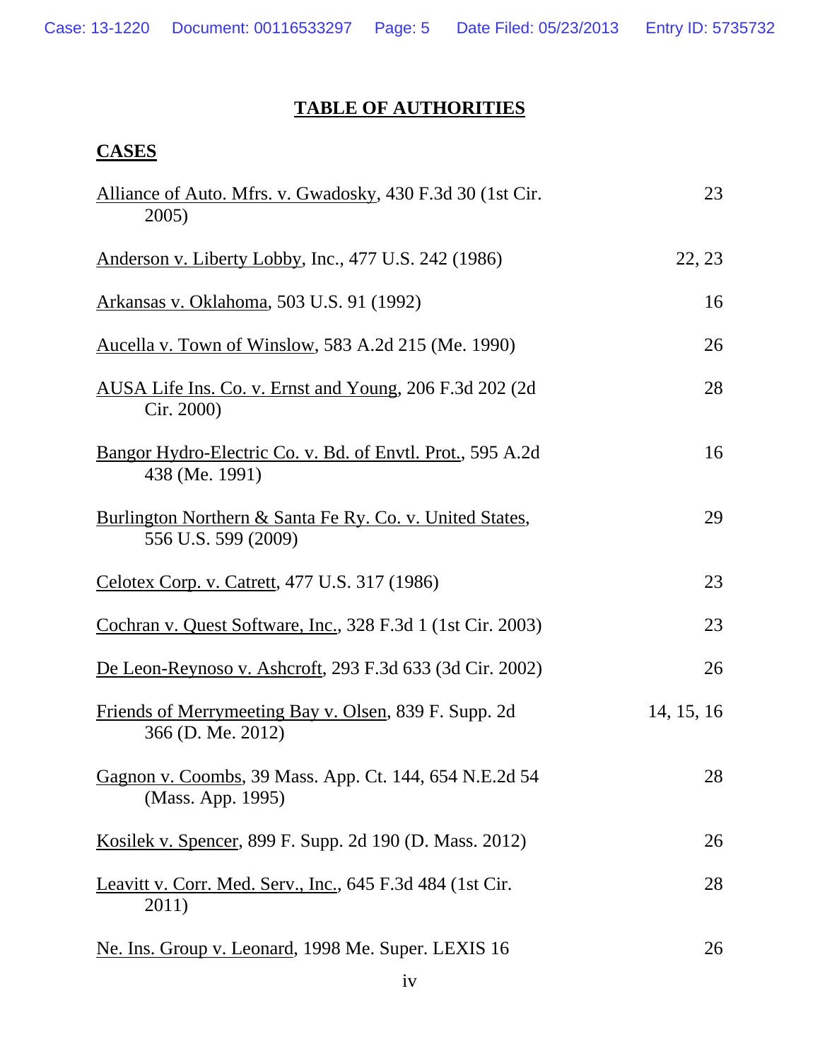## TABLE OF AUTHORITIES

### CASES

| Case | Page(s) |
|---|---|
| Alliance of Auto. Mfrs. v. Gwadosky, 430 F.3d 30 (1st Cir. 2005) | 23 |
| Anderson v. Liberty Lobby, Inc., 477 U.S. 242 (1986) | 22, 23 |
| Arkansas v. Oklahoma, 503 U.S. 91 (1992) | 16 |
| Aucella v. Town of Winslow, 583 A.2d 215 (Me. 1990) | 26 |
| AUSA Life Ins. Co. v. Ernst and Young, 206 F.3d 202 (2d Cir. 2000) | 28 |
| Bangor Hydro-Electric Co. v. Bd. of Envtl. Prot., 595 A.2d 438 (Me. 1991) | 16 |
| Burlington Northern & Santa Fe Ry. Co. v. United States, 556 U.S. 599 (2009) | 29 |
| Celotex Corp. v. Catrett, 477 U.S. 317 (1986) | 23 |
| Cochran v. Quest Software, Inc., 328 F.3d 1 (1st Cir. 2003) | 23 |
| De Leon-Reynoso v. Ashcroft, 293 F.3d 633 (3d Cir. 2002) | 26 |
| Friends of Merrymeeting Bay v. Olsen, 839 F. Supp. 2d 366 (D. Me. 2012) | 14, 15, 16 |
| Gagnon v. Coombs, 39 Mass. App. Ct. 144, 654 N.E.2d 54 (Mass. App. 1995) | 28 |
| Kosilek v. Spencer, 899 F. Supp. 2d 190 (D. Mass. 2012) | 26 |
| Leavitt v. Corr. Med. Serv., Inc., 645 F.3d 484 (1st Cir. 2011) | 28 |
| Ne. Ins. Group v. Leonard, 1998 Me. Super. LEXIS 16 | 26 |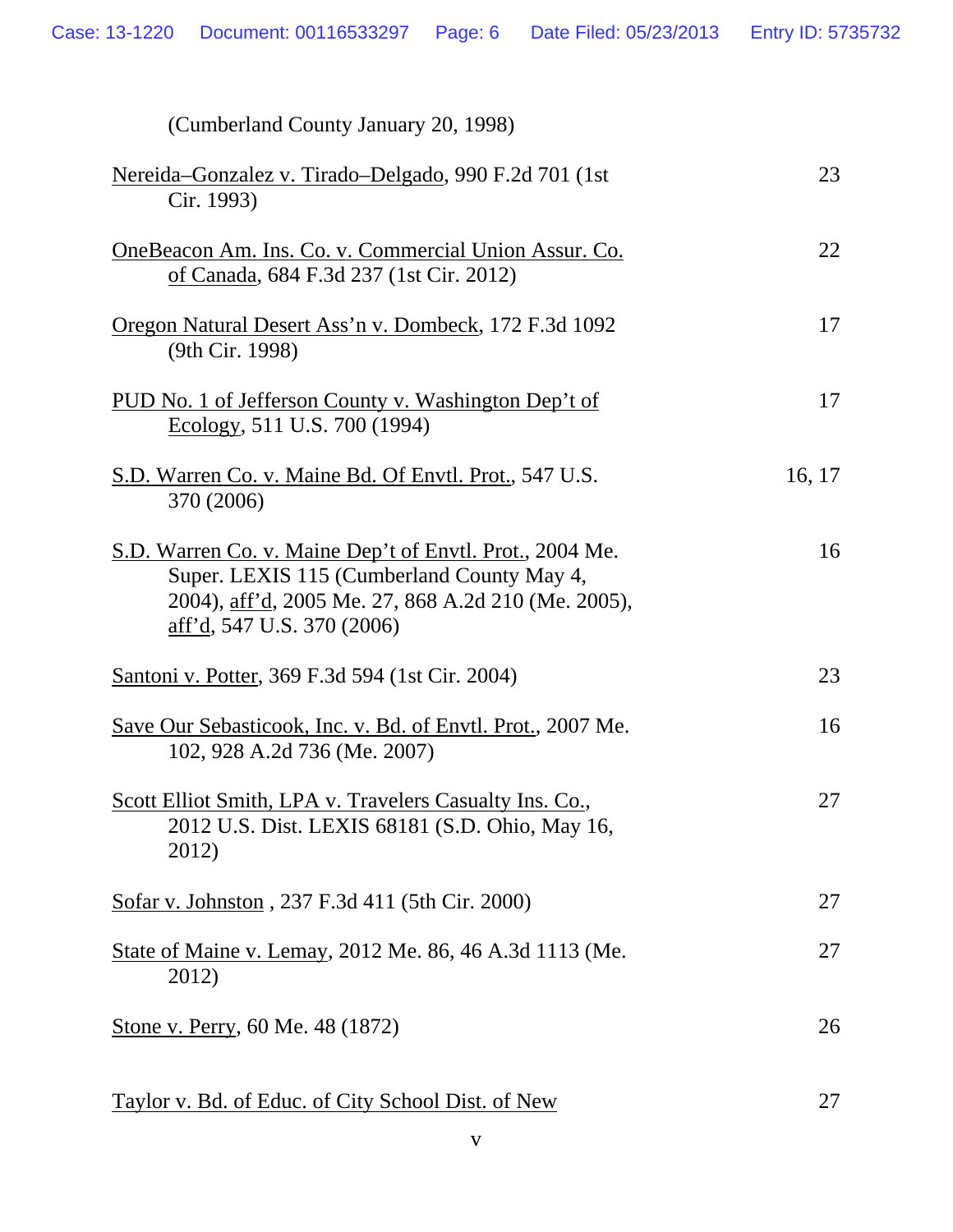(Cumberland County January 20, 1998)

| | |
|---|---|
| Nereida–Gonzalez v. Tirado–Delgado, 990 F.2d 701 (1st Cir. 1993) | 23 |
| OneBeacon Am. Ins. Co. v. Commercial Union Assur. Co. of Canada, 684 F.3d 237 (1st Cir. 2012) | 22 |
| Oregon Natural Desert Ass'n v. Dombeck, 172 F.3d 1092 (9th Cir. 1998) | 17 |
| PUD No. 1 of Jefferson County v. Washington Dep't of Ecology, 511 U.S. 700 (1994) | 17 |
| S.D. Warren Co. v. Maine Bd. Of Envtl. Prot., 547 U.S. 370 (2006) | 16, 17 |
| S.D. Warren Co. v. Maine Dep't of Envtl. Prot., 2004 Me. Super. LEXIS 115 (Cumberland County May 4, 2004), aff'd, 2005 Me. 27, 868 A.2d 210 (Me. 2005), aff'd, 547 U.S. 370 (2006) | 16 |
| Santoni v. Potter, 369 F.3d 594 (1st Cir. 2004) | 23 |
| Save Our Sebasticook, Inc. v. Bd. of Envtl. Prot., 2007 Me. 102, 928 A.2d 736 (Me. 2007) | 16 |
| Scott Elliot Smith, LPA v. Travelers Casualty Ins. Co., 2012 U.S. Dist. LEXIS 68181 (S.D. Ohio, May 16, 2012) | 27 |
| Sofar v. Johnston , 237 F.3d 411 (5th Cir. 2000) | 27 |
| State of Maine v. Lemay, 2012 Me. 86, 46 A.3d 1113 (Me. 2012) | 27 |
| Stone v. Perry, 60 Me. 48 (1872) | 26 |
| Taylor v. Bd. of Educ. of City School Dist. of New | 27 |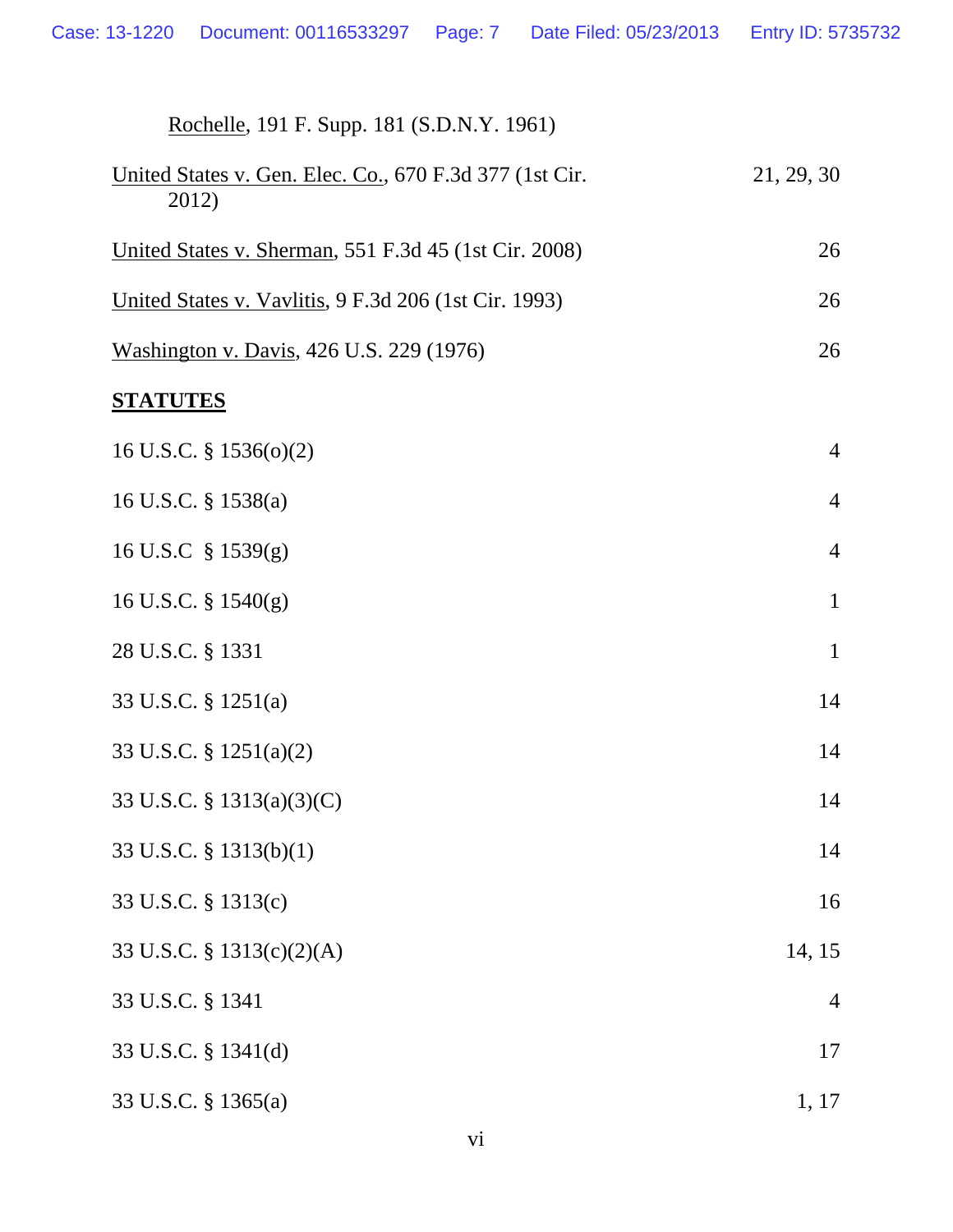Rochelle, 191 F. Supp. 181 (S.D.N.Y. 1961)

| | |
|---|---|
| United States v. Gen. Elec. Co., 670 F.3d 377 (1st Cir. 2012) | 21, 29, 30 |
| United States v. Sherman, 551 F.3d 45 (1st Cir. 2008) | 26 |
| United States v. Vavlitis, 9 F.3d 206 (1st Cir. 1993) | 26 |
| Washington v. Davis, 426 U.S. 229 (1976) | 26 |

**STATUTES**

| | |
|---|---|
| 16 U.S.C. § 1536(o)(2) | 4 |
| 16 U.S.C. § 1538(a) | 4 |
| 16 U.S.C  § 1539(g) | 4 |
| 16 U.S.C. § 1540(g) | 1 |
| 28 U.S.C. § 1331 | 1 |
| 33 U.S.C. § 1251(a) | 14 |
| 33 U.S.C. § 1251(a)(2) | 14 |
| 33 U.S.C. § 1313(a)(3)(C) | 14 |
| 33 U.S.C. § 1313(b)(1) | 14 |
| 33 U.S.C. § 1313(c) | 16 |
| 33 U.S.C. § 1313(c)(2)(A) | 14, 15 |
| 33 U.S.C. § 1341 | 4 |
| 33 U.S.C. § 1341(d) | 17 |
| 33 U.S.C. § 1365(a) | 1, 17 |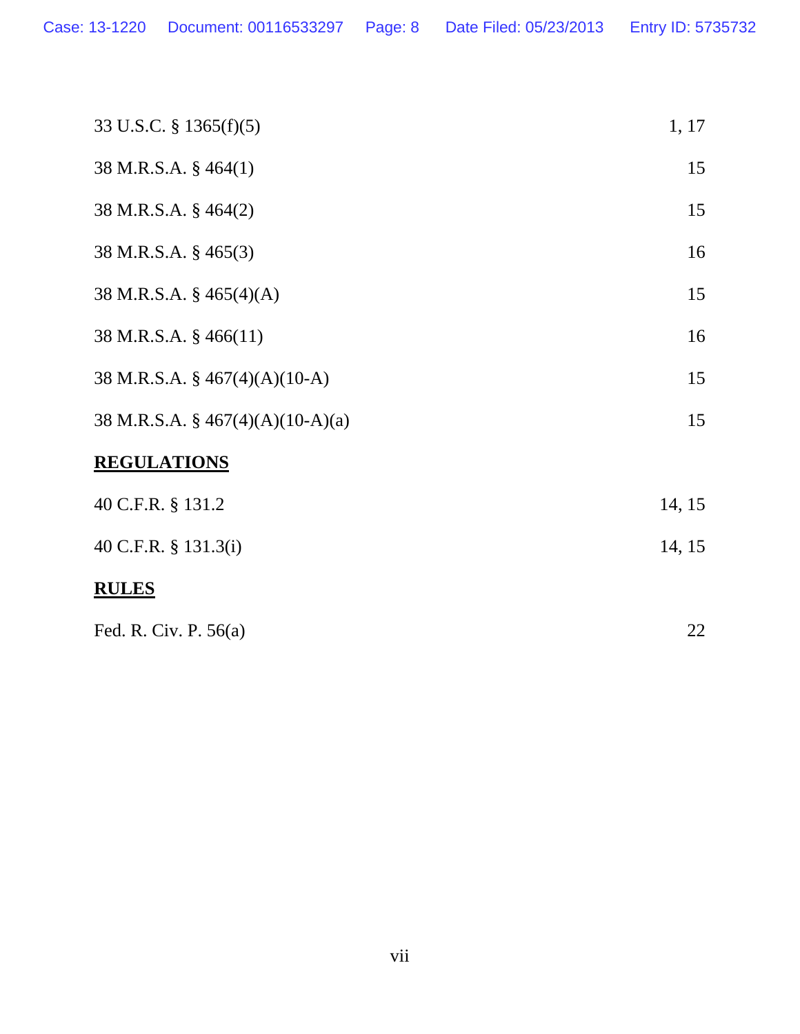| | |
|---|---|
| 33 U.S.C. § 1365(f)(5) | 1, 17 |
| 38 M.R.S.A. § 464(1) | 15 |
| 38 M.R.S.A. § 464(2) | 15 |
| 38 M.R.S.A. § 465(3) | 16 |
| 38 M.R.S.A. § 465(4)(A) | 15 |
| 38 M.R.S.A. § 466(11) | 16 |
| 38 M.R.S.A. § 467(4)(A)(10-A) | 15 |
| 38 M.R.S.A. § 467(4)(A)(10-A)(a) | 15 |

**REGULATIONS**

| | |
|---|---|
| 40 C.F.R. § 131.2 | 14, 15 |
| 40 C.F.R. § 131.3(i) | 14, 15 |

**RULES**

| | |
|---|---|
| Fed. R. Civ. P. 56(a) | 22 |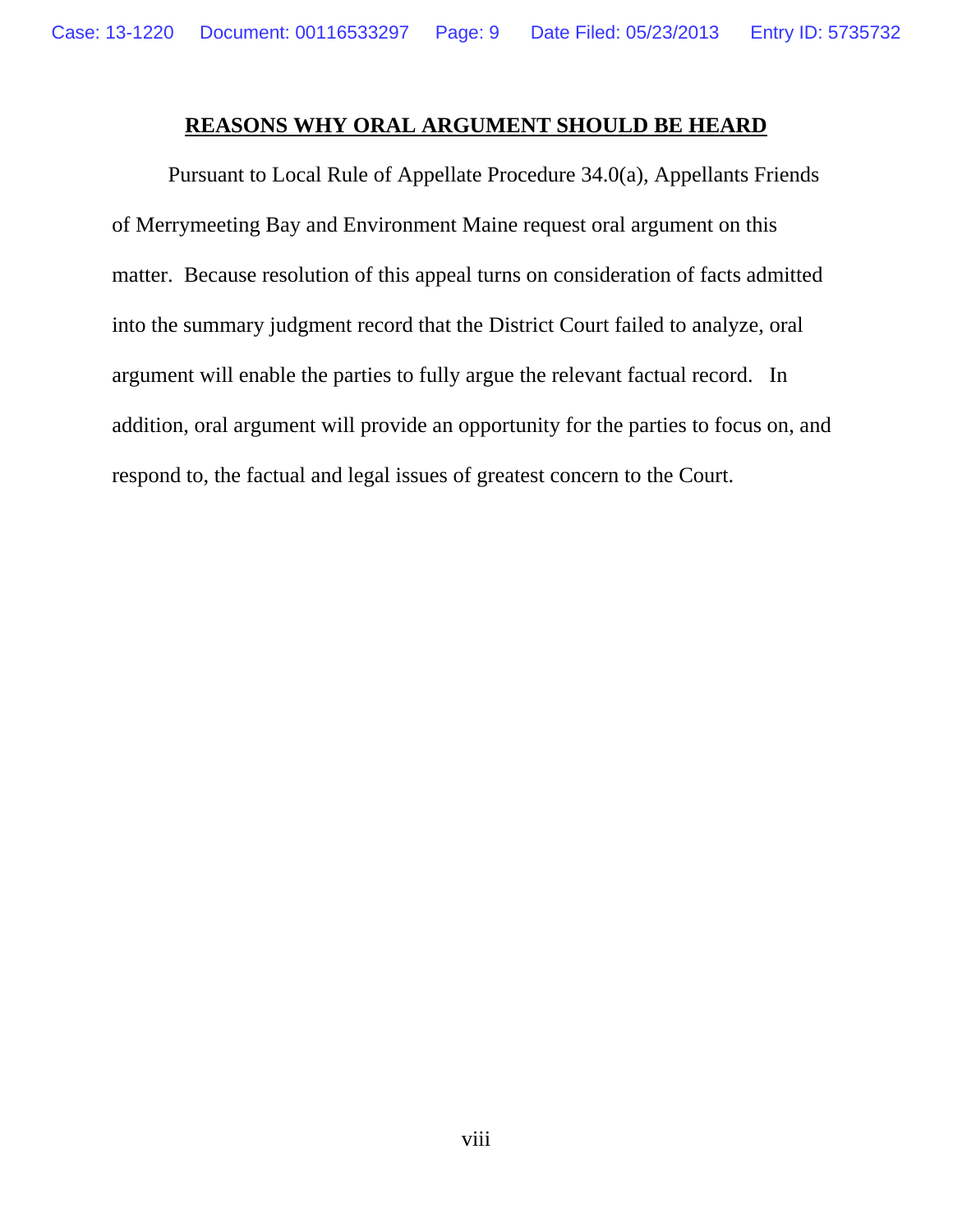## REASONS WHY ORAL ARGUMENT SHOULD BE HEARD

Pursuant to Local Rule of Appellate Procedure 34.0(a), Appellants Friends of Merrymeeting Bay and Environment Maine request oral argument on this matter. Because resolution of this appeal turns on consideration of facts admitted into the summary judgment record that the District Court failed to analyze, oral argument will enable the parties to fully argue the relevant factual record. In addition, oral argument will provide an opportunity for the parties to focus on, and respond to, the factual and legal issues of greatest concern to the Court.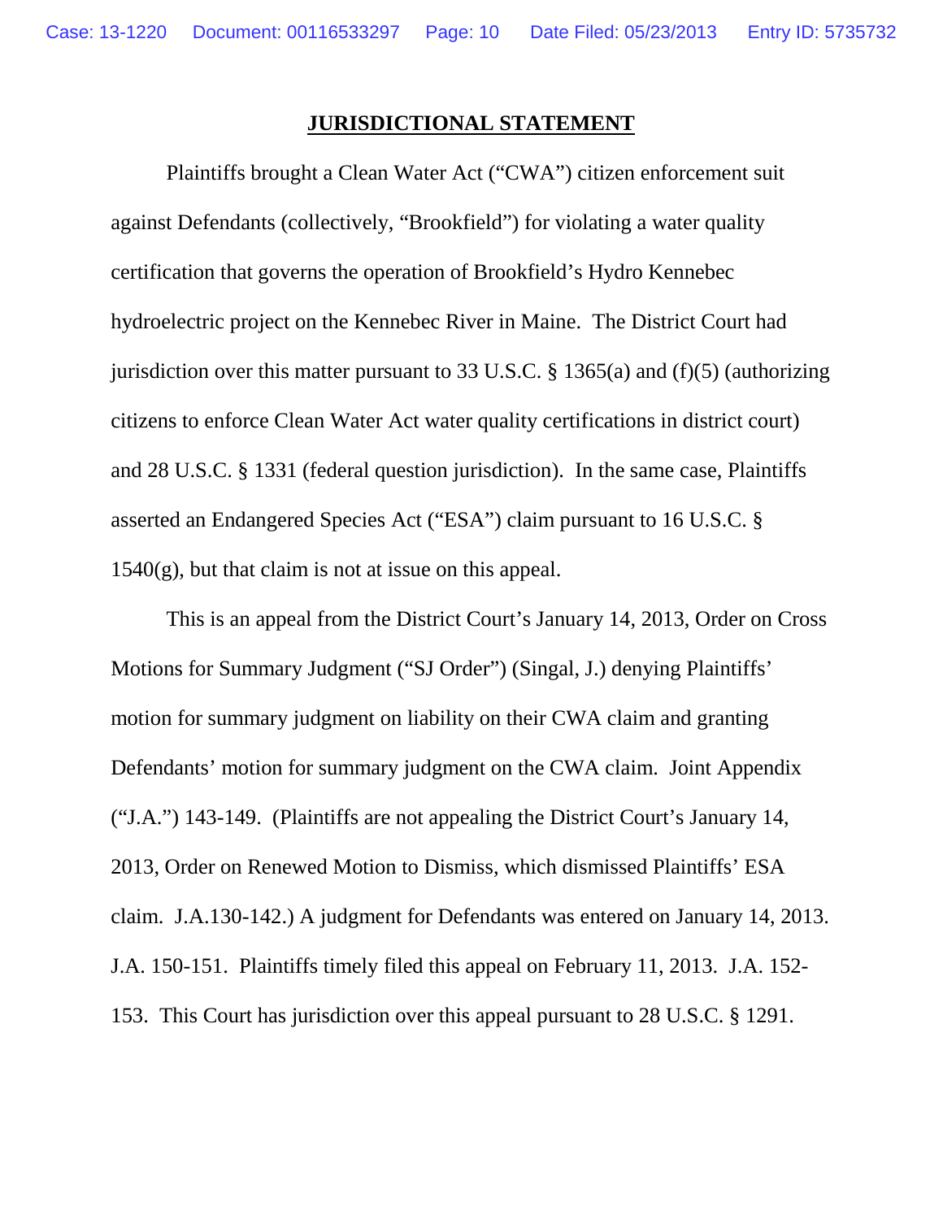# JURISDICTIONAL STATEMENT

Plaintiffs brought a Clean Water Act ("CWA") citizen enforcement suit against Defendants (collectively, "Brookfield") for violating a water quality certification that governs the operation of Brookfield's Hydro Kennebec hydroelectric project on the Kennebec River in Maine. The District Court had jurisdiction over this matter pursuant to 33 U.S.C. § 1365(a) and (f)(5) (authorizing citizens to enforce Clean Water Act water quality certifications in district court) and 28 U.S.C. § 1331 (federal question jurisdiction). In the same case, Plaintiffs asserted an Endangered Species Act ("ESA") claim pursuant to 16 U.S.C. § 1540(g), but that claim is not at issue on this appeal.

This is an appeal from the District Court's January 14, 2013, Order on Cross Motions for Summary Judgment ("SJ Order") (Singal, J.) denying Plaintiffs' motion for summary judgment on liability on their CWA claim and granting Defendants' motion for summary judgment on the CWA claim. Joint Appendix ("J.A.") 143-149. (Plaintiffs are not appealing the District Court's January 14, 2013, Order on Renewed Motion to Dismiss, which dismissed Plaintiffs' ESA claim. J.A.130-142.) A judgment for Defendants was entered on January 14, 2013. J.A. 150-151. Plaintiffs timely filed this appeal on February 11, 2013. J.A. 152-153. This Court has jurisdiction over this appeal pursuant to 28 U.S.C. § 1291.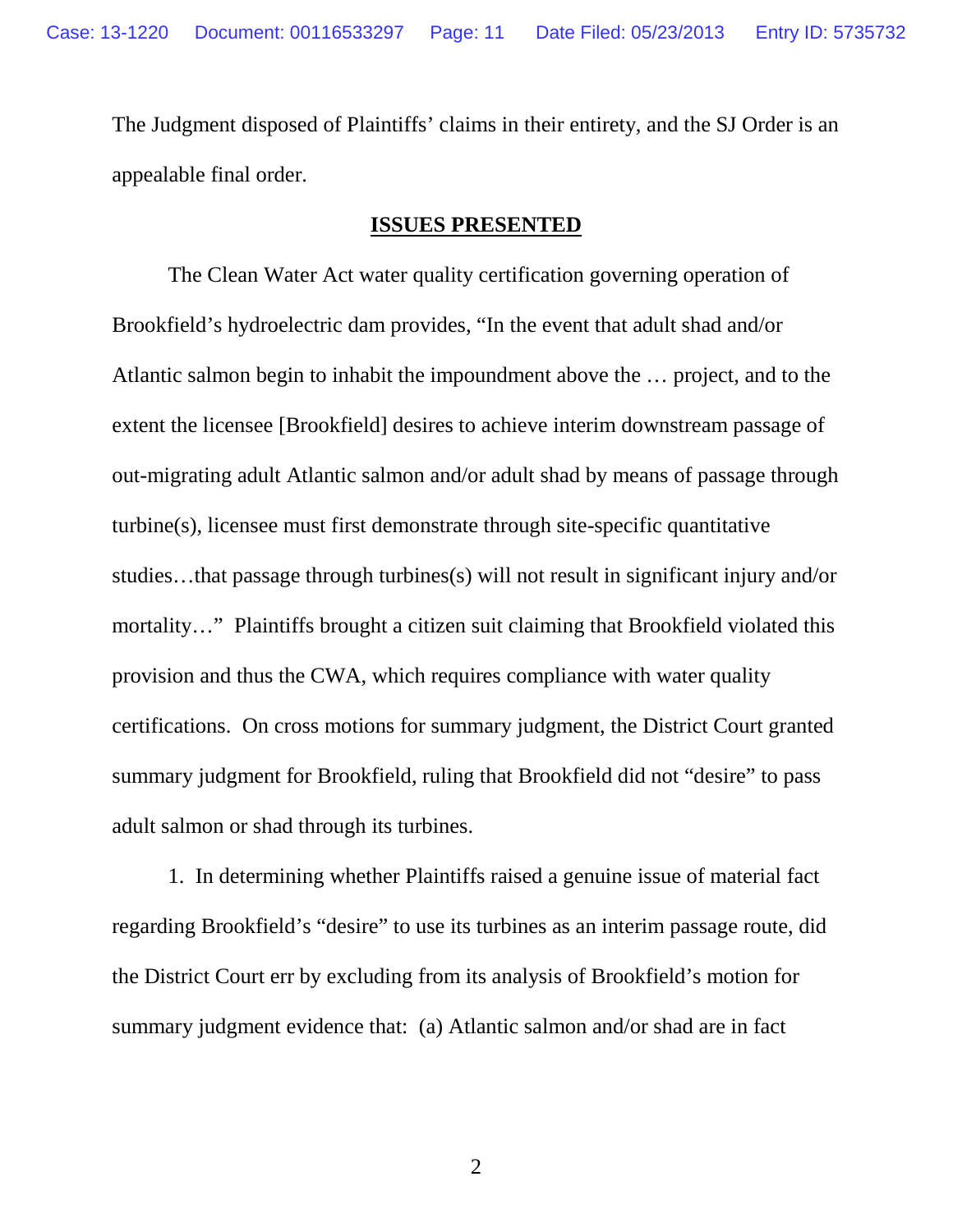The Judgment disposed of Plaintiffs' claims in their entirety, and the SJ Order is an appealable final order.

## ISSUES PRESENTED

The Clean Water Act water quality certification governing operation of Brookfield's hydroelectric dam provides, "In the event that adult shad and/or Atlantic salmon begin to inhabit the impoundment above the … project, and to the extent the licensee [Brookfield] desires to achieve interim downstream passage of out-migrating adult Atlantic salmon and/or adult shad by means of passage through turbine(s), licensee must first demonstrate through site-specific quantitative studies…that passage through turbines(s) will not result in significant injury and/or mortality…" Plaintiffs brought a citizen suit claiming that Brookfield violated this provision and thus the CWA, which requires compliance with water quality certifications. On cross motions for summary judgment, the District Court granted summary judgment for Brookfield, ruling that Brookfield did not "desire" to pass adult salmon or shad through its turbines.

1. In determining whether Plaintiffs raised a genuine issue of material fact regarding Brookfield's "desire" to use its turbines as an interim passage route, did the District Court err by excluding from its analysis of Brookfield's motion for summary judgment evidence that: (a) Atlantic salmon and/or shad are in fact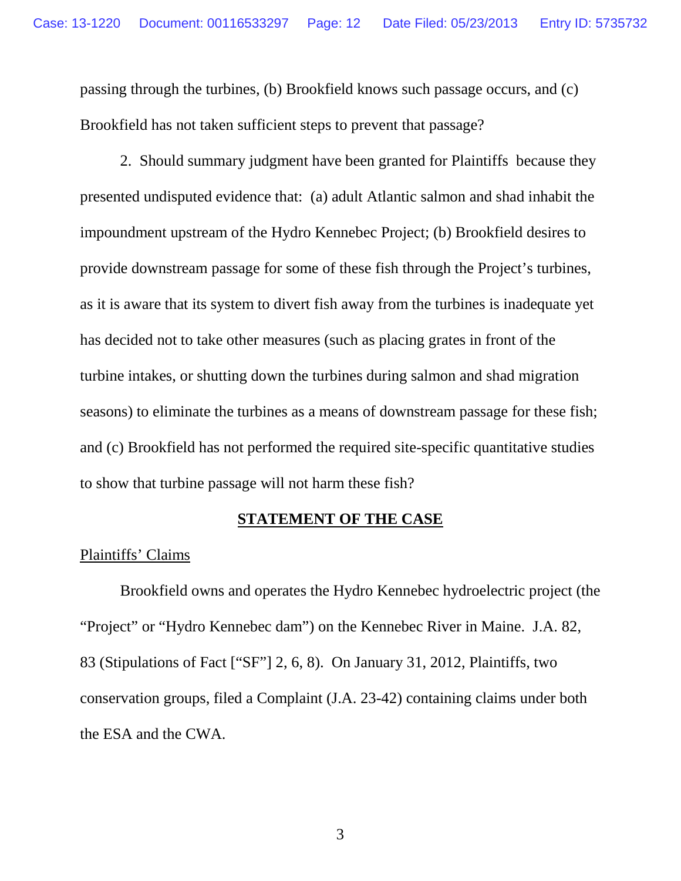passing through the turbines, (b) Brookfield knows such passage occurs, and (c) Brookfield has not taken sufficient steps to prevent that passage?

2. Should summary judgment have been granted for Plaintiffs because they presented undisputed evidence that: (a) adult Atlantic salmon and shad inhabit the impoundment upstream of the Hydro Kennebec Project; (b) Brookfield desires to provide downstream passage for some of these fish through the Project's turbines, as it is aware that its system to divert fish away from the turbines is inadequate yet has decided not to take other measures (such as placing grates in front of the turbine intakes, or shutting down the turbines during salmon and shad migration seasons) to eliminate the turbines as a means of downstream passage for these fish; and (c) Brookfield has not performed the required site-specific quantitative studies to show that turbine passage will not harm these fish?

## STATEMENT OF THE CASE

Plaintiffs' Claims

Brookfield owns and operates the Hydro Kennebec hydroelectric project (the "Project" or "Hydro Kennebec dam") on the Kennebec River in Maine. J.A. 82, 83 (Stipulations of Fact ["SF"] 2, 6, 8). On January 31, 2012, Plaintiffs, two conservation groups, filed a Complaint (J.A. 23-42) containing claims under both the ESA and the CWA.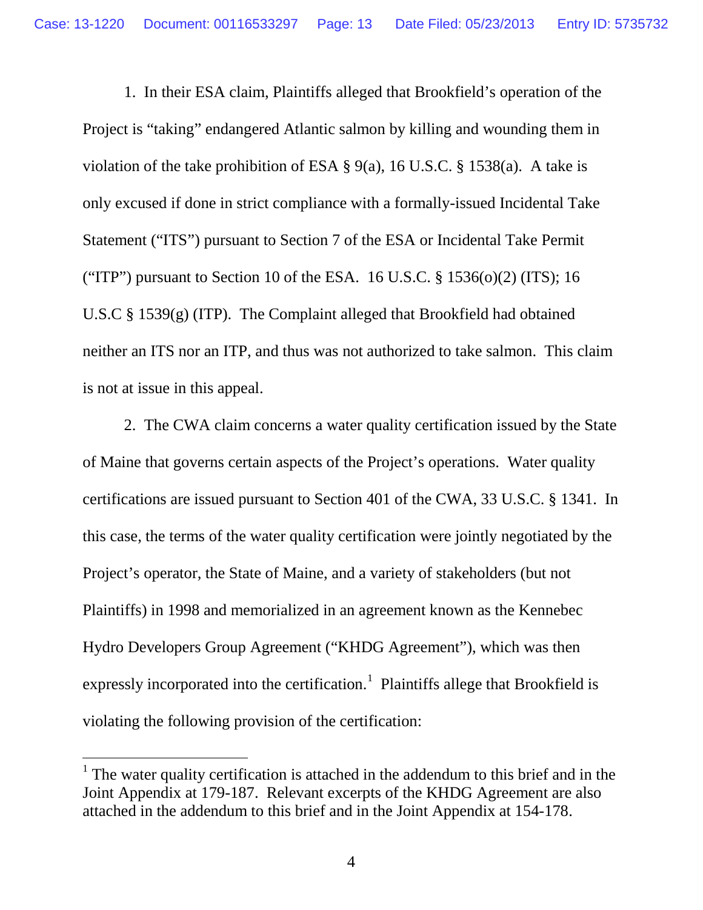1. In their ESA claim, Plaintiffs alleged that Brookfield's operation of the Project is "taking" endangered Atlantic salmon by killing and wounding them in violation of the take prohibition of ESA § 9(a), 16 U.S.C. § 1538(a). A take is only excused if done in strict compliance with a formally-issued Incidental Take Statement ("ITS") pursuant to Section 7 of the ESA or Incidental Take Permit ("ITP") pursuant to Section 10 of the ESA. 16 U.S.C. § 1536(o)(2) (ITS); 16 U.S.C § 1539(g) (ITP). The Complaint alleged that Brookfield had obtained neither an ITS nor an ITP, and thus was not authorized to take salmon. This claim is not at issue in this appeal.

2. The CWA claim concerns a water quality certification issued by the State of Maine that governs certain aspects of the Project's operations. Water quality certifications are issued pursuant to Section 401 of the CWA, 33 U.S.C. § 1341. In this case, the terms of the water quality certification were jointly negotiated by the Project's operator, the State of Maine, and a variety of stakeholders (but not Plaintiffs) in 1998 and memorialized in an agreement known as the Kennebec Hydro Developers Group Agreement ("KHDG Agreement"), which was then expressly incorporated into the certification.[1] Plaintiffs allege that Brookfield is violating the following provision of the certification:

[1] The water quality certification is attached in the addendum to this brief and in the Joint Appendix at 179-187. Relevant excerpts of the KHDG Agreement are also attached in the addendum to this brief and in the Joint Appendix at 154-178.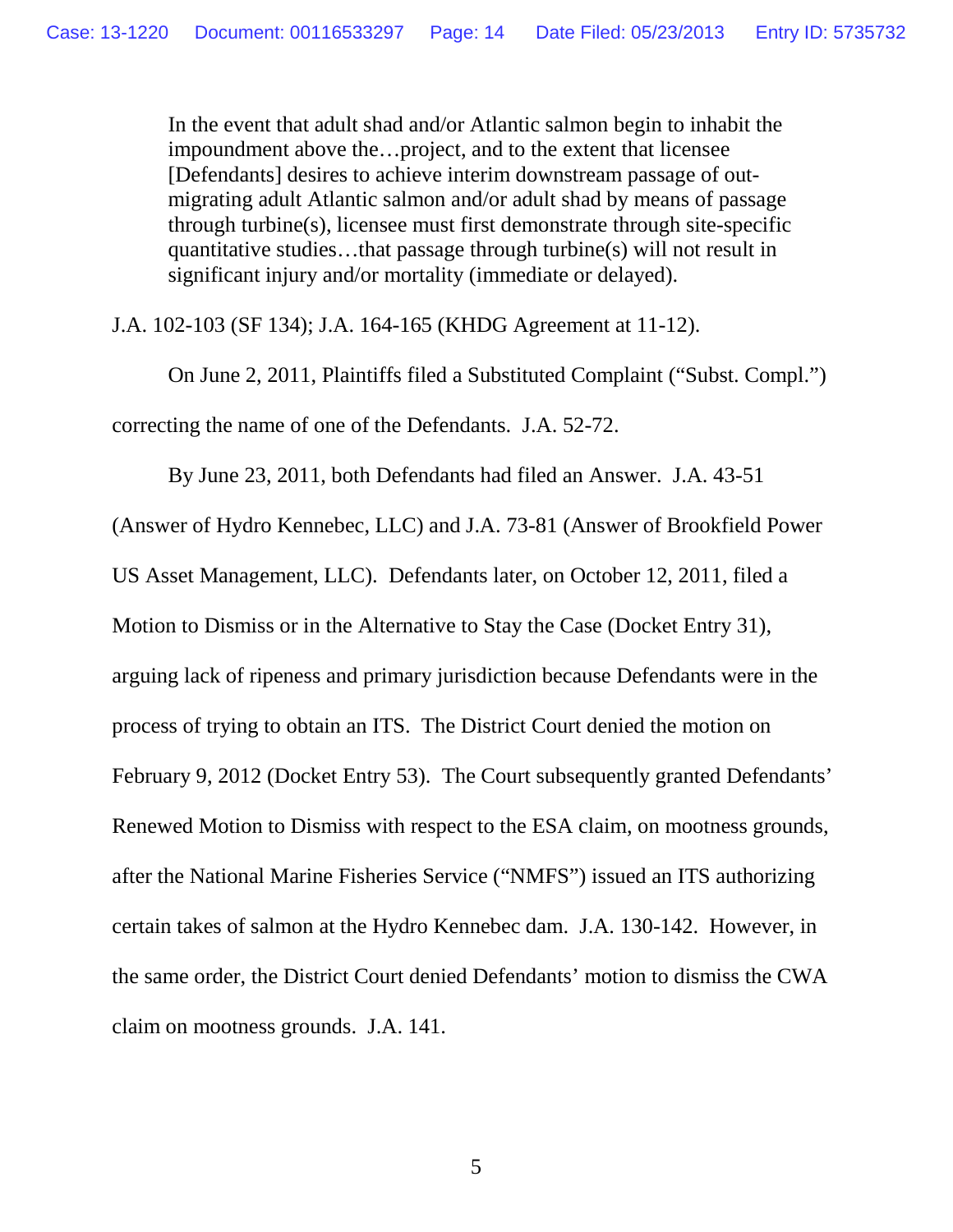> In the event that adult shad and/or Atlantic salmon begin to inhabit the impoundment above the…project, and to the extent that licensee [Defendants] desires to achieve interim downstream passage of out-migrating adult Atlantic salmon and/or adult shad by means of passage through turbine(s), licensee must first demonstrate through site-specific quantitative studies…that passage through turbine(s) will not result in significant injury and/or mortality (immediate or delayed).

J.A. 102-103 (SF 134); J.A. 164-165 (KHDG Agreement at 11-12).

On June 2, 2011, Plaintiffs filed a Substituted Complaint ("Subst. Compl.") correcting the name of one of the Defendants. J.A. 52-72.

By June 23, 2011, both Defendants had filed an Answer. J.A. 43-51 (Answer of Hydro Kennebec, LLC) and J.A. 73-81 (Answer of Brookfield Power US Asset Management, LLC). Defendants later, on October 12, 2011, filed a Motion to Dismiss or in the Alternative to Stay the Case (Docket Entry 31), arguing lack of ripeness and primary jurisdiction because Defendants were in the process of trying to obtain an ITS. The District Court denied the motion on February 9, 2012 (Docket Entry 53). The Court subsequently granted Defendants' Renewed Motion to Dismiss with respect to the ESA claim, on mootness grounds, after the National Marine Fisheries Service ("NMFS") issued an ITS authorizing certain takes of salmon at the Hydro Kennebec dam. J.A. 130-142. However, in the same order, the District Court denied Defendants' motion to dismiss the CWA claim on mootness grounds. J.A. 141.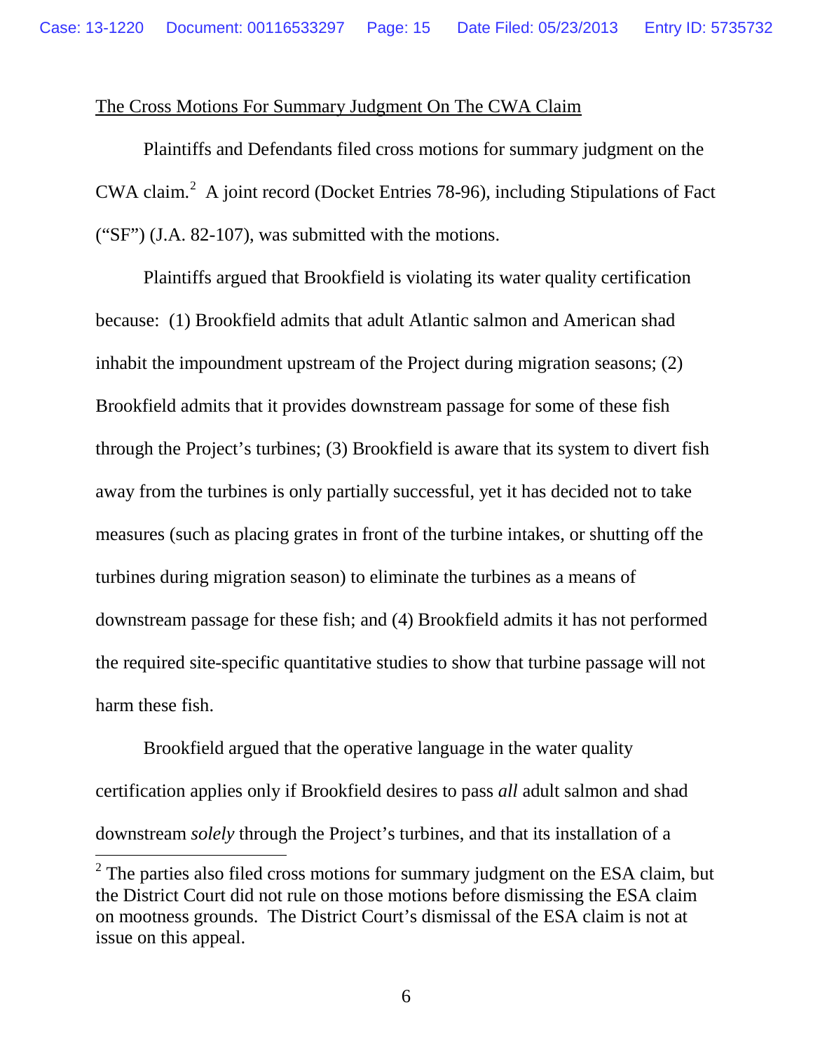The Cross Motions For Summary Judgment On The CWA Claim

Plaintiffs and Defendants filed cross motions for summary judgment on the CWA claim.[2] A joint record (Docket Entries 78-96), including Stipulations of Fact ("SF") (J.A. 82-107), was submitted with the motions.

Plaintiffs argued that Brookfield is violating its water quality certification because: (1) Brookfield admits that adult Atlantic salmon and American shad inhabit the impoundment upstream of the Project during migration seasons; (2) Brookfield admits that it provides downstream passage for some of these fish through the Project's turbines; (3) Brookfield is aware that its system to divert fish away from the turbines is only partially successful, yet it has decided not to take measures (such as placing grates in front of the turbine intakes, or shutting off the turbines during migration season) to eliminate the turbines as a means of downstream passage for these fish; and (4) Brookfield admits it has not performed the required site-specific quantitative studies to show that turbine passage will not harm these fish.

Brookfield argued that the operative language in the water quality certification applies only if Brookfield desires to pass *all* adult salmon and shad downstream *solely* through the Project's turbines, and that its installation of a

[2] The parties also filed cross motions for summary judgment on the ESA claim, but the District Court did not rule on those motions before dismissing the ESA claim on mootness grounds. The District Court's dismissal of the ESA claim is not at issue on this appeal.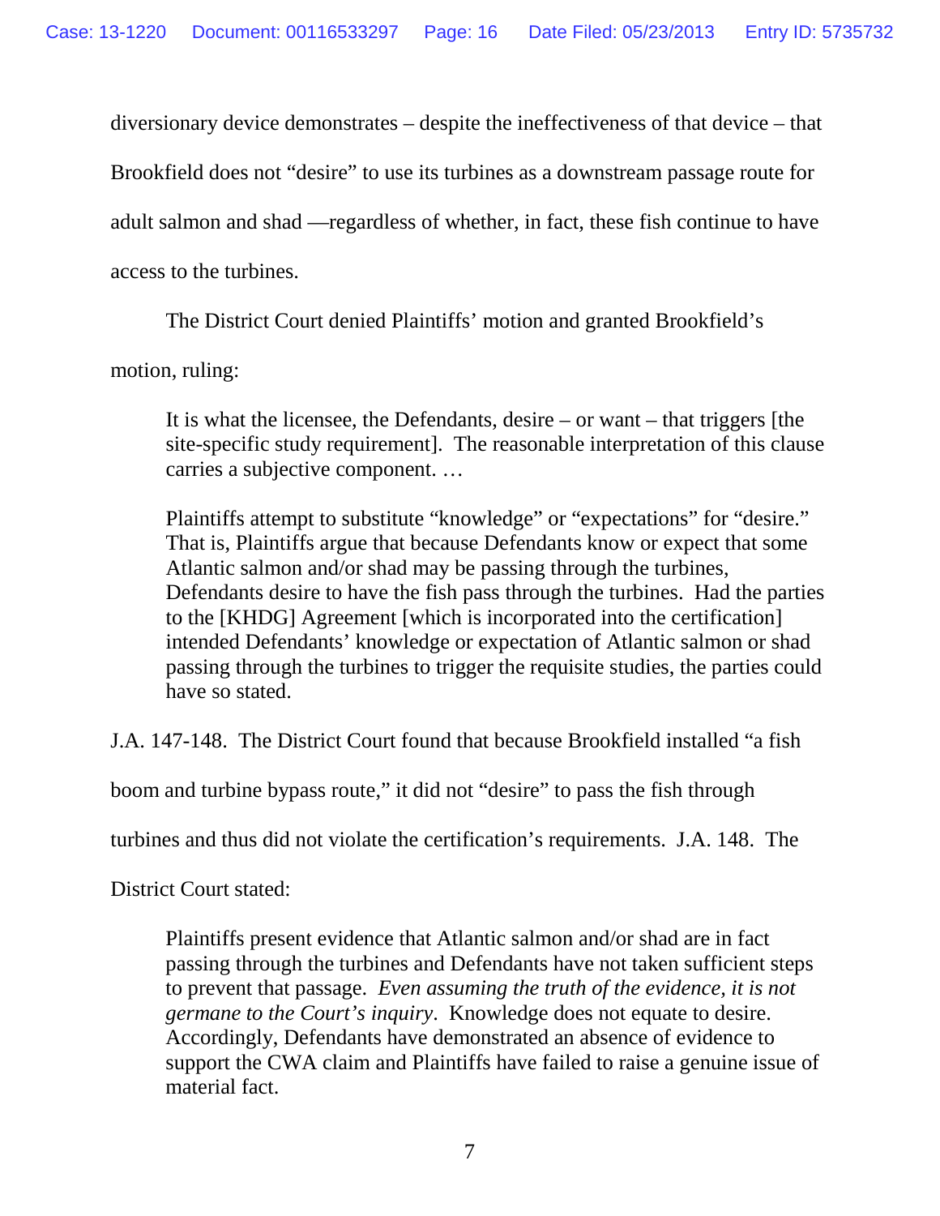diversionary device demonstrates – despite the ineffectiveness of that device – that Brookfield does not "desire" to use its turbines as a downstream passage route for adult salmon and shad —regardless of whether, in fact, these fish continue to have access to the turbines.

The District Court denied Plaintiffs' motion and granted Brookfield's motion, ruling:

> It is what the licensee, the Defendants, desire – or want – that triggers [the site-specific study requirement]. The reasonable interpretation of this clause carries a subjective component. …
>
> Plaintiffs attempt to substitute "knowledge" or "expectations" for "desire." That is, Plaintiffs argue that because Defendants know or expect that some Atlantic salmon and/or shad may be passing through the turbines, Defendants desire to have the fish pass through the turbines. Had the parties to the [KHDG] Agreement [which is incorporated into the certification] intended Defendants' knowledge or expectation of Atlantic salmon or shad passing through the turbines to trigger the requisite studies, the parties could have so stated.

J.A. 147-148. The District Court found that because Brookfield installed "a fish boom and turbine bypass route," it did not "desire" to pass the fish through turbines and thus did not violate the certification's requirements. J.A. 148. The District Court stated:

> Plaintiffs present evidence that Atlantic salmon and/or shad are in fact passing through the turbines and Defendants have not taken sufficient steps to prevent that passage. *Even assuming the truth of the evidence, it is not germane to the Court's inquiry*. Knowledge does not equate to desire. Accordingly, Defendants have demonstrated an absence of evidence to support the CWA claim and Plaintiffs have failed to raise a genuine issue of material fact.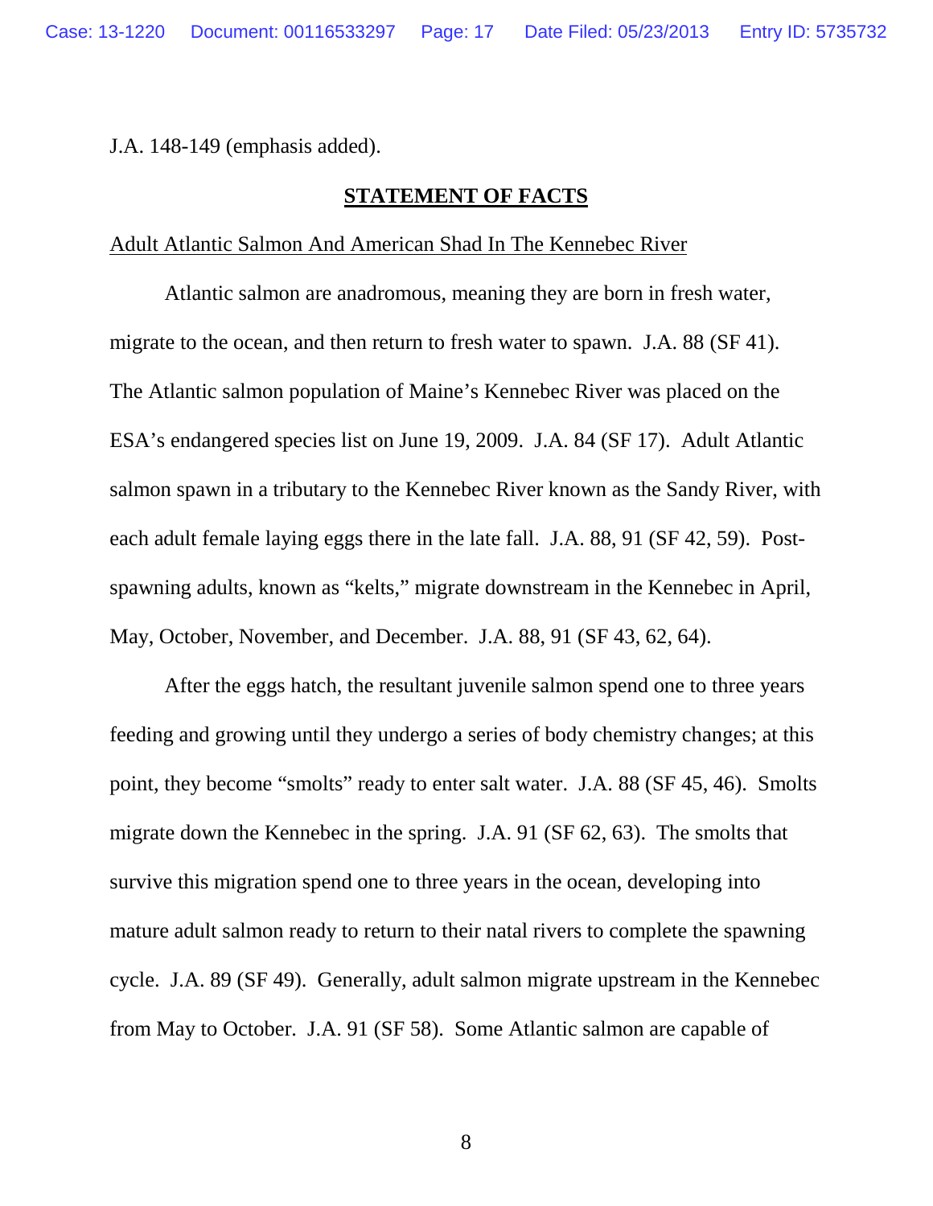J.A. 148-149 (emphasis added).

## STATEMENT OF FACTS

Adult Atlantic Salmon And American Shad In The Kennebec River

Atlantic salmon are anadromous, meaning they are born in fresh water, migrate to the ocean, and then return to fresh water to spawn. J.A. 88 (SF 41). The Atlantic salmon population of Maine's Kennebec River was placed on the ESA's endangered species list on June 19, 2009. J.A. 84 (SF 17). Adult Atlantic salmon spawn in a tributary to the Kennebec River known as the Sandy River, with each adult female laying eggs there in the late fall. J.A. 88, 91 (SF 42, 59). Post-spawning adults, known as "kelts," migrate downstream in the Kennebec in April, May, October, November, and December. J.A. 88, 91 (SF 43, 62, 64).

After the eggs hatch, the resultant juvenile salmon spend one to three years feeding and growing until they undergo a series of body chemistry changes; at this point, they become "smolts" ready to enter salt water. J.A. 88 (SF 45, 46). Smolts migrate down the Kennebec in the spring. J.A. 91 (SF 62, 63). The smolts that survive this migration spend one to three years in the ocean, developing into mature adult salmon ready to return to their natal rivers to complete the spawning cycle. J.A. 89 (SF 49). Generally, adult salmon migrate upstream in the Kennebec from May to October. J.A. 91 (SF 58). Some Atlantic salmon are capable of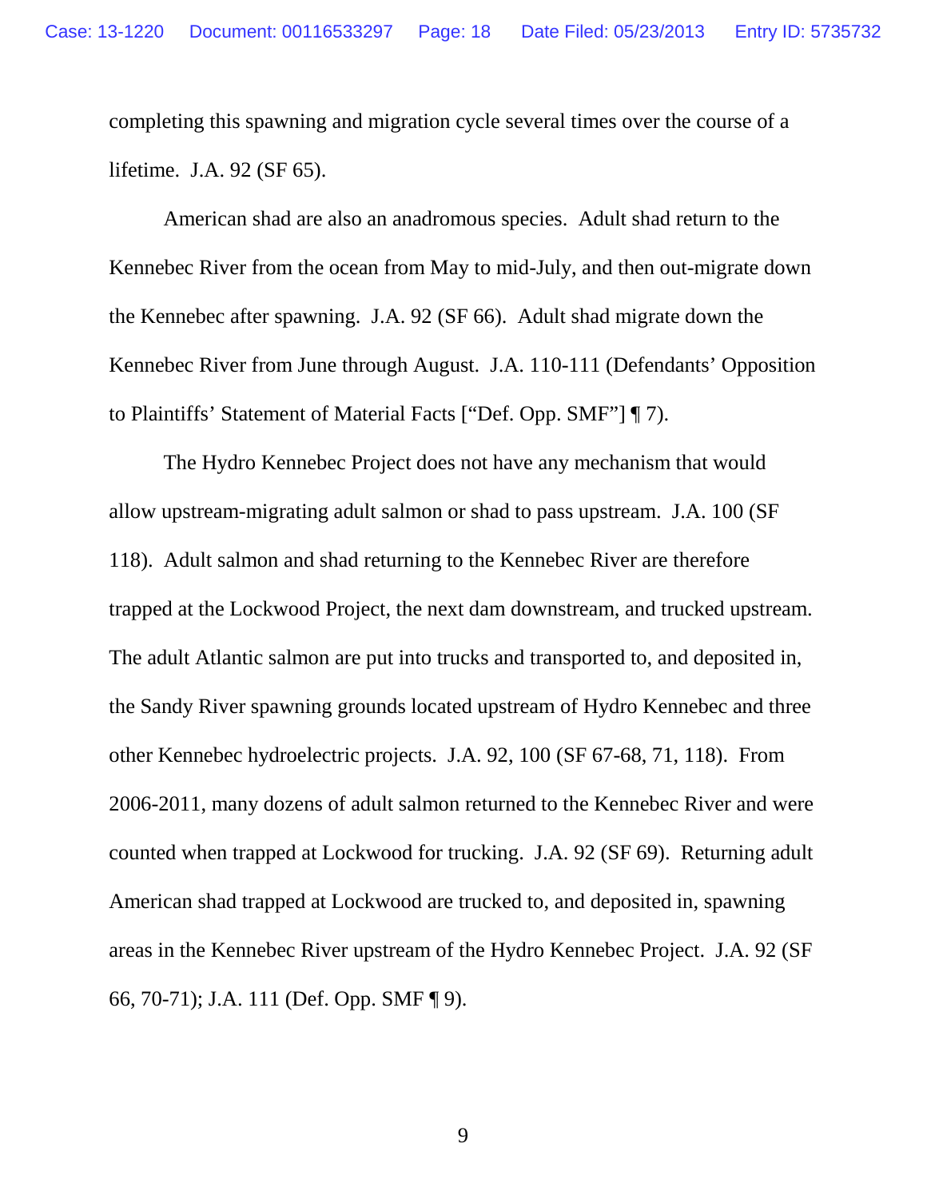completing this spawning and migration cycle several times over the course of a lifetime. J.A. 92 (SF 65).

American shad are also an anadromous species. Adult shad return to the Kennebec River from the ocean from May to mid-July, and then out-migrate down the Kennebec after spawning. J.A. 92 (SF 66). Adult shad migrate down the Kennebec River from June through August. J.A. 110-111 (Defendants' Opposition to Plaintiffs' Statement of Material Facts ["Def. Opp. SMF"] ¶ 7).

The Hydro Kennebec Project does not have any mechanism that would allow upstream-migrating adult salmon or shad to pass upstream. J.A. 100 (SF 118). Adult salmon and shad returning to the Kennebec River are therefore trapped at the Lockwood Project, the next dam downstream, and trucked upstream. The adult Atlantic salmon are put into trucks and transported to, and deposited in, the Sandy River spawning grounds located upstream of Hydro Kennebec and three other Kennebec hydroelectric projects. J.A. 92, 100 (SF 67-68, 71, 118). From 2006-2011, many dozens of adult salmon returned to the Kennebec River and were counted when trapped at Lockwood for trucking. J.A. 92 (SF 69). Returning adult American shad trapped at Lockwood are trucked to, and deposited in, spawning areas in the Kennebec River upstream of the Hydro Kennebec Project. J.A. 92 (SF 66, 70-71); J.A. 111 (Def. Opp. SMF ¶ 9).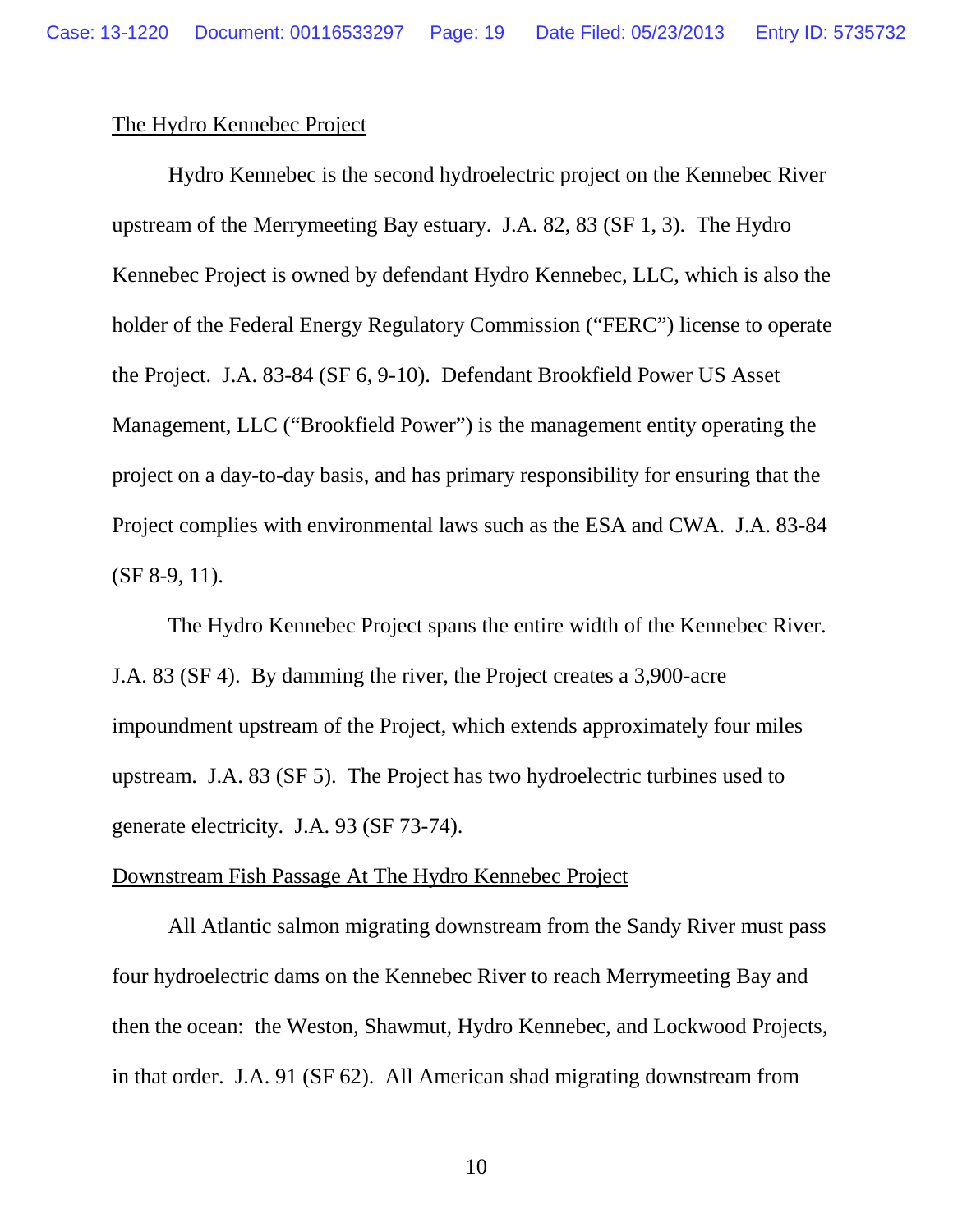The Hydro Kennebec Project

Hydro Kennebec is the second hydroelectric project on the Kennebec River upstream of the Merrymeeting Bay estuary. J.A. 82, 83 (SF 1, 3). The Hydro Kennebec Project is owned by defendant Hydro Kennebec, LLC, which is also the holder of the Federal Energy Regulatory Commission ("FERC") license to operate the Project. J.A. 83-84 (SF 6, 9-10). Defendant Brookfield Power US Asset Management, LLC ("Brookfield Power") is the management entity operating the project on a day-to-day basis, and has primary responsibility for ensuring that the Project complies with environmental laws such as the ESA and CWA. J.A. 83-84 (SF 8-9, 11).

The Hydro Kennebec Project spans the entire width of the Kennebec River. J.A. 83 (SF 4). By damming the river, the Project creates a 3,900-acre impoundment upstream of the Project, which extends approximately four miles upstream. J.A. 83 (SF 5). The Project has two hydroelectric turbines used to generate electricity. J.A. 93 (SF 73-74).

Downstream Fish Passage At The Hydro Kennebec Project

All Atlantic salmon migrating downstream from the Sandy River must pass four hydroelectric dams on the Kennebec River to reach Merrymeeting Bay and then the ocean: the Weston, Shawmut, Hydro Kennebec, and Lockwood Projects, in that order. J.A. 91 (SF 62). All American shad migrating downstream from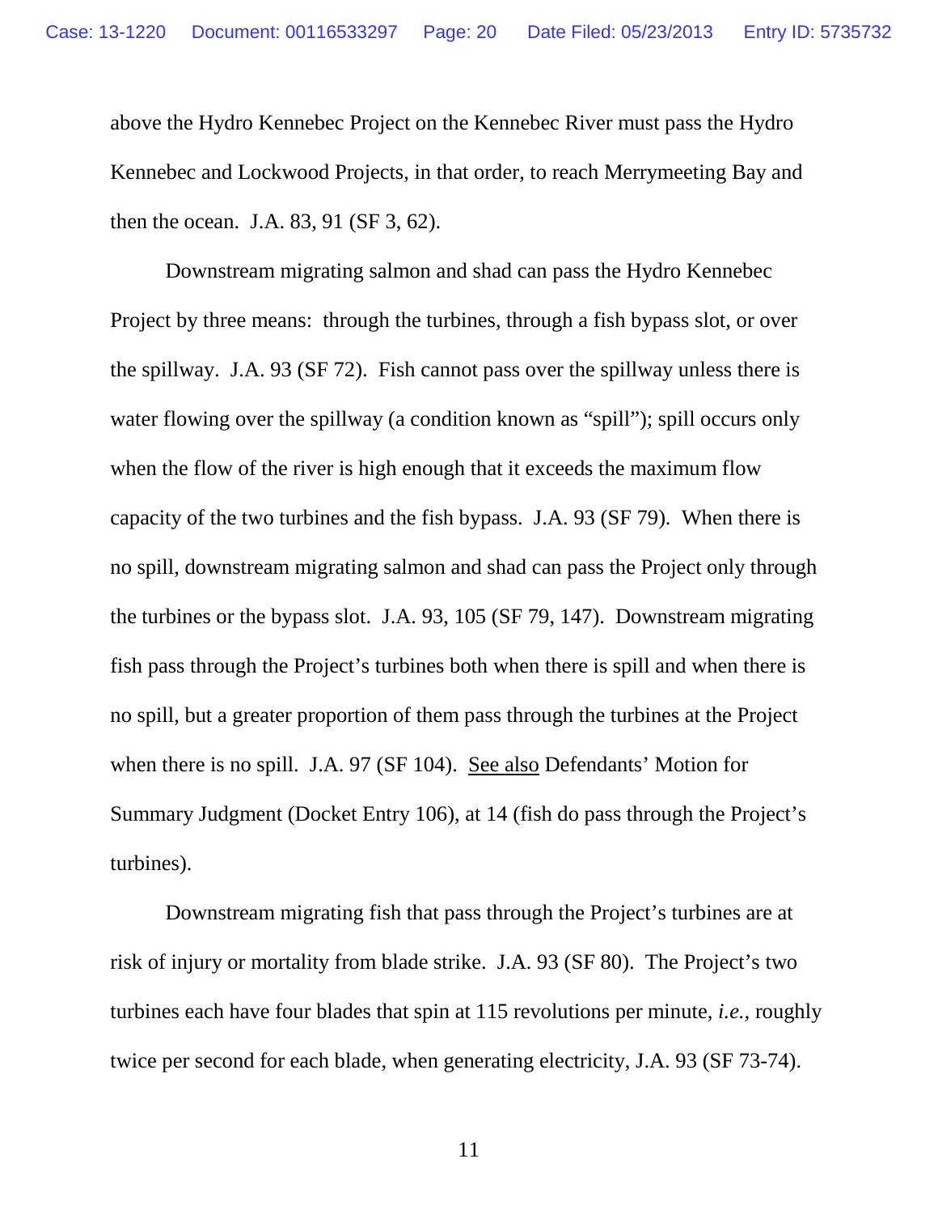above the Hydro Kennebec Project on the Kennebec River must pass the Hydro Kennebec and Lockwood Projects, in that order, to reach Merrymeeting Bay and then the ocean. J.A. 83, 91 (SF 3, 62).

Downstream migrating salmon and shad can pass the Hydro Kennebec Project by three means: through the turbines, through a fish bypass slot, or over the spillway. J.A. 93 (SF 72). Fish cannot pass over the spillway unless there is water flowing over the spillway (a condition known as "spill"); spill occurs only when the flow of the river is high enough that it exceeds the maximum flow capacity of the two turbines and the fish bypass. J.A. 93 (SF 79). When there is no spill, downstream migrating salmon and shad can pass the Project only through the turbines or the bypass slot. J.A. 93, 105 (SF 79, 147). Downstream migrating fish pass through the Project's turbines both when there is spill and when there is no spill, but a greater proportion of them pass through the turbines at the Project when there is no spill. J.A. 97 (SF 104). See also Defendants' Motion for Summary Judgment (Docket Entry 106), at 14 (fish do pass through the Project's turbines).

Downstream migrating fish that pass through the Project's turbines are at risk of injury or mortality from blade strike. J.A. 93 (SF 80). The Project's two turbines each have four blades that spin at 115 revolutions per minute, *i.e.*, roughly twice per second for each blade, when generating electricity, J.A. 93 (SF 73-74).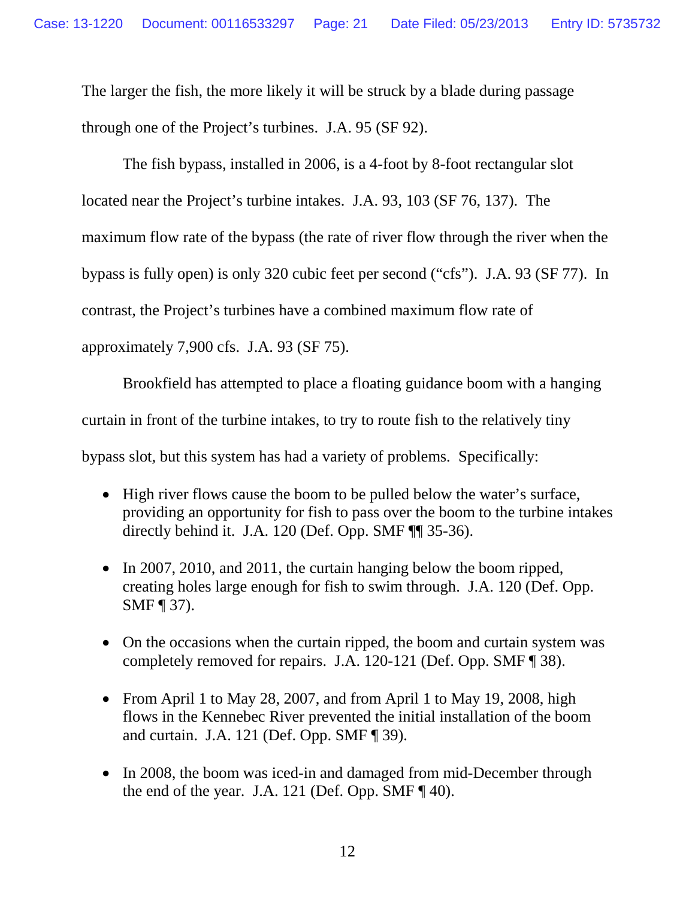The larger the fish, the more likely it will be struck by a blade during passage through one of the Project's turbines. J.A. 95 (SF 92).

The fish bypass, installed in 2006, is a 4-foot by 8-foot rectangular slot located near the Project's turbine intakes. J.A. 93, 103 (SF 76, 137). The maximum flow rate of the bypass (the rate of river flow through the river when the bypass is fully open) is only 320 cubic feet per second ("cfs"). J.A. 93 (SF 77). In contrast, the Project's turbines have a combined maximum flow rate of approximately 7,900 cfs. J.A. 93 (SF 75).

Brookfield has attempted to place a floating guidance boom with a hanging curtain in front of the turbine intakes, to try to route fish to the relatively tiny bypass slot, but this system has had a variety of problems. Specifically:

- High river flows cause the boom to be pulled below the water's surface, providing an opportunity for fish to pass over the boom to the turbine intakes directly behind it. J.A. 120 (Def. Opp. SMF ¶¶ 35-36).

- In 2007, 2010, and 2011, the curtain hanging below the boom ripped, creating holes large enough for fish to swim through. J.A. 120 (Def. Opp. SMF ¶ 37).

- On the occasions when the curtain ripped, the boom and curtain system was completely removed for repairs. J.A. 120-121 (Def. Opp. SMF ¶ 38).

- From April 1 to May 28, 2007, and from April 1 to May 19, 2008, high flows in the Kennebec River prevented the initial installation of the boom and curtain. J.A. 121 (Def. Opp. SMF ¶ 39).

- In 2008, the boom was iced-in and damaged from mid-December through the end of the year. J.A. 121 (Def. Opp. SMF ¶ 40).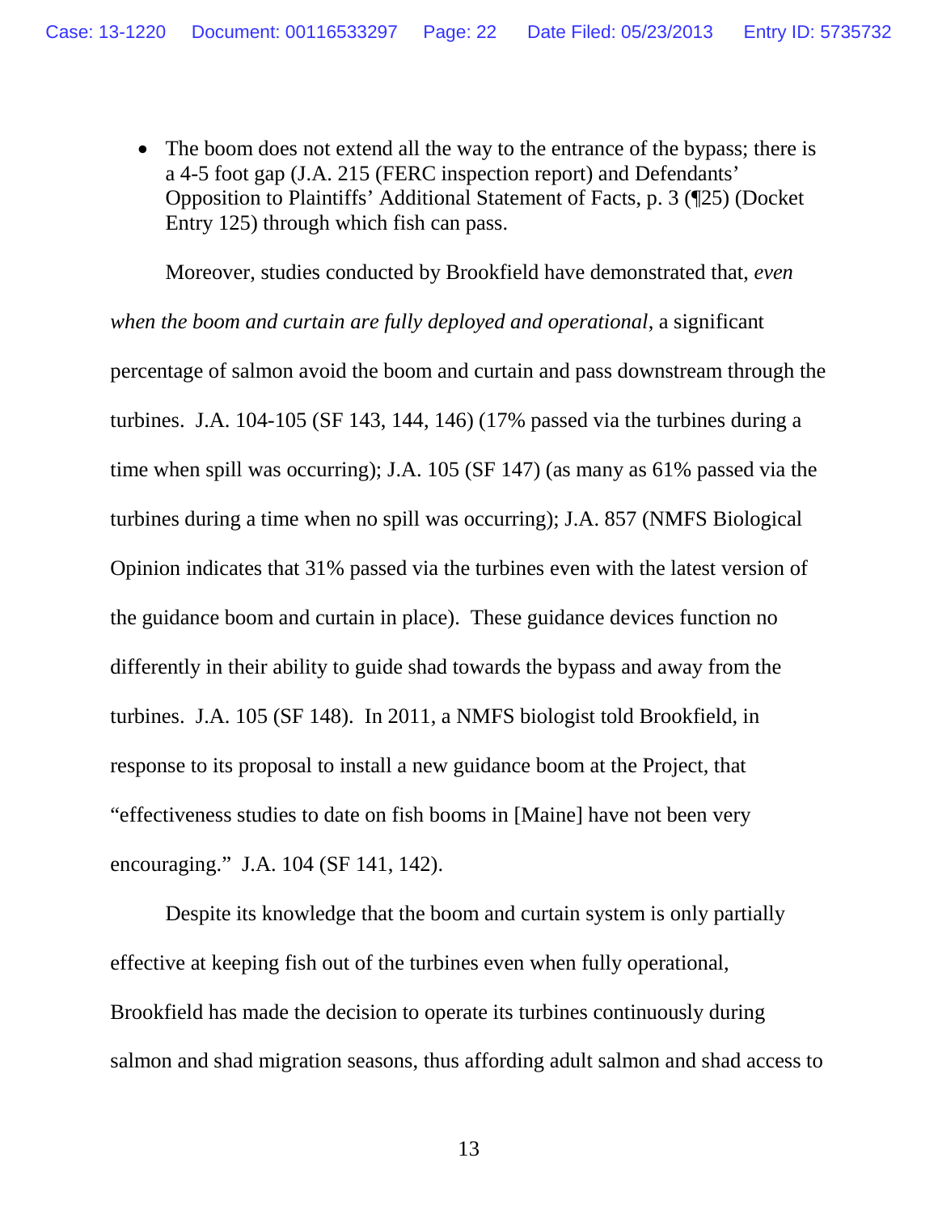- The boom does not extend all the way to the entrance of the bypass; there is a 4-5 foot gap (J.A. 215 (FERC inspection report) and Defendants' Opposition to Plaintiffs' Additional Statement of Facts, p. 3 (¶25) (Docket Entry 125) through which fish can pass.

Moreover, studies conducted by Brookfield have demonstrated that, *even when the boom and curtain are fully deployed and operational*, a significant percentage of salmon avoid the boom and curtain and pass downstream through the turbines. J.A. 104-105 (SF 143, 144, 146) (17% passed via the turbines during a time when spill was occurring); J.A. 105 (SF 147) (as many as 61% passed via the turbines during a time when no spill was occurring); J.A. 857 (NMFS Biological Opinion indicates that 31% passed via the turbines even with the latest version of the guidance boom and curtain in place). These guidance devices function no differently in their ability to guide shad towards the bypass and away from the turbines. J.A. 105 (SF 148). In 2011, a NMFS biologist told Brookfield, in response to its proposal to install a new guidance boom at the Project, that "effectiveness studies to date on fish booms in [Maine] have not been very encouraging." J.A. 104 (SF 141, 142).

Despite its knowledge that the boom and curtain system is only partially effective at keeping fish out of the turbines even when fully operational, Brookfield has made the decision to operate its turbines continuously during salmon and shad migration seasons, thus affording adult salmon and shad access to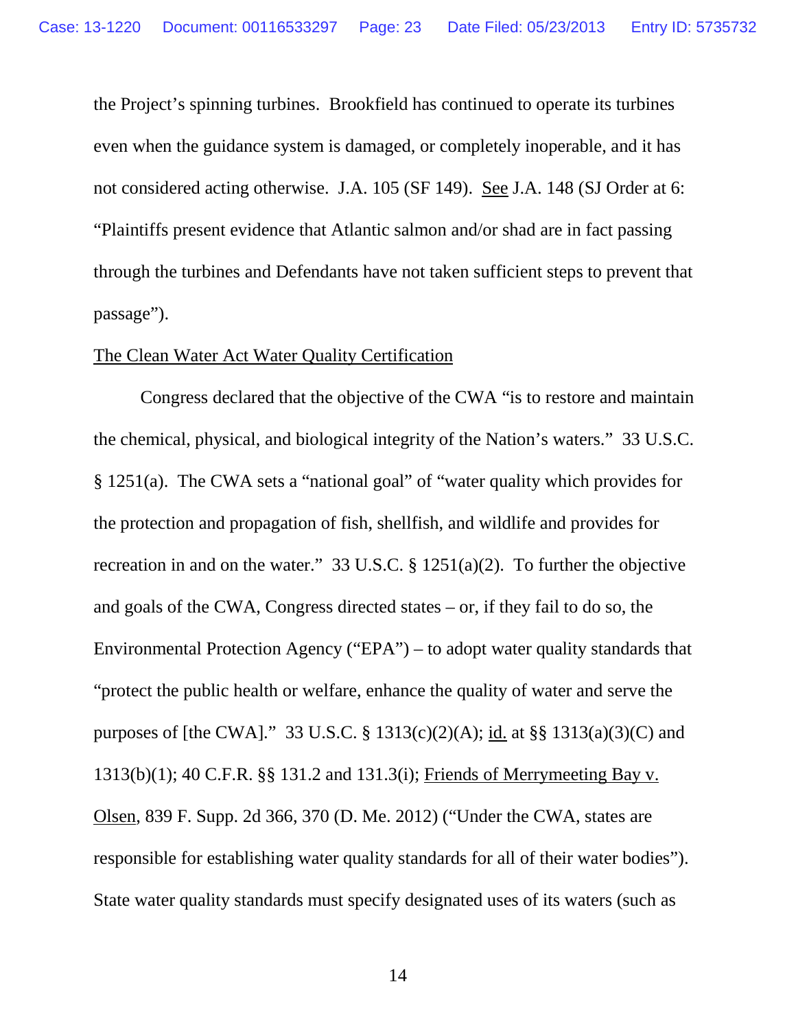the Project's spinning turbines. Brookfield has continued to operate its turbines even when the guidance system is damaged, or completely inoperable, and it has not considered acting otherwise. J.A. 105 (SF 149). See J.A. 148 (SJ Order at 6: "Plaintiffs present evidence that Atlantic salmon and/or shad are in fact passing through the turbines and Defendants have not taken sufficient steps to prevent that passage").

The Clean Water Act Water Quality Certification

Congress declared that the objective of the CWA "is to restore and maintain the chemical, physical, and biological integrity of the Nation's waters." 33 U.S.C. § 1251(a). The CWA sets a "national goal" of "water quality which provides for the protection and propagation of fish, shellfish, and wildlife and provides for recreation in and on the water." 33 U.S.C. § 1251(a)(2). To further the objective and goals of the CWA, Congress directed states – or, if they fail to do so, the Environmental Protection Agency ("EPA") – to adopt water quality standards that "protect the public health or welfare, enhance the quality of water and serve the purposes of [the CWA]." 33 U.S.C. § 1313(c)(2)(A); id. at §§ 1313(a)(3)(C) and 1313(b)(1); 40 C.F.R. §§ 131.2 and 131.3(i); Friends of Merrymeeting Bay v. Olsen, 839 F. Supp. 2d 366, 370 (D. Me. 2012) ("Under the CWA, states are responsible for establishing water quality standards for all of their water bodies"). State water quality standards must specify designated uses of its waters (such as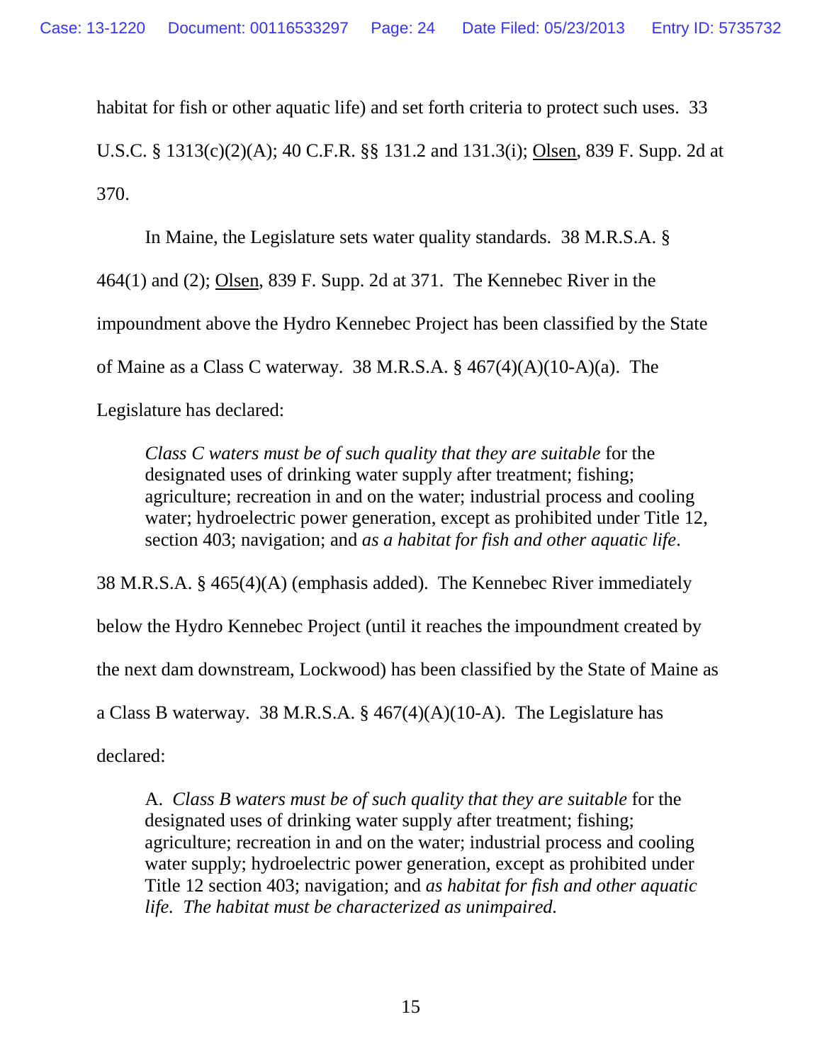habitat for fish or other aquatic life) and set forth criteria to protect such uses. 33 U.S.C. § 1313(c)(2)(A); 40 C.F.R. §§ 131.2 and 131.3(i); Olsen, 839 F. Supp. 2d at 370.

In Maine, the Legislature sets water quality standards. 38 M.R.S.A. § 464(1) and (2); Olsen, 839 F. Supp. 2d at 371. The Kennebec River in the impoundment above the Hydro Kennebec Project has been classified by the State of Maine as a Class C waterway. 38 M.R.S.A. § 467(4)(A)(10-A)(a). The Legislature has declared:

> *Class C waters must be of such quality that they are suitable* for the designated uses of drinking water supply after treatment; fishing; agriculture; recreation in and on the water; industrial process and cooling water; hydroelectric power generation, except as prohibited under Title 12, section 403; navigation; and *as a habitat for fish and other aquatic life*.

38 M.R.S.A. § 465(4)(A) (emphasis added). The Kennebec River immediately below the Hydro Kennebec Project (until it reaches the impoundment created by the next dam downstream, Lockwood) has been classified by the State of Maine as a Class B waterway. 38 M.R.S.A. § 467(4)(A)(10-A). The Legislature has declared:

> A. *Class B waters must be of such quality that they are suitable* for the designated uses of drinking water supply after treatment; fishing; agriculture; recreation in and on the water; industrial process and cooling water supply; hydroelectric power generation, except as prohibited under Title 12 section 403; navigation; and *as habitat for fish and other aquatic life. The habitat must be characterized as unimpaired.*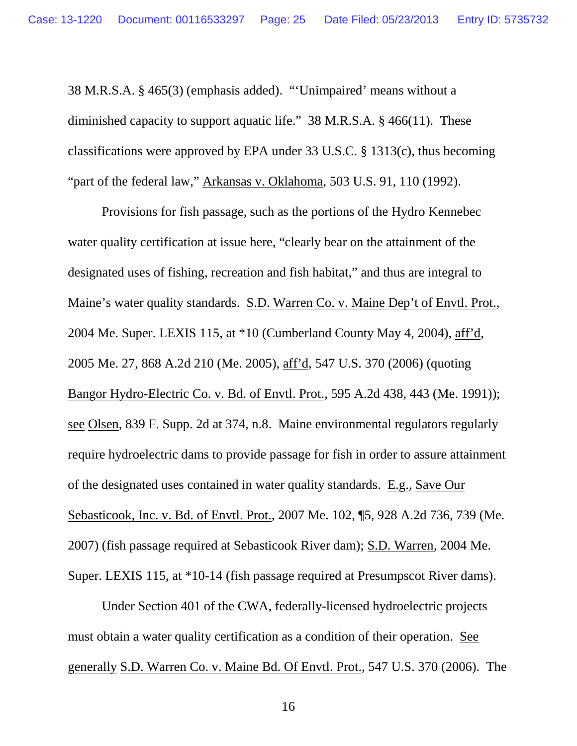38 M.R.S.A. § 465(3) (emphasis added). "'Unimpaired' means without a diminished capacity to support aquatic life." 38 M.R.S.A. § 466(11). These classifications were approved by EPA under 33 U.S.C. § 1313(c), thus becoming "part of the federal law," Arkansas v. Oklahoma, 503 U.S. 91, 110 (1992).

Provisions for fish passage, such as the portions of the Hydro Kennebec water quality certification at issue here, "clearly bear on the attainment of the designated uses of fishing, recreation and fish habitat," and thus are integral to Maine's water quality standards. S.D. Warren Co. v. Maine Dep't of Envtl. Prot., 2004 Me. Super. LEXIS 115, at *10 (Cumberland County May 4, 2004), aff'd, 2005 Me. 27, 868 A.2d 210 (Me. 2005), aff'd, 547 U.S. 370 (2006) (quoting Bangor Hydro-Electric Co. v. Bd. of Envtl. Prot., 595 A.2d 438, 443 (Me. 1991)); see Olsen, 839 F. Supp. 2d at 374, n.8. Maine environmental regulators regularly require hydroelectric dams to provide passage for fish in order to assure attainment of the designated uses contained in water quality standards. E.g., Save Our Sebasticook, Inc. v. Bd. of Envtl. Prot., 2007 Me. 102, ¶5, 928 A.2d 736, 739 (Me. 2007) (fish passage required at Sebasticook River dam); S.D. Warren, 2004 Me. Super. LEXIS 115, at *10-14 (fish passage required at Presumpscot River dams).

Under Section 401 of the CWA, federally-licensed hydroelectric projects must obtain a water quality certification as a condition of their operation. See generally S.D. Warren Co. v. Maine Bd. Of Envtl. Prot., 547 U.S. 370 (2006). The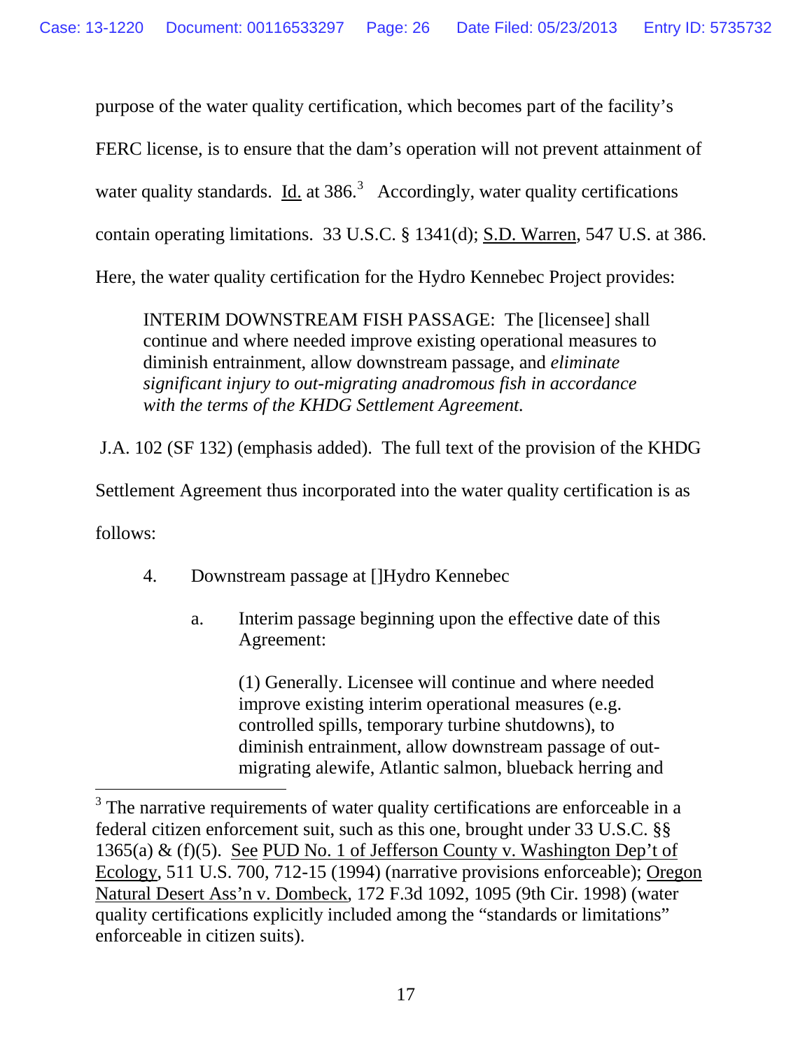purpose of the water quality certification, which becomes part of the facility's FERC license, is to ensure that the dam's operation will not prevent attainment of water quality standards. Id. at 386.[3] Accordingly, water quality certifications contain operating limitations. 33 U.S.C. § 1341(d); S.D. Warren, 547 U.S. at 386. Here, the water quality certification for the Hydro Kennebec Project provides:

> INTERIM DOWNSTREAM FISH PASSAGE: The [licensee] shall continue and where needed improve existing operational measures to diminish entrainment, allow downstream passage, and *eliminate significant injury to out-migrating anadromous fish in accordance with the terms of the KHDG Settlement Agreement.*

J.A. 102 (SF 132) (emphasis added). The full text of the provision of the KHDG Settlement Agreement thus incorporated into the water quality certification is as follows:

> 4. Downstream passage at []Hydro Kennebec
>
> a. Interim passage beginning upon the effective date of this Agreement:
>
> (1) Generally. Licensee will continue and where needed improve existing interim operational measures (e.g. controlled spills, temporary turbine shutdowns), to diminish entrainment, allow downstream passage of out-migrating alewife, Atlantic salmon, blueback herring and

[3] The narrative requirements of water quality certifications are enforceable in a federal citizen enforcement suit, such as this one, brought under 33 U.S.C. §§ 1365(a) & (f)(5). See PUD No. 1 of Jefferson County v. Washington Dep't of Ecology, 511 U.S. 700, 712-15 (1994) (narrative provisions enforceable); Oregon Natural Desert Ass'n v. Dombeck, 172 F.3d 1092, 1095 (9th Cir. 1998) (water quality certifications explicitly included among the "standards or limitations" enforceable in citizen suits).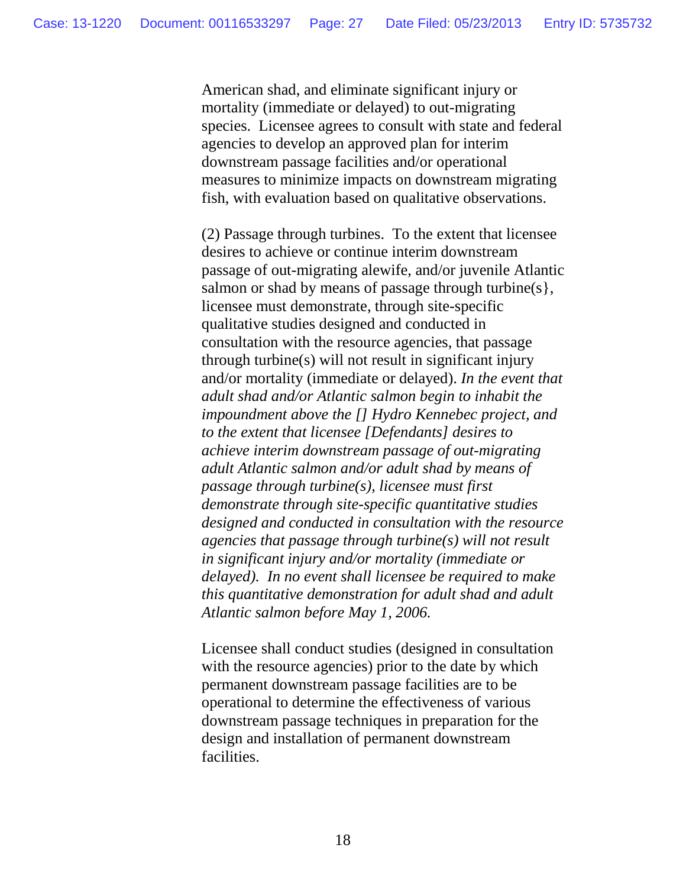American shad, and eliminate significant injury or mortality (immediate or delayed) to out-migrating species. Licensee agrees to consult with state and federal agencies to develop an approved plan for interim downstream passage facilities and/or operational measures to minimize impacts on downstream migrating fish, with evaluation based on qualitative observations.

(2) Passage through turbines. To the extent that licensee desires to achieve or continue interim downstream passage of out-migrating alewife, and/or juvenile Atlantic salmon or shad by means of passage through turbine(s}, licensee must demonstrate, through site-specific qualitative studies designed and conducted in consultation with the resource agencies, that passage through turbine(s) will not result in significant injury and/or mortality (immediate or delayed). *In the event that adult shad and/or Atlantic salmon begin to inhabit the impoundment above the [] Hydro Kennebec project, and to the extent that licensee [Defendants] desires to achieve interim downstream passage of out-migrating adult Atlantic salmon and/or adult shad by means of passage through turbine(s), licensee must first demonstrate through site-specific quantitative studies designed and conducted in consultation with the resource agencies that passage through turbine(s) will not result in significant injury and/or mortality (immediate or delayed). In no event shall licensee be required to make this quantitative demonstration for adult shad and adult Atlantic salmon before May 1, 2006.*

Licensee shall conduct studies (designed in consultation with the resource agencies) prior to the date by which permanent downstream passage facilities are to be operational to determine the effectiveness of various downstream passage techniques in preparation for the design and installation of permanent downstream facilities.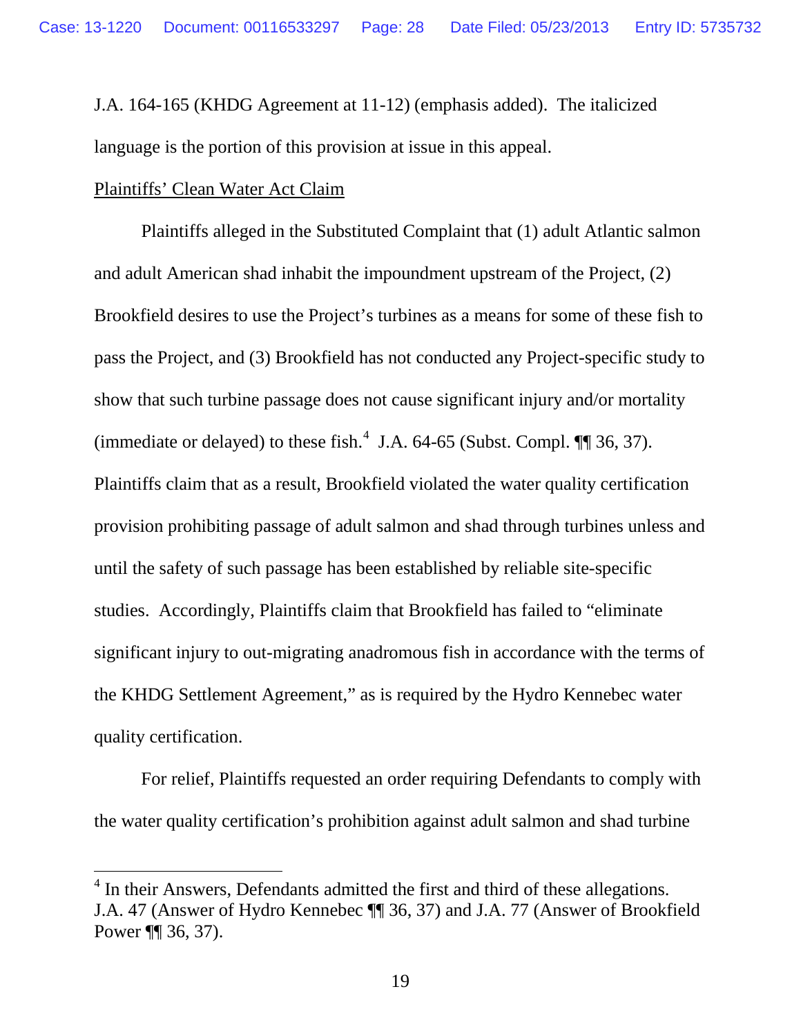J.A. 164-165 (KHDG Agreement at 11-12) (emphasis added). The italicized language is the portion of this provision at issue in this appeal.

Plaintiffs' Clean Water Act Claim

Plaintiffs alleged in the Substituted Complaint that (1) adult Atlantic salmon and adult American shad inhabit the impoundment upstream of the Project, (2) Brookfield desires to use the Project's turbines as a means for some of these fish to pass the Project, and (3) Brookfield has not conducted any Project-specific study to show that such turbine passage does not cause significant injury and/or mortality (immediate or delayed) to these fish.[4] J.A. 64-65 (Subst. Compl. ¶¶ 36, 37). Plaintiffs claim that as a result, Brookfield violated the water quality certification provision prohibiting passage of adult salmon and shad through turbines unless and until the safety of such passage has been established by reliable site-specific studies. Accordingly, Plaintiffs claim that Brookfield has failed to "eliminate significant injury to out-migrating anadromous fish in accordance with the terms of the KHDG Settlement Agreement," as is required by the Hydro Kennebec water quality certification.

For relief, Plaintiffs requested an order requiring Defendants to comply with the water quality certification's prohibition against adult salmon and shad turbine

---

[4] In their Answers, Defendants admitted the first and third of these allegations. J.A. 47 (Answer of Hydro Kennebec ¶¶ 36, 37) and J.A. 77 (Answer of Brookfield Power ¶¶ 36, 37).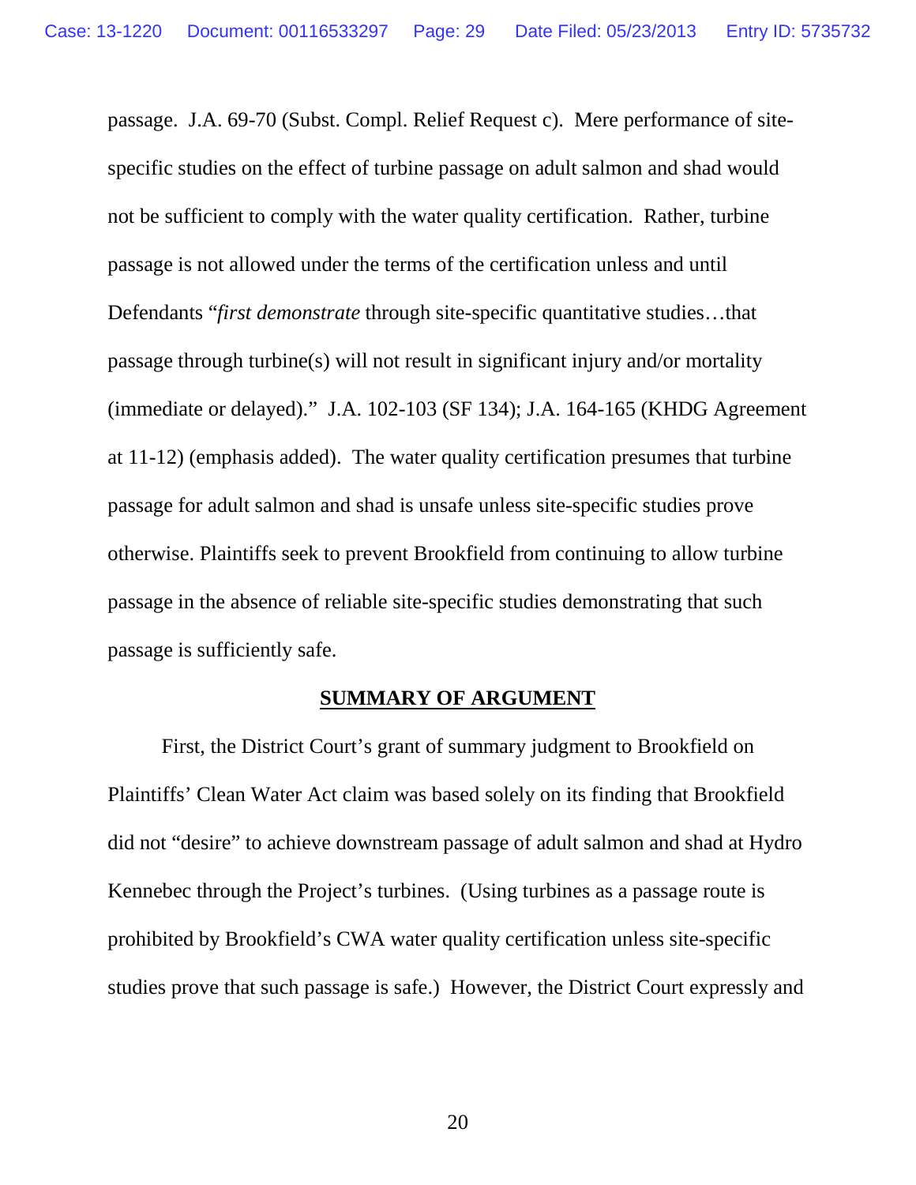passage. J.A. 69-70 (Subst. Compl. Relief Request c). Mere performance of site-specific studies on the effect of turbine passage on adult salmon and shad would not be sufficient to comply with the water quality certification. Rather, turbine passage is not allowed under the terms of the certification unless and until Defendants "*first demonstrate* through site-specific quantitative studies…that passage through turbine(s) will not result in significant injury and/or mortality (immediate or delayed)." J.A. 102-103 (SF 134); J.A. 164-165 (KHDG Agreement at 11-12) (emphasis added). The water quality certification presumes that turbine passage for adult salmon and shad is unsafe unless site-specific studies prove otherwise. Plaintiffs seek to prevent Brookfield from continuing to allow turbine passage in the absence of reliable site-specific studies demonstrating that such passage is sufficiently safe.

## SUMMARY OF ARGUMENT

First, the District Court's grant of summary judgment to Brookfield on Plaintiffs' Clean Water Act claim was based solely on its finding that Brookfield did not "desire" to achieve downstream passage of adult salmon and shad at Hydro Kennebec through the Project's turbines. (Using turbines as a passage route is prohibited by Brookfield's CWA water quality certification unless site-specific studies prove that such passage is safe.) However, the District Court expressly and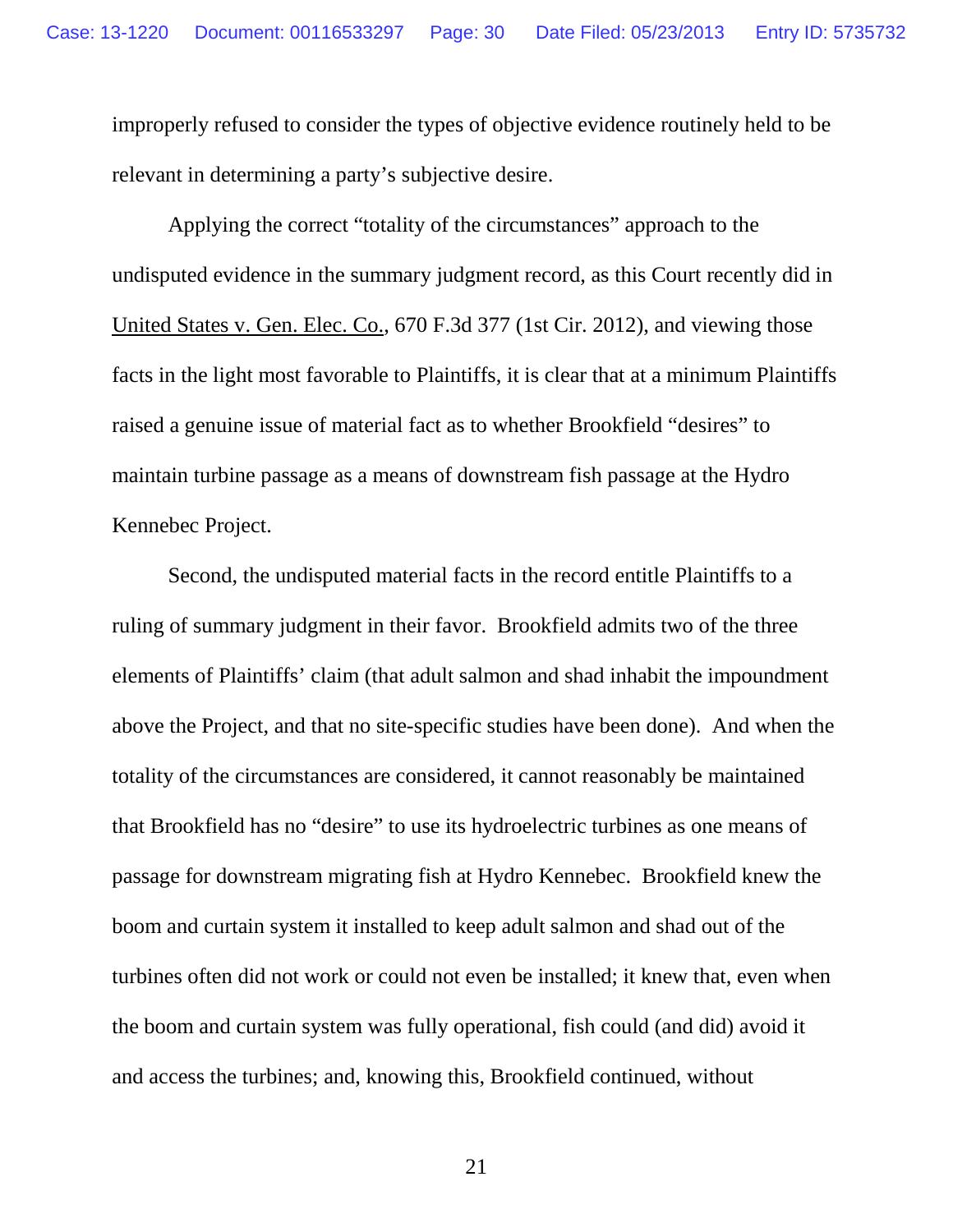improperly refused to consider the types of objective evidence routinely held to be relevant in determining a party's subjective desire.

Applying the correct "totality of the circumstances" approach to the undisputed evidence in the summary judgment record, as this Court recently did in United States v. Gen. Elec. Co., 670 F.3d 377 (1st Cir. 2012), and viewing those facts in the light most favorable to Plaintiffs, it is clear that at a minimum Plaintiffs raised a genuine issue of material fact as to whether Brookfield "desires" to maintain turbine passage as a means of downstream fish passage at the Hydro Kennebec Project.

Second, the undisputed material facts in the record entitle Plaintiffs to a ruling of summary judgment in their favor. Brookfield admits two of the three elements of Plaintiffs' claim (that adult salmon and shad inhabit the impoundment above the Project, and that no site-specific studies have been done). And when the totality of the circumstances are considered, it cannot reasonably be maintained that Brookfield has no "desire" to use its hydroelectric turbines as one means of passage for downstream migrating fish at Hydro Kennebec. Brookfield knew the boom and curtain system it installed to keep adult salmon and shad out of the turbines often did not work or could not even be installed; it knew that, even when the boom and curtain system was fully operational, fish could (and did) avoid it and access the turbines; and, knowing this, Brookfield continued, without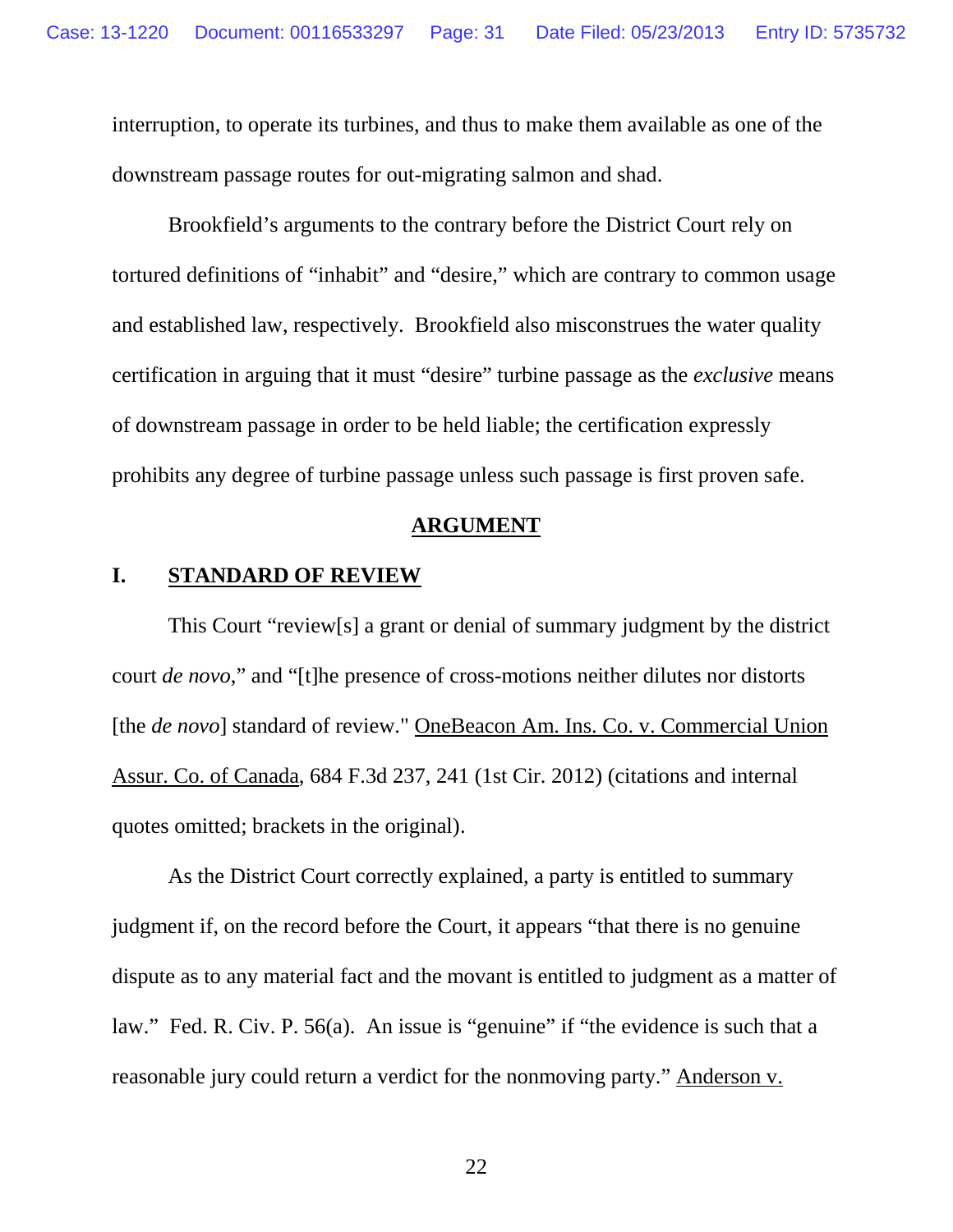interruption, to operate its turbines, and thus to make them available as one of the downstream passage routes for out-migrating salmon and shad.

Brookfield's arguments to the contrary before the District Court rely on tortured definitions of "inhabit" and "desire," which are contrary to common usage and established law, respectively. Brookfield also misconstrues the water quality certification in arguing that it must "desire" turbine passage as the *exclusive* means of downstream passage in order to be held liable; the certification expressly prohibits any degree of turbine passage unless such passage is first proven safe.

## ARGUMENT

### I. STANDARD OF REVIEW

This Court "review[s] a grant or denial of summary judgment by the district court *de novo*," and "[t]he presence of cross-motions neither dilutes nor distorts [the *de novo*] standard of review." OneBeacon Am. Ins. Co. v. Commercial Union Assur. Co. of Canada, 684 F.3d 237, 241 (1st Cir. 2012) (citations and internal quotes omitted; brackets in the original).

As the District Court correctly explained, a party is entitled to summary judgment if, on the record before the Court, it appears "that there is no genuine dispute as to any material fact and the movant is entitled to judgment as a matter of law." Fed. R. Civ. P. 56(a). An issue is "genuine" if "the evidence is such that a reasonable jury could return a verdict for the nonmoving party." Anderson v.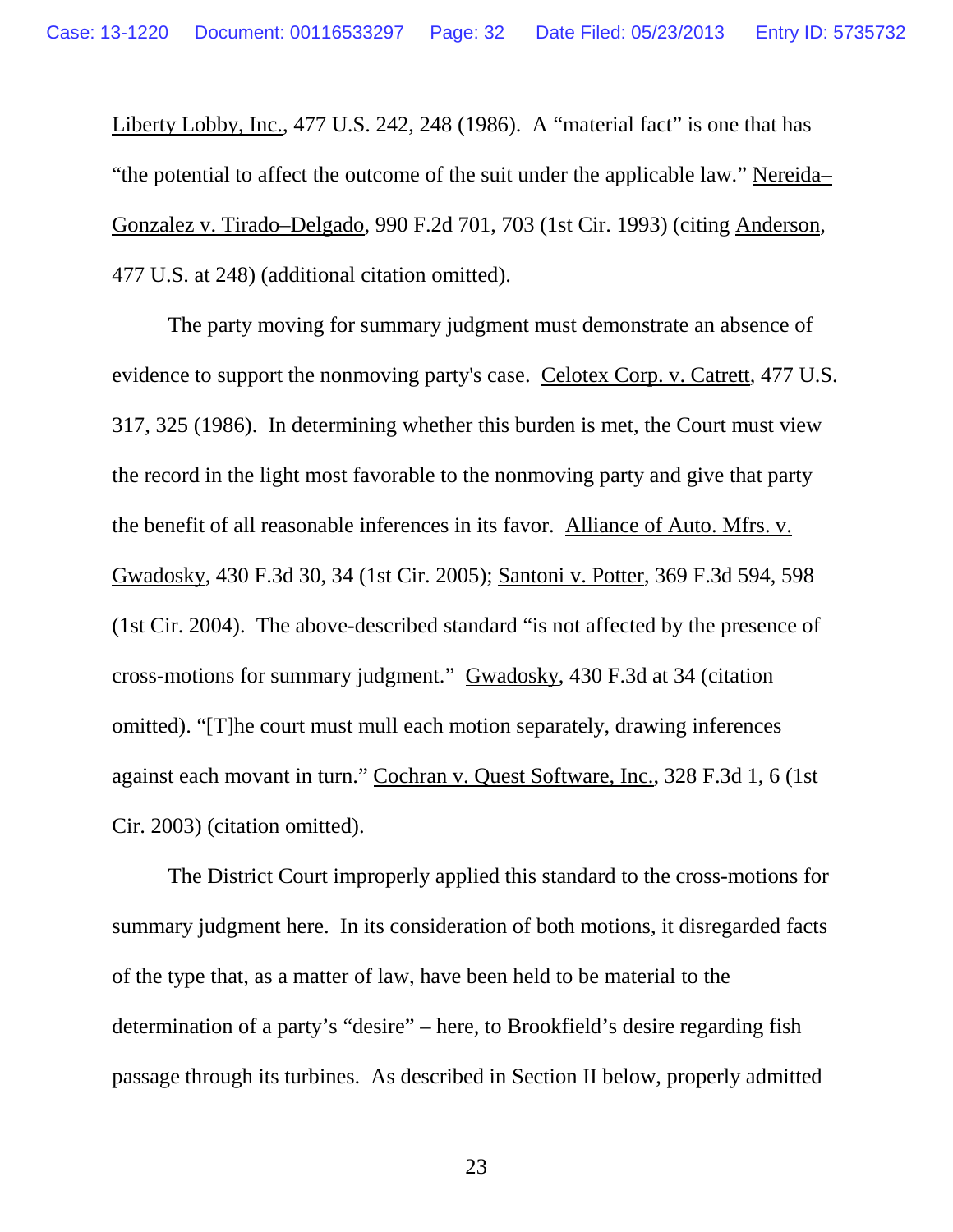Liberty Lobby, Inc., 477 U.S. 242, 248 (1986). A "material fact" is one that has "the potential to affect the outcome of the suit under the applicable law." Nereida–Gonzalez v. Tirado–Delgado, 990 F.2d 701, 703 (1st Cir. 1993) (citing Anderson, 477 U.S. at 248) (additional citation omitted).

The party moving for summary judgment must demonstrate an absence of evidence to support the nonmoving party's case. Celotex Corp. v. Catrett, 477 U.S. 317, 325 (1986). In determining whether this burden is met, the Court must view the record in the light most favorable to the nonmoving party and give that party the benefit of all reasonable inferences in its favor. Alliance of Auto. Mfrs. v. Gwadosky, 430 F.3d 30, 34 (1st Cir. 2005); Santoni v. Potter, 369 F.3d 594, 598 (1st Cir. 2004). The above-described standard "is not affected by the presence of cross-motions for summary judgment." Gwadosky, 430 F.3d at 34 (citation omitted). "[T]he court must mull each motion separately, drawing inferences against each movant in turn." Cochran v. Quest Software, Inc., 328 F.3d 1, 6 (1st Cir. 2003) (citation omitted).

The District Court improperly applied this standard to the cross-motions for summary judgment here. In its consideration of both motions, it disregarded facts of the type that, as a matter of law, have been held to be material to the determination of a party's "desire" – here, to Brookfield's desire regarding fish passage through its turbines. As described in Section II below, properly admitted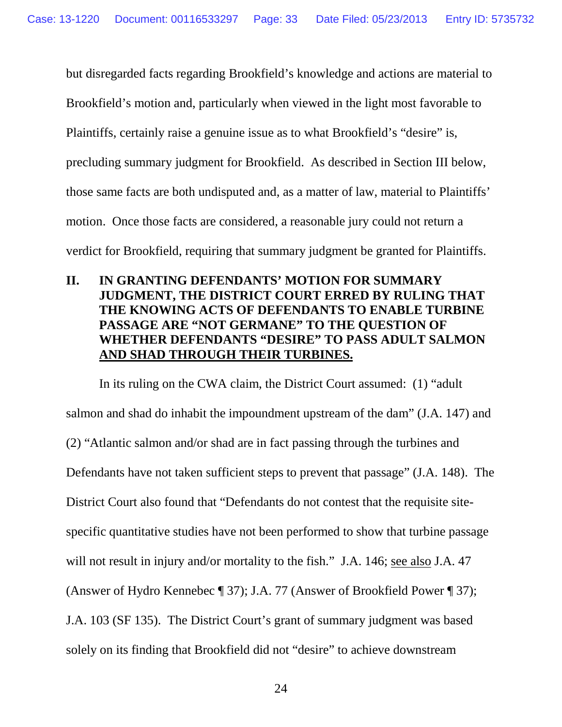but disregarded facts regarding Brookfield's knowledge and actions are material to Brookfield's motion and, particularly when viewed in the light most favorable to Plaintiffs, certainly raise a genuine issue as to what Brookfield's "desire" is, precluding summary judgment for Brookfield. As described in Section III below, those same facts are both undisputed and, as a matter of law, material to Plaintiffs' motion. Once those facts are considered, a reasonable jury could not return a verdict for Brookfield, requiring that summary judgment be granted for Plaintiffs.

## II. IN GRANTING DEFENDANTS' MOTION FOR SUMMARY JUDGMENT, THE DISTRICT COURT ERRED BY RULING THAT THE KNOWING ACTS OF DEFENDANTS TO ENABLE TURBINE PASSAGE ARE "NOT GERMANE" TO THE QUESTION OF WHETHER DEFENDANTS "DESIRE" TO PASS ADULT SALMON AND SHAD THROUGH THEIR TURBINES.

In its ruling on the CWA claim, the District Court assumed: (1) "adult salmon and shad do inhabit the impoundment upstream of the dam" (J.A. 147) and (2) "Atlantic salmon and/or shad are in fact passing through the turbines and Defendants have not taken sufficient steps to prevent that passage" (J.A. 148). The District Court also found that "Defendants do not contest that the requisite site-specific quantitative studies have not been performed to show that turbine passage will not result in injury and/or mortality to the fish." J.A. 146; see also J.A. 47 (Answer of Hydro Kennebec ¶ 37); J.A. 77 (Answer of Brookfield Power ¶ 37); J.A. 103 (SF 135). The District Court's grant of summary judgment was based solely on its finding that Brookfield did not "desire" to achieve downstream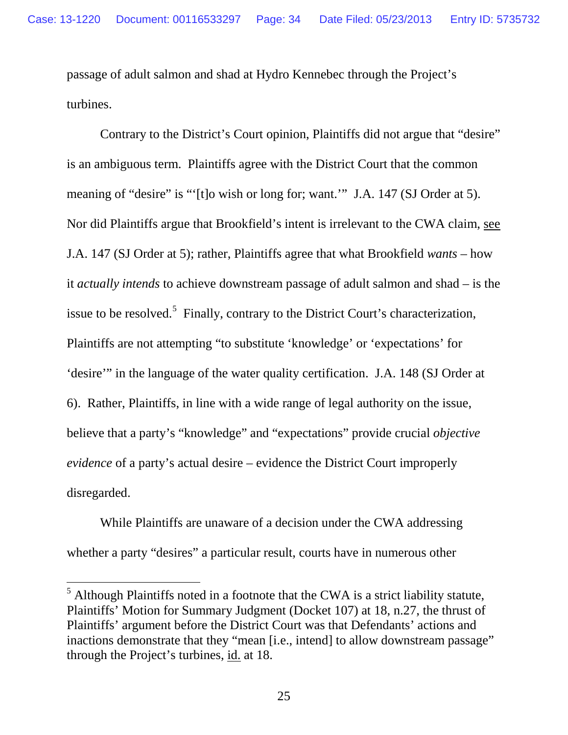passage of adult salmon and shad at Hydro Kennebec through the Project's turbines.

Contrary to the District's Court opinion, Plaintiffs did not argue that "desire" is an ambiguous term. Plaintiffs agree with the District Court that the common meaning of "desire" is "'[t]o wish or long for; want.'" J.A. 147 (SJ Order at 5). Nor did Plaintiffs argue that Brookfield's intent is irrelevant to the CWA claim, see J.A. 147 (SJ Order at 5); rather, Plaintiffs agree that what Brookfield *wants* – how it *actually intends* to achieve downstream passage of adult salmon and shad – is the issue to be resolved.[5] Finally, contrary to the District Court's characterization, Plaintiffs are not attempting "to substitute 'knowledge' or 'expectations' for 'desire'" in the language of the water quality certification. J.A. 148 (SJ Order at 6). Rather, Plaintiffs, in line with a wide range of legal authority on the issue, believe that a party's "knowledge" and "expectations" provide crucial *objective evidence* of a party's actual desire – evidence the District Court improperly disregarded.

While Plaintiffs are unaware of a decision under the CWA addressing whether a party "desires" a particular result, courts have in numerous other

[5] Although Plaintiffs noted in a footnote that the CWA is a strict liability statute, Plaintiffs' Motion for Summary Judgment (Docket 107) at 18, n.27, the thrust of Plaintiffs' argument before the District Court was that Defendants' actions and inactions demonstrate that they "mean [i.e., intend] to allow downstream passage" through the Project's turbines, id. at 18.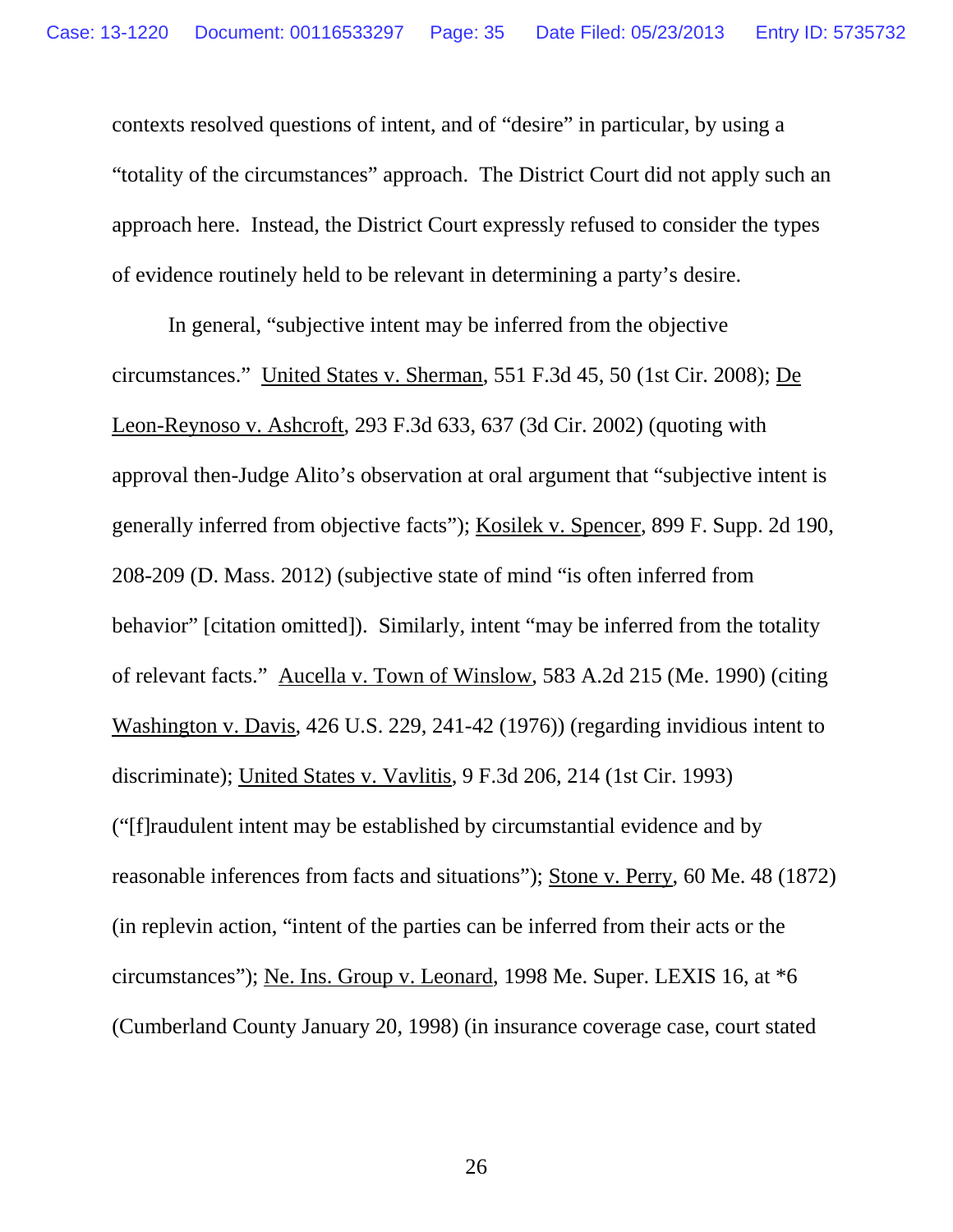contexts resolved questions of intent, and of "desire" in particular, by using a "totality of the circumstances" approach. The District Court did not apply such an approach here. Instead, the District Court expressly refused to consider the types of evidence routinely held to be relevant in determining a party's desire.

In general, "subjective intent may be inferred from the objective circumstances." United States v. Sherman, 551 F.3d 45, 50 (1st Cir. 2008); De Leon-Reynoso v. Ashcroft, 293 F.3d 633, 637 (3d Cir. 2002) (quoting with approval then-Judge Alito's observation at oral argument that "subjective intent is generally inferred from objective facts"); Kosilek v. Spencer, 899 F. Supp. 2d 190, 208-209 (D. Mass. 2012) (subjective state of mind "is often inferred from behavior" [citation omitted]). Similarly, intent "may be inferred from the totality of relevant facts." Aucella v. Town of Winslow, 583 A.2d 215 (Me. 1990) (citing Washington v. Davis, 426 U.S. 229, 241-42 (1976)) (regarding invidious intent to discriminate); United States v. Vavlitis, 9 F.3d 206, 214 (1st Cir. 1993) ("[f]raudulent intent may be established by circumstantial evidence and by reasonable inferences from facts and situations"); Stone v. Perry, 60 Me. 48 (1872) (in replevin action, "intent of the parties can be inferred from their acts or the circumstances"); Ne. Ins. Group v. Leonard, 1998 Me. Super. LEXIS 16, at *6 (Cumberland County January 20, 1998) (in insurance coverage case, court stated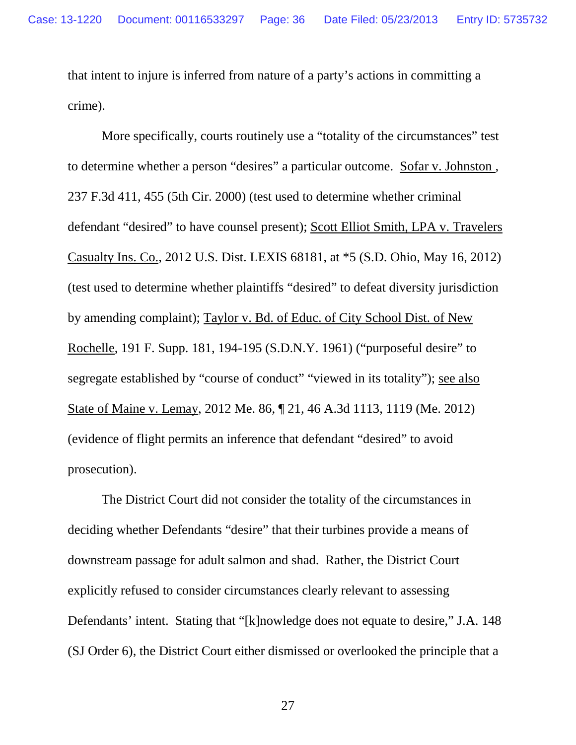that intent to injure is inferred from nature of a party's actions in committing a crime).

More specifically, courts routinely use a "totality of the circumstances" test to determine whether a person "desires" a particular outcome. Sofar v. Johnston , 237 F.3d 411, 455 (5th Cir. 2000) (test used to determine whether criminal defendant "desired" to have counsel present); Scott Elliot Smith, LPA v. Travelers Casualty Ins. Co., 2012 U.S. Dist. LEXIS 68181, at *5 (S.D. Ohio, May 16, 2012) (test used to determine whether plaintiffs "desired" to defeat diversity jurisdiction by amending complaint); Taylor v. Bd. of Educ. of City School Dist. of New Rochelle, 191 F. Supp. 181, 194-195 (S.D.N.Y. 1961) ("purposeful desire" to segregate established by "course of conduct" "viewed in its totality"); see also State of Maine v. Lemay, 2012 Me. 86, ¶ 21, 46 A.3d 1113, 1119 (Me. 2012) (evidence of flight permits an inference that defendant "desired" to avoid prosecution).

The District Court did not consider the totality of the circumstances in deciding whether Defendants "desire" that their turbines provide a means of downstream passage for adult salmon and shad. Rather, the District Court explicitly refused to consider circumstances clearly relevant to assessing Defendants' intent. Stating that "[k]nowledge does not equate to desire," J.A. 148 (SJ Order 6), the District Court either dismissed or overlooked the principle that a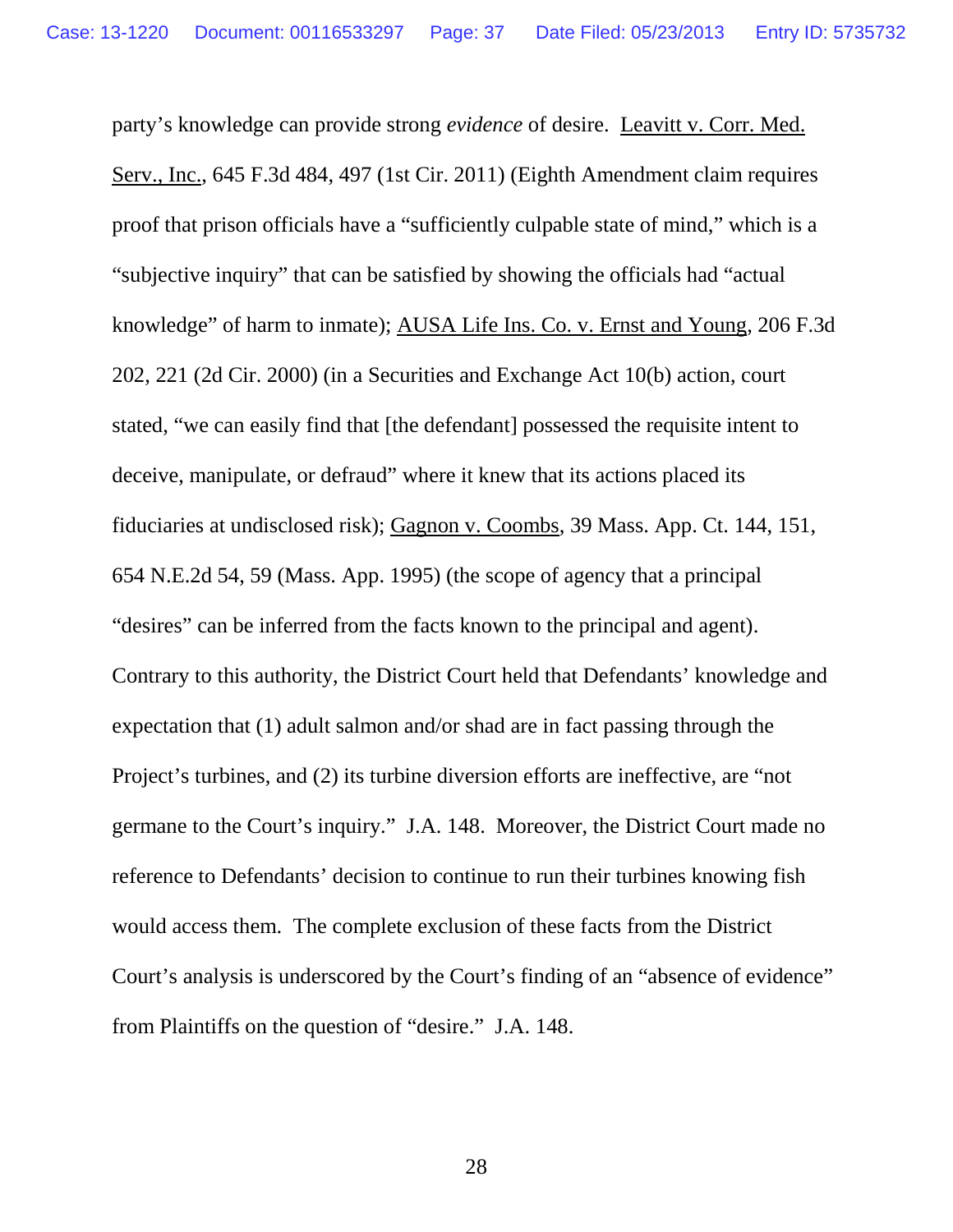party's knowledge can provide strong *evidence* of desire. Leavitt v. Corr. Med. Serv., Inc., 645 F.3d 484, 497 (1st Cir. 2011) (Eighth Amendment claim requires proof that prison officials have a "sufficiently culpable state of mind," which is a "subjective inquiry" that can be satisfied by showing the officials had "actual knowledge" of harm to inmate); AUSA Life Ins. Co. v. Ernst and Young, 206 F.3d 202, 221 (2d Cir. 2000) (in a Securities and Exchange Act 10(b) action, court stated, "we can easily find that [the defendant] possessed the requisite intent to deceive, manipulate, or defraud" where it knew that its actions placed its fiduciaries at undisclosed risk); Gagnon v. Coombs, 39 Mass. App. Ct. 144, 151, 654 N.E.2d 54, 59 (Mass. App. 1995) (the scope of agency that a principal "desires" can be inferred from the facts known to the principal and agent). Contrary to this authority, the District Court held that Defendants' knowledge and expectation that (1) adult salmon and/or shad are in fact passing through the Project's turbines, and (2) its turbine diversion efforts are ineffective, are "not germane to the Court's inquiry." J.A. 148. Moreover, the District Court made no reference to Defendants' decision to continue to run their turbines knowing fish would access them. The complete exclusion of these facts from the District Court's analysis is underscored by the Court's finding of an "absence of evidence" from Plaintiffs on the question of "desire." J.A. 148.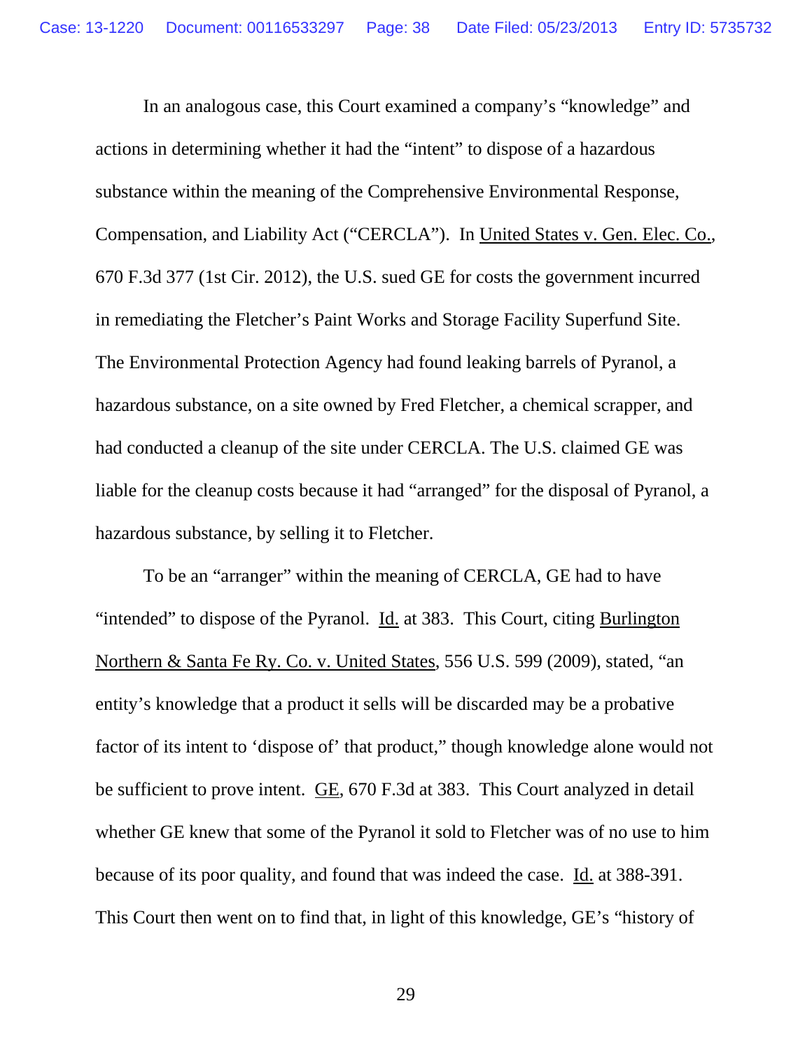In an analogous case, this Court examined a company's "knowledge" and actions in determining whether it had the "intent" to dispose of a hazardous substance within the meaning of the Comprehensive Environmental Response, Compensation, and Liability Act ("CERCLA"). In United States v. Gen. Elec. Co., 670 F.3d 377 (1st Cir. 2012), the U.S. sued GE for costs the government incurred in remediating the Fletcher's Paint Works and Storage Facility Superfund Site. The Environmental Protection Agency had found leaking barrels of Pyranol, a hazardous substance, on a site owned by Fred Fletcher, a chemical scrapper, and had conducted a cleanup of the site under CERCLA. The U.S. claimed GE was liable for the cleanup costs because it had "arranged" for the disposal of Pyranol, a hazardous substance, by selling it to Fletcher.

To be an "arranger" within the meaning of CERCLA, GE had to have "intended" to dispose of the Pyranol. Id. at 383. This Court, citing Burlington Northern & Santa Fe Ry. Co. v. United States, 556 U.S. 599 (2009), stated, "an entity's knowledge that a product it sells will be discarded may be a probative factor of its intent to 'dispose of' that product," though knowledge alone would not be sufficient to prove intent. GE, 670 F.3d at 383. This Court analyzed in detail whether GE knew that some of the Pyranol it sold to Fletcher was of no use to him because of its poor quality, and found that was indeed the case. Id. at 388-391. This Court then went on to find that, in light of this knowledge, GE's "history of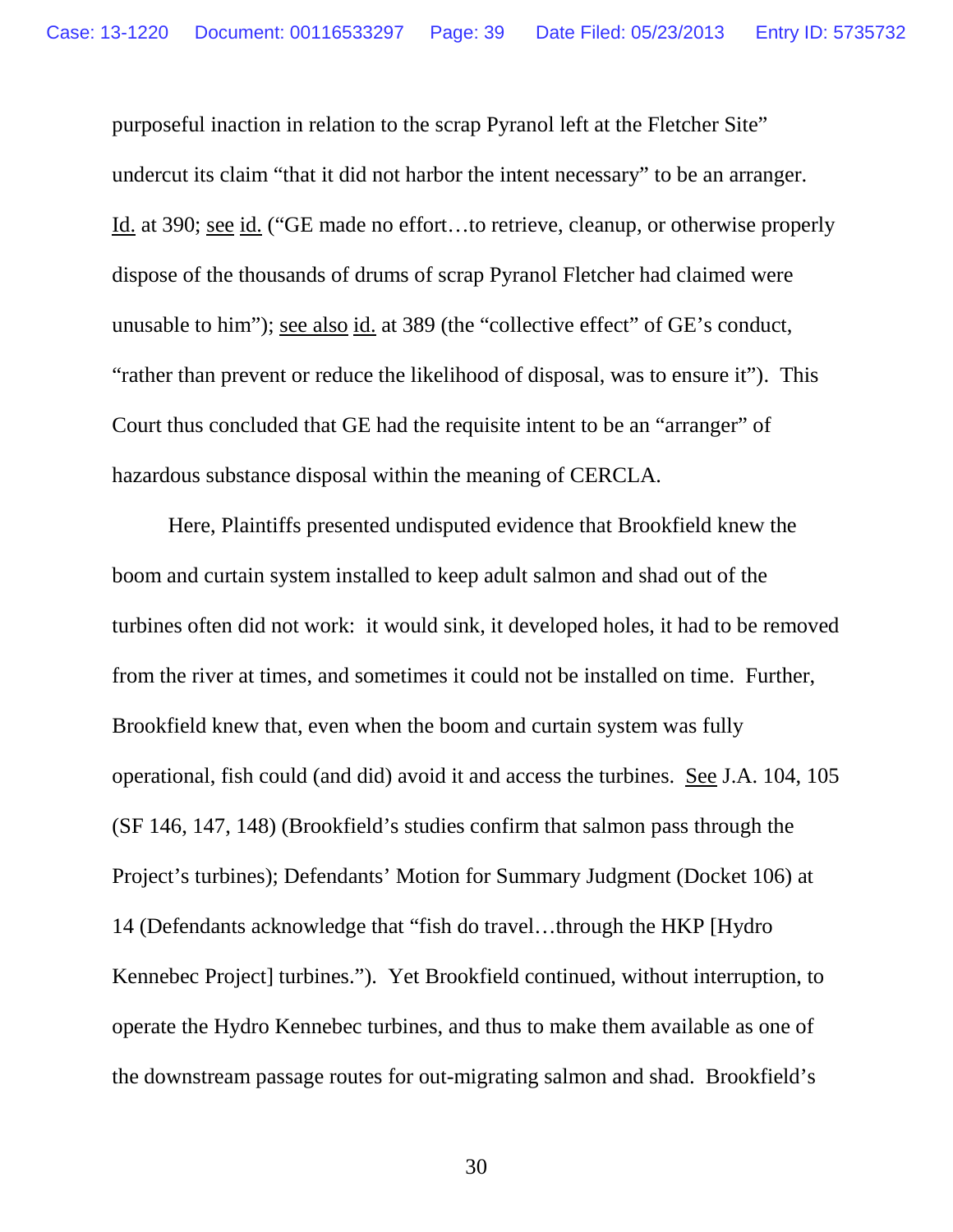purposeful inaction in relation to the scrap Pyranol left at the Fletcher Site" undercut its claim "that it did not harbor the intent necessary" to be an arranger. Id. at 390; see id. ("GE made no effort…to retrieve, cleanup, or otherwise properly dispose of the thousands of drums of scrap Pyranol Fletcher had claimed were unusable to him"); see also id. at 389 (the "collective effect" of GE's conduct, "rather than prevent or reduce the likelihood of disposal, was to ensure it"). This Court thus concluded that GE had the requisite intent to be an "arranger" of hazardous substance disposal within the meaning of CERCLA.

Here, Plaintiffs presented undisputed evidence that Brookfield knew the boom and curtain system installed to keep adult salmon and shad out of the turbines often did not work: it would sink, it developed holes, it had to be removed from the river at times, and sometimes it could not be installed on time. Further, Brookfield knew that, even when the boom and curtain system was fully operational, fish could (and did) avoid it and access the turbines. See J.A. 104, 105 (SF 146, 147, 148) (Brookfield's studies confirm that salmon pass through the Project's turbines); Defendants' Motion for Summary Judgment (Docket 106) at 14 (Defendants acknowledge that "fish do travel…through the HKP [Hydro Kennebec Project] turbines."). Yet Brookfield continued, without interruption, to operate the Hydro Kennebec turbines, and thus to make them available as one of the downstream passage routes for out-migrating salmon and shad. Brookfield's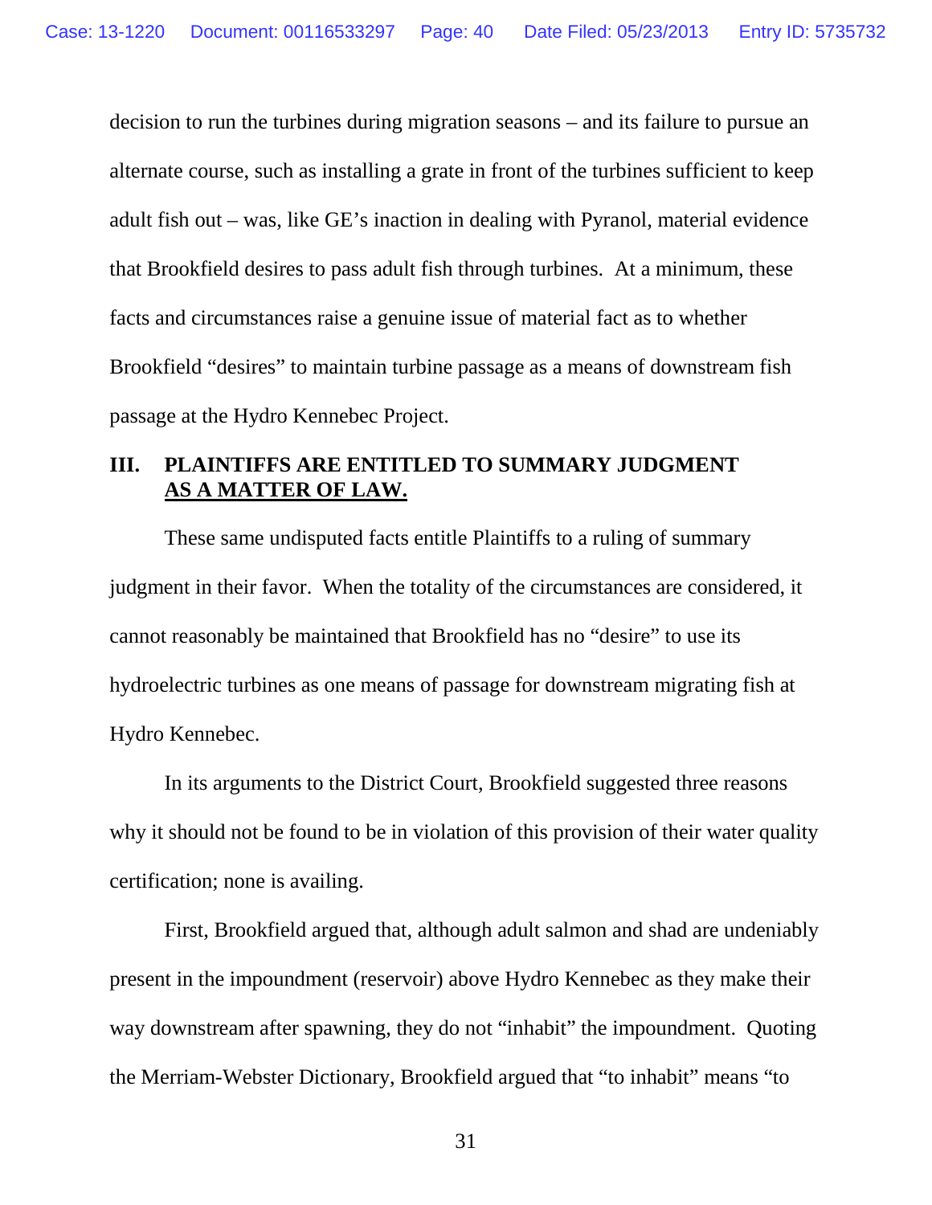decision to run the turbines during migration seasons – and its failure to pursue an alternate course, such as installing a grate in front of the turbines sufficient to keep adult fish out – was, like GE's inaction in dealing with Pyranol, material evidence that Brookfield desires to pass adult fish through turbines. At a minimum, these facts and circumstances raise a genuine issue of material fact as to whether Brookfield "desires" to maintain turbine passage as a means of downstream fish passage at the Hydro Kennebec Project.

## III. PLAINTIFFS ARE ENTITLED TO SUMMARY JUDGMENT <u>AS A MATTER OF LAW.</u>

These same undisputed facts entitle Plaintiffs to a ruling of summary judgment in their favor. When the totality of the circumstances are considered, it cannot reasonably be maintained that Brookfield has no "desire" to use its hydroelectric turbines as one means of passage for downstream migrating fish at Hydro Kennebec.

In its arguments to the District Court, Brookfield suggested three reasons why it should not be found to be in violation of this provision of their water quality certification; none is availing.

First, Brookfield argued that, although adult salmon and shad are undeniably present in the impoundment (reservoir) above Hydro Kennebec as they make their way downstream after spawning, they do not "inhabit" the impoundment. Quoting the Merriam-Webster Dictionary, Brookfield argued that "to inhabit" means "to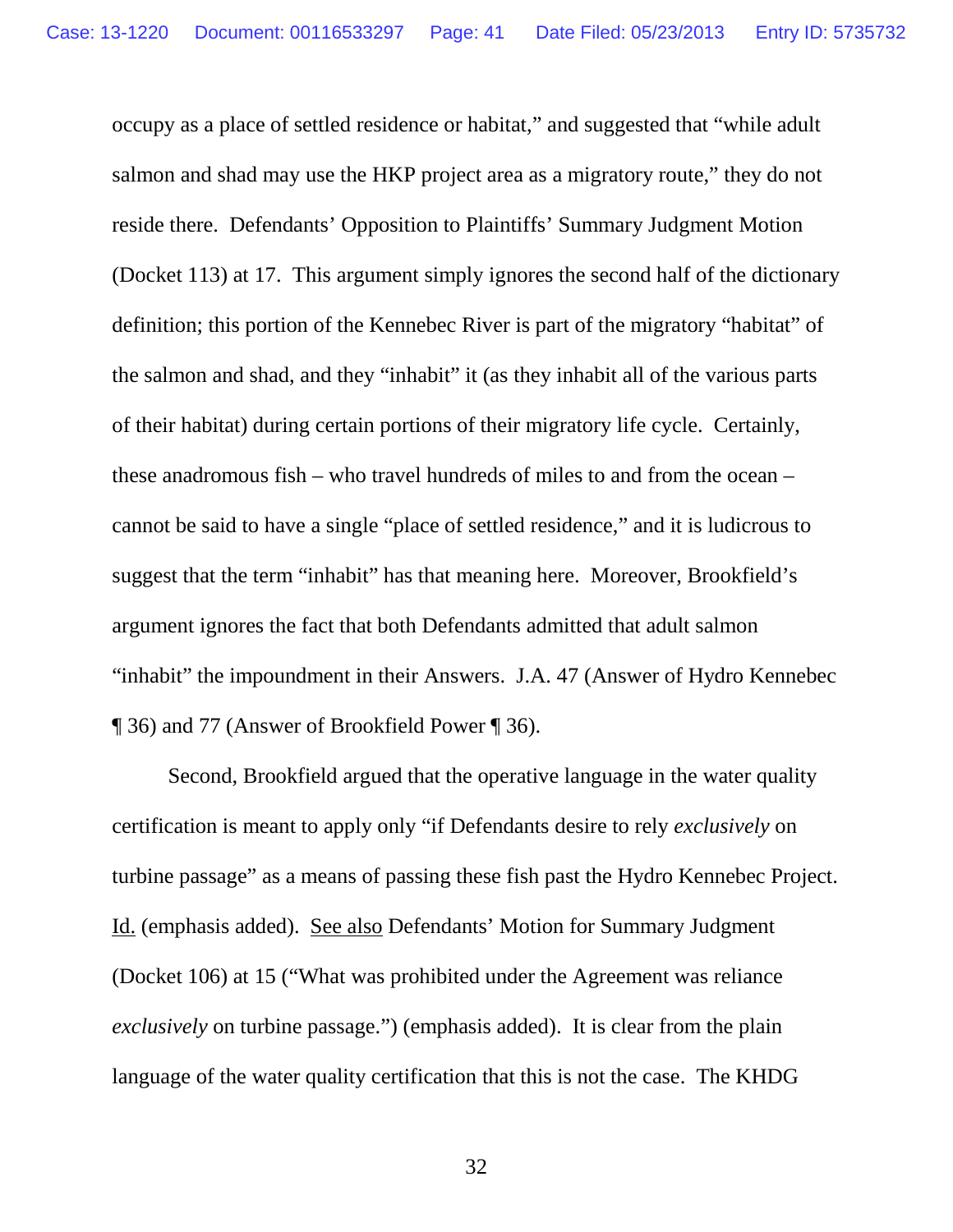occupy as a place of settled residence or habitat," and suggested that "while adult salmon and shad may use the HKP project area as a migratory route," they do not reside there. Defendants' Opposition to Plaintiffs' Summary Judgment Motion (Docket 113) at 17. This argument simply ignores the second half of the dictionary definition; this portion of the Kennebec River is part of the migratory "habitat" of the salmon and shad, and they "inhabit" it (as they inhabit all of the various parts of their habitat) during certain portions of their migratory life cycle. Certainly, these anadromous fish – who travel hundreds of miles to and from the ocean – cannot be said to have a single "place of settled residence," and it is ludicrous to suggest that the term "inhabit" has that meaning here. Moreover, Brookfield's argument ignores the fact that both Defendants admitted that adult salmon "inhabit" the impoundment in their Answers. J.A. 47 (Answer of Hydro Kennebec ¶ 36) and 77 (Answer of Brookfield Power ¶ 36).

Second, Brookfield argued that the operative language in the water quality certification is meant to apply only "if Defendants desire to rely *exclusively* on turbine passage" as a means of passing these fish past the Hydro Kennebec Project. Id. (emphasis added). See also Defendants' Motion for Summary Judgment (Docket 106) at 15 ("What was prohibited under the Agreement was reliance *exclusively* on turbine passage.") (emphasis added). It is clear from the plain language of the water quality certification that this is not the case. The KHDG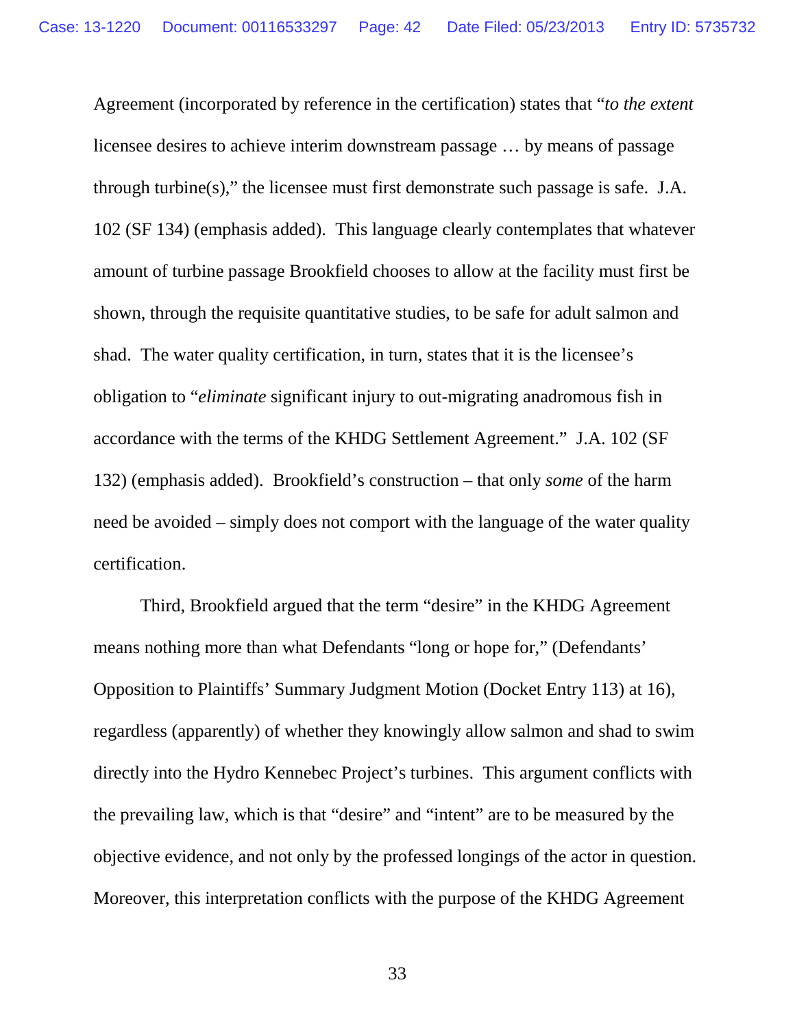Agreement (incorporated by reference in the certification) states that "*to the extent* licensee desires to achieve interim downstream passage … by means of passage through turbine(s)," the licensee must first demonstrate such passage is safe. J.A. 102 (SF 134) (emphasis added). This language clearly contemplates that whatever amount of turbine passage Brookfield chooses to allow at the facility must first be shown, through the requisite quantitative studies, to be safe for adult salmon and shad. The water quality certification, in turn, states that it is the licensee's obligation to "*eliminate* significant injury to out-migrating anadromous fish in accordance with the terms of the KHDG Settlement Agreement." J.A. 102 (SF 132) (emphasis added). Brookfield's construction – that only *some* of the harm need be avoided – simply does not comport with the language of the water quality certification.

Third, Brookfield argued that the term "desire" in the KHDG Agreement means nothing more than what Defendants "long or hope for," (Defendants' Opposition to Plaintiffs' Summary Judgment Motion (Docket Entry 113) at 16), regardless (apparently) of whether they knowingly allow salmon and shad to swim directly into the Hydro Kennebec Project's turbines. This argument conflicts with the prevailing law, which is that "desire" and "intent" are to be measured by the objective evidence, and not only by the professed longings of the actor in question. Moreover, this interpretation conflicts with the purpose of the KHDG Agreement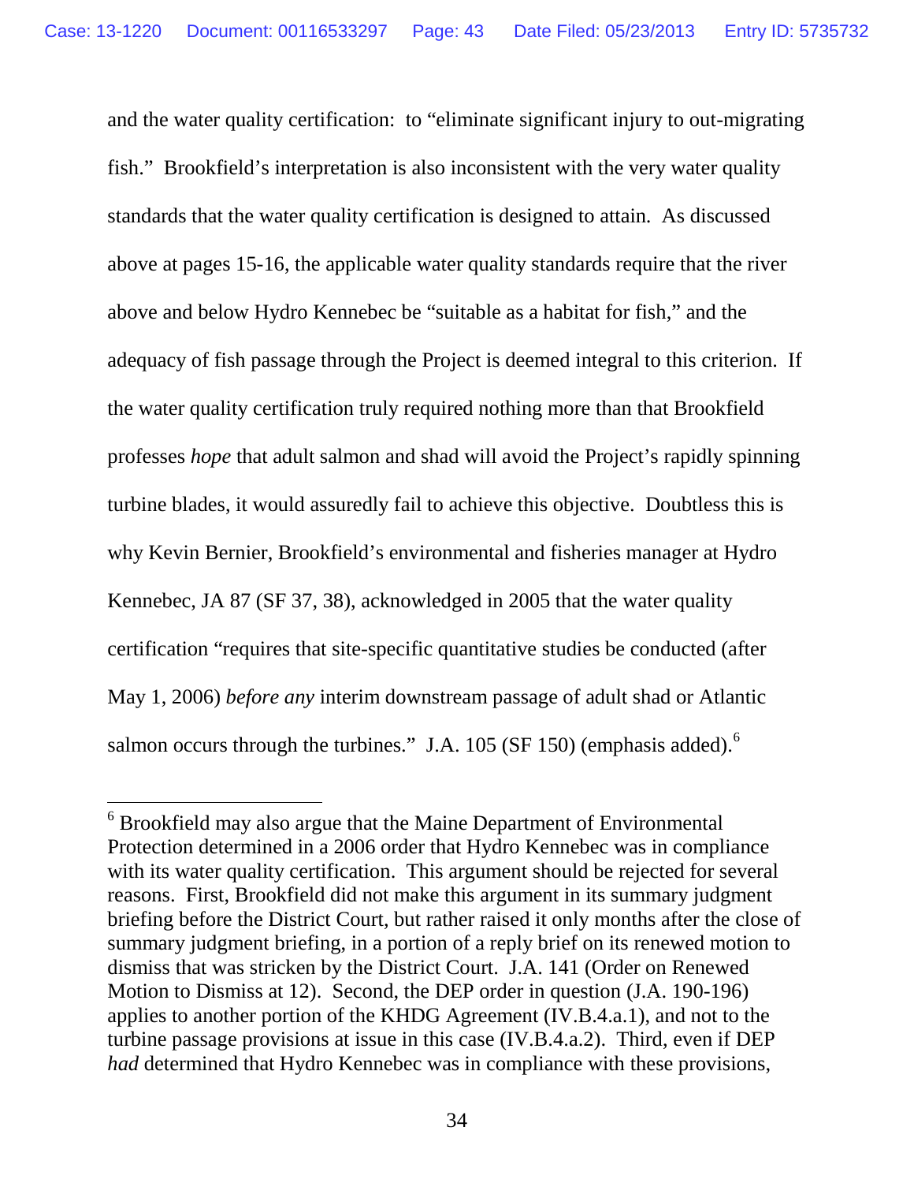and the water quality certification: to "eliminate significant injury to out-migrating fish." Brookfield's interpretation is also inconsistent with the very water quality standards that the water quality certification is designed to attain. As discussed above at pages 15-16, the applicable water quality standards require that the river above and below Hydro Kennebec be "suitable as a habitat for fish," and the adequacy of fish passage through the Project is deemed integral to this criterion. If the water quality certification truly required nothing more than that Brookfield professes *hope* that adult salmon and shad will avoid the Project's rapidly spinning turbine blades, it would assuredly fail to achieve this objective. Doubtless this is why Kevin Bernier, Brookfield's environmental and fisheries manager at Hydro Kennebec, JA 87 (SF 37, 38), acknowledged in 2005 that the water quality certification "requires that site-specific quantitative studies be conducted (after May 1, 2006) *before any* interim downstream passage of adult shad or Atlantic salmon occurs through the turbines." J.A. 105 (SF 150) (emphasis added).[6]

---

[6] Brookfield may also argue that the Maine Department of Environmental Protection determined in a 2006 order that Hydro Kennebec was in compliance with its water quality certification. This argument should be rejected for several reasons. First, Brookfield did not make this argument in its summary judgment briefing before the District Court, but rather raised it only months after the close of summary judgment briefing, in a portion of a reply brief on its renewed motion to dismiss that was stricken by the District Court. J.A. 141 (Order on Renewed Motion to Dismiss at 12). Second, the DEP order in question (J.A. 190-196) applies to another portion of the KHDG Agreement (IV.B.4.a.1), and not to the turbine passage provisions at issue in this case (IV.B.4.a.2). Third, even if DEP *had* determined that Hydro Kennebec was in compliance with these provisions,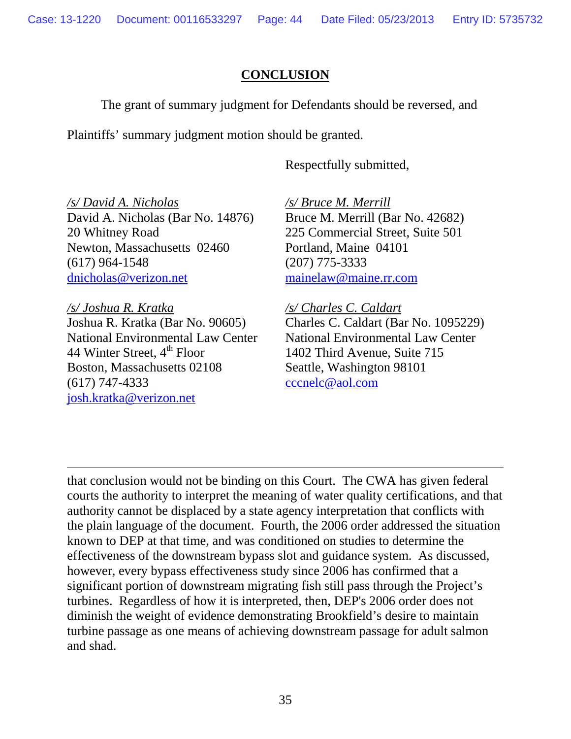## CONCLUSION

The grant of summary judgment for Defendants should be reversed, and Plaintiffs' summary judgment motion should be granted.

Respectfully submitted,

*/s/ David A. Nicholas*
David A. Nicholas (Bar No. 14876)
20 Whitney Road
Newton, Massachusetts 02460
(617) 964-1548
dnicholas@verizon.net

*/s/ Bruce M. Merrill*
Bruce M. Merrill (Bar No. 42682)
225 Commercial Street, Suite 501
Portland, Maine 04101
(207) 775-3333
mainelaw@maine.rr.com

*/s/ Joshua R. Kratka*
Joshua R. Kratka (Bar No. 90605)
National Environmental Law Center
44 Winter Street, 4th Floor
Boston, Massachusetts 02108
(617) 747-4333
josh.kratka@verizon.net

*/s/ Charles C. Caldart*
Charles C. Caldart (Bar No. 1095229)
National Environmental Law Center
1402 Third Avenue, Suite 715
Seattle, Washington 98101
cccnelc@aol.com

---

that conclusion would not be binding on this Court. The CWA has given federal courts the authority to interpret the meaning of water quality certifications, and that authority cannot be displaced by a state agency interpretation that conflicts with the plain language of the document. Fourth, the 2006 order addressed the situation known to DEP at that time, and was conditioned on studies to determine the effectiveness of the downstream bypass slot and guidance system. As discussed, however, every bypass effectiveness study since 2006 has confirmed that a significant portion of downstream migrating fish still pass through the Project's turbines. Regardless of how it is interpreted, then, DEP's 2006 order does not diminish the weight of evidence demonstrating Brookfield's desire to maintain turbine passage as one means of achieving downstream passage for adult salmon and shad.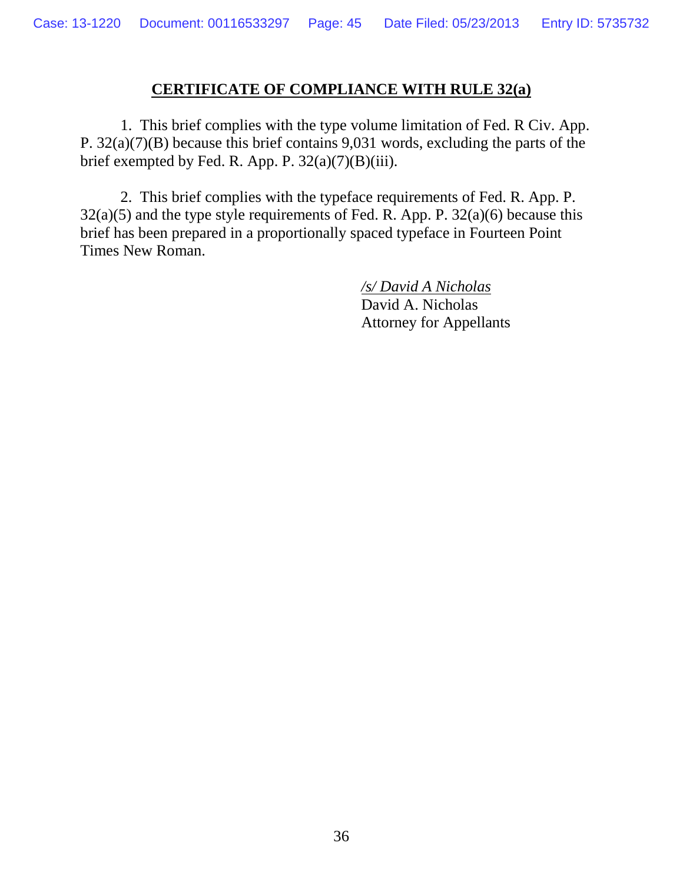## **CERTIFICATE OF COMPLIANCE WITH RULE 32(a)**

1. This brief complies with the type volume limitation of Fed. R Civ. App. P. 32(a)(7)(B) because this brief contains 9,031 words, excluding the parts of the brief exempted by Fed. R. App. P. 32(a)(7)(B)(iii).

2. This brief complies with the typeface requirements of Fed. R. App. P. 32(a)(5) and the type style requirements of Fed. R. App. P. 32(a)(6) because this brief has been prepared in a proportionally spaced typeface in Fourteen Point Times New Roman.

*/s/ David A Nicholas*
David A. Nicholas
Attorney for Appellants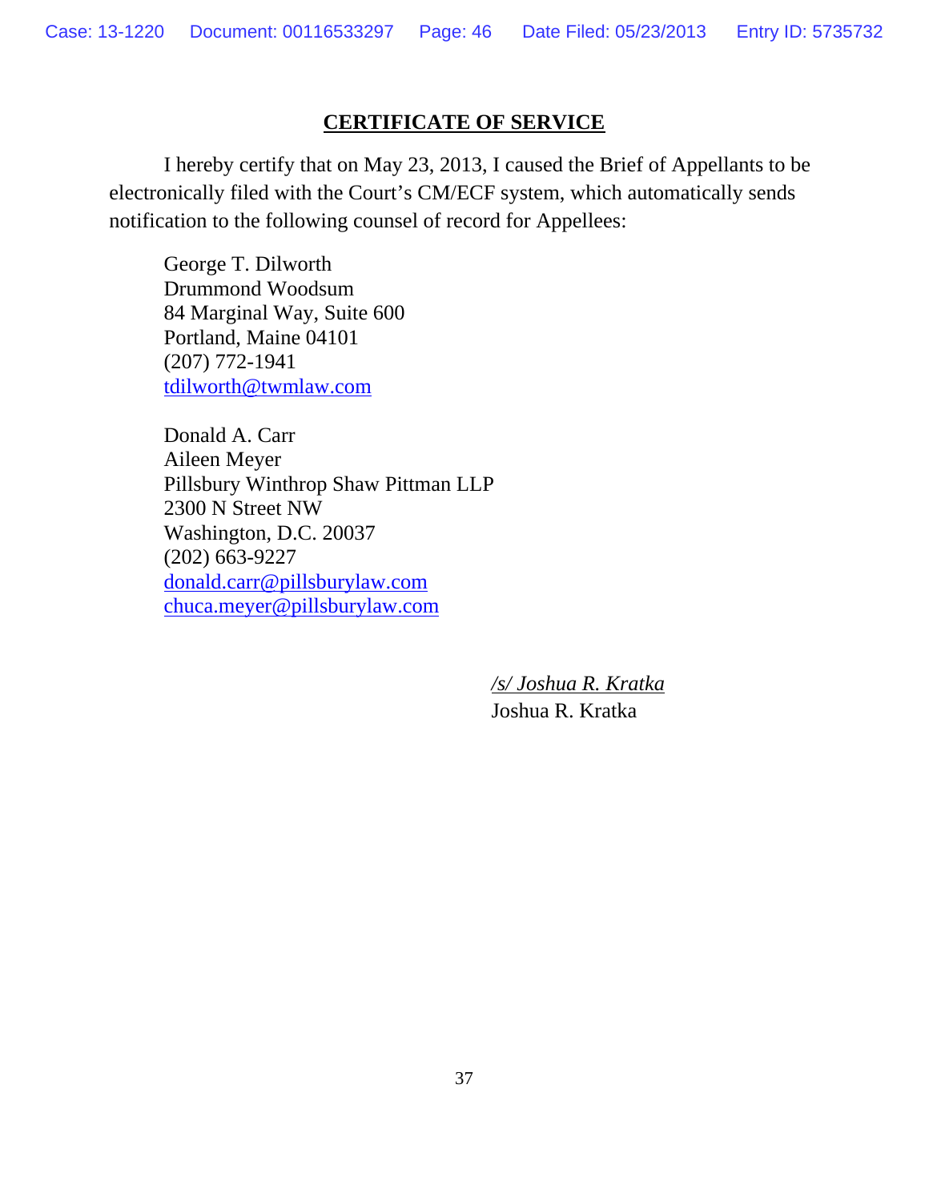## CERTIFICATE OF SERVICE

I hereby certify that on May 23, 2013, I caused the Brief of Appellants to be electronically filed with the Court's CM/ECF system, which automatically sends notification to the following counsel of record for Appellees:

George T. Dilworth
Drummond Woodsum
84 Marginal Way, Suite 600
Portland, Maine 04101
(207) 772-1941
tdilworth@twmlaw.com

Donald A. Carr
Aileen Meyer
Pillsbury Winthrop Shaw Pittman LLP
2300 N Street NW
Washington, D.C. 20037
(202) 663-9227
donald.carr@pillsburylaw.com
chuca.meyer@pillsburylaw.com

*/s/ Joshua R. Kratka*
Joshua R. Kratka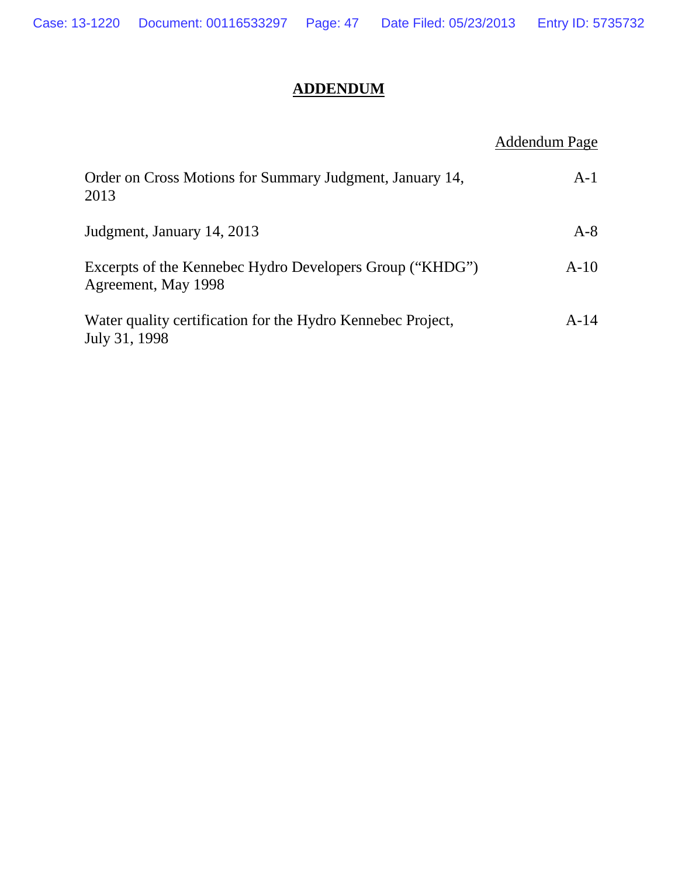# ADDENDUM

| | Addendum Page |
|---|---|
| Order on Cross Motions for Summary Judgment, January 14, 2013 | A-1 |
| Judgment, January 14, 2013 | A-8 |
| Excerpts of the Kennebec Hydro Developers Group ("KHDG") Agreement, May 1998 | A-10 |
| Water quality certification for the Hydro Kennebec Project, July 31, 1998 | A-14 |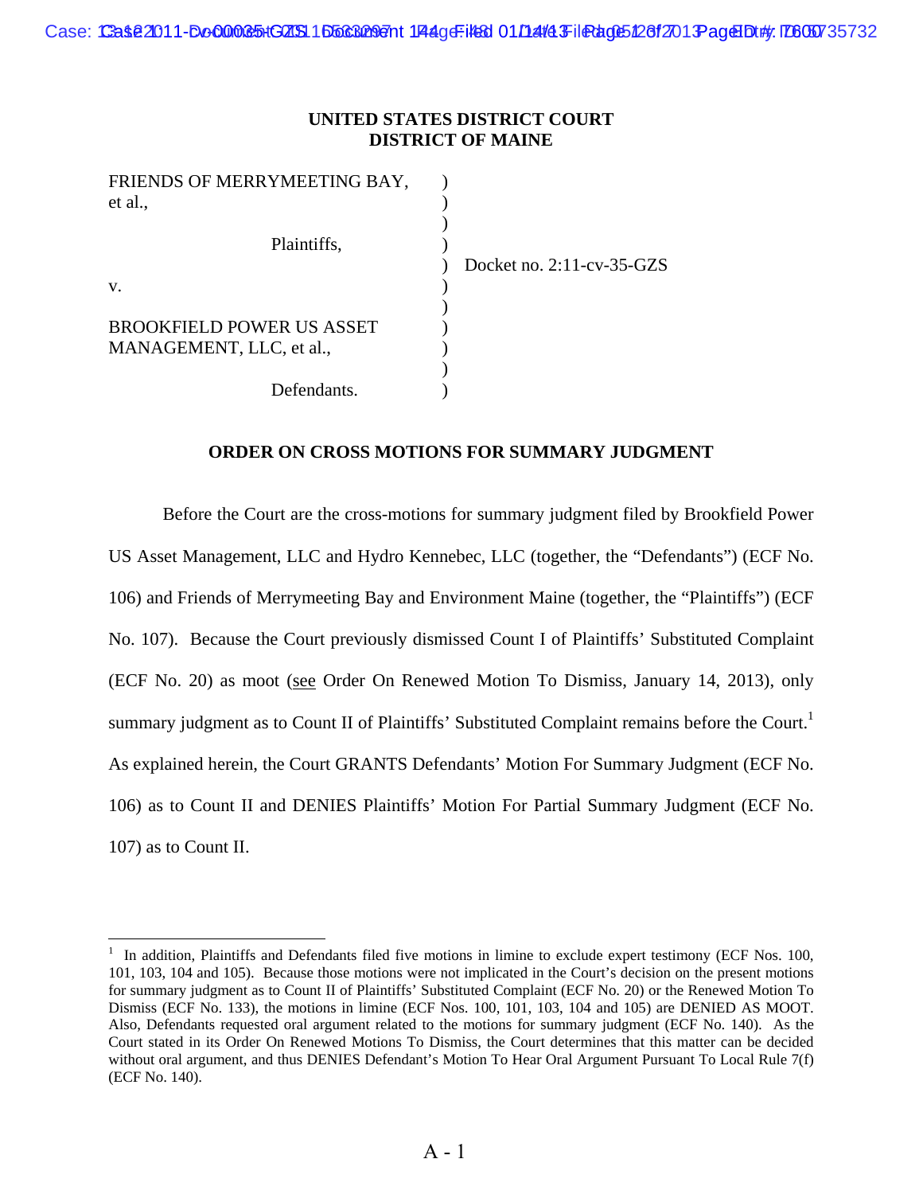**UNITED STATES DISTRICT COURT**
**DISTRICT OF MAINE**

FRIENDS OF MERRYMEETING BAY, et al.,

Plaintiffs,

v.

BROOKFIELD POWER US ASSET MANAGEMENT, LLC, et al.,

Defendants.

Docket no. 2:11-cv-35-GZS

**ORDER ON CROSS MOTIONS FOR SUMMARY JUDGMENT**

Before the Court are the cross-motions for summary judgment filed by Brookfield Power US Asset Management, LLC and Hydro Kennebec, LLC (together, the "Defendants") (ECF No. 106) and Friends of Merrymeeting Bay and Environment Maine (together, the "Plaintiffs") (ECF No. 107). Because the Court previously dismissed Count I of Plaintiffs' Substituted Complaint (ECF No. 20) as moot (see Order On Renewed Motion To Dismiss, January 14, 2013), only summary judgment as to Count II of Plaintiffs' Substituted Complaint remains before the Court.[1] As explained herein, the Court GRANTS Defendants' Motion For Summary Judgment (ECF No. 106) as to Count II and DENIES Plaintiffs' Motion For Partial Summary Judgment (ECF No. 107) as to Count II.

[1] In addition, Plaintiffs and Defendants filed five motions in limine to exclude expert testimony (ECF Nos. 100, 101, 103, 104 and 105). Because those motions were not implicated in the Court's decision on the present motions for summary judgment as to Count II of Plaintiffs' Substituted Complaint (ECF No. 20) or the Renewed Motion To Dismiss (ECF No. 133), the motions in limine (ECF Nos. 100, 101, 103, 104 and 105) are DENIED AS MOOT. Also, Defendants requested oral argument related to the motions for summary judgment (ECF No. 140). As the Court stated in its Order On Renewed Motions To Dismiss, the Court determines that this matter can be decided without oral argument, and thus DENIES Defendant's Motion To Hear Oral Argument Pursuant To Local Rule 7(f) (ECF No. 140).

A - 1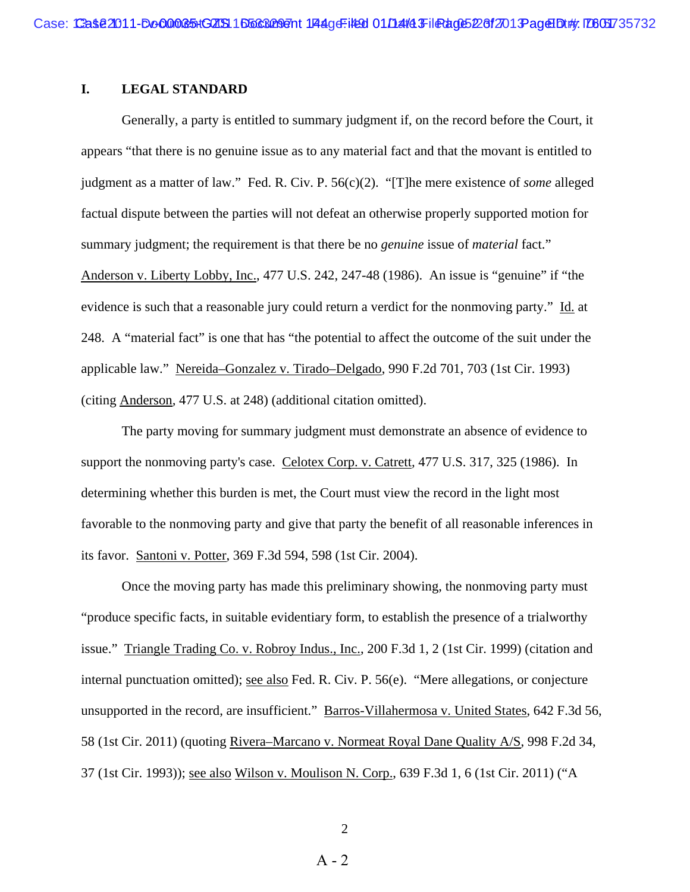## I. LEGAL STANDARD

Generally, a party is entitled to summary judgment if, on the record before the Court, it appears "that there is no genuine issue as to any material fact and that the movant is entitled to judgment as a matter of law." Fed. R. Civ. P. 56(c)(2). "[T]he mere existence of *some* alleged factual dispute between the parties will not defeat an otherwise properly supported motion for summary judgment; the requirement is that there be no *genuine* issue of *material* fact." Anderson v. Liberty Lobby, Inc., 477 U.S. 242, 247-48 (1986). An issue is "genuine" if "the evidence is such that a reasonable jury could return a verdict for the nonmoving party." Id. at 248. A "material fact" is one that has "the potential to affect the outcome of the suit under the applicable law." Nereida–Gonzalez v. Tirado–Delgado, 990 F.2d 701, 703 (1st Cir. 1993) (citing Anderson, 477 U.S. at 248) (additional citation omitted).

The party moving for summary judgment must demonstrate an absence of evidence to support the nonmoving party's case. Celotex Corp. v. Catrett, 477 U.S. 317, 325 (1986). In determining whether this burden is met, the Court must view the record in the light most favorable to the nonmoving party and give that party the benefit of all reasonable inferences in its favor. Santoni v. Potter, 369 F.3d 594, 598 (1st Cir. 2004).

Once the moving party has made this preliminary showing, the nonmoving party must "produce specific facts, in suitable evidentiary form, to establish the presence of a trialworthy issue." Triangle Trading Co. v. Robroy Indus., Inc., 200 F.3d 1, 2 (1st Cir. 1999) (citation and internal punctuation omitted); see also Fed. R. Civ. P. 56(e). "Mere allegations, or conjecture unsupported in the record, are insufficient." Barros-Villahermosa v. United States, 642 F.3d 56, 58 (1st Cir. 2011) (quoting Rivera–Marcano v. Normeat Royal Dane Quality A/S, 998 F.2d 34, 37 (1st Cir. 1993)); see also Wilson v. Moulison N. Corp., 639 F.3d 1, 6 (1st Cir. 2011) ("A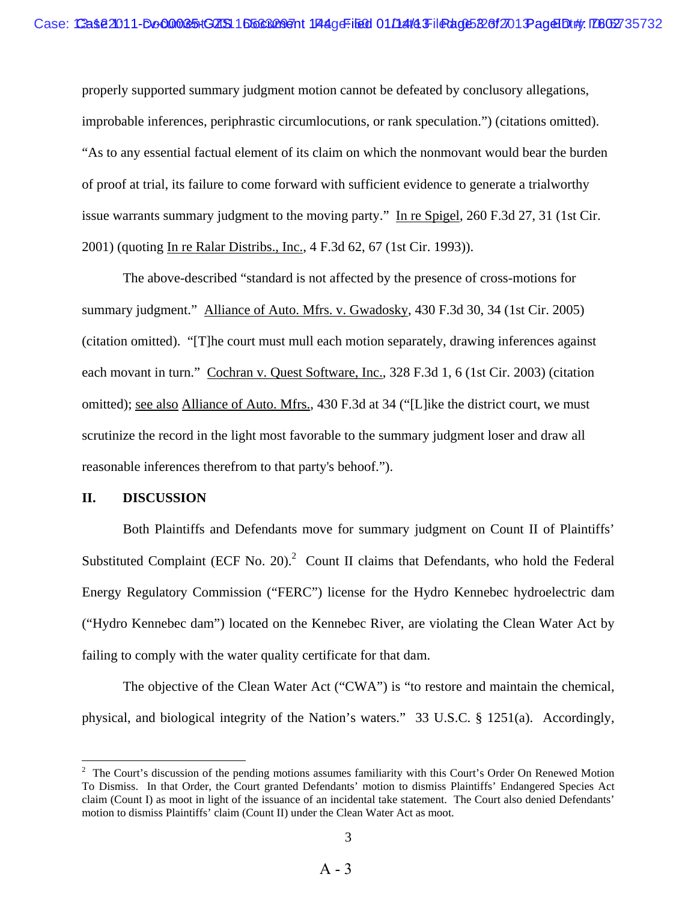properly supported summary judgment motion cannot be defeated by conclusory allegations, improbable inferences, periphrastic circumlocutions, or rank speculation.") (citations omitted). "As to any essential factual element of its claim on which the nonmovant would bear the burden of proof at trial, its failure to come forward with sufficient evidence to generate a trialworthy issue warrants summary judgment to the moving party." In re Spigel, 260 F.3d 27, 31 (1st Cir. 2001) (quoting In re Ralar Distribs., Inc., 4 F.3d 62, 67 (1st Cir. 1993)).

The above-described "standard is not affected by the presence of cross-motions for summary judgment." Alliance of Auto. Mfrs. v. Gwadosky, 430 F.3d 30, 34 (1st Cir. 2005) (citation omitted). "[T]he court must mull each motion separately, drawing inferences against each movant in turn." Cochran v. Quest Software, Inc., 328 F.3d 1, 6 (1st Cir. 2003) (citation omitted); see also Alliance of Auto. Mfrs., 430 F.3d at 34 ("[L]ike the district court, we must scrutinize the record in the light most favorable to the summary judgment loser and draw all reasonable inferences therefrom to that party's behoof.").

## II. DISCUSSION

Both Plaintiffs and Defendants move for summary judgment on Count II of Plaintiffs' Substituted Complaint (ECF No. 20).[2] Count II claims that Defendants, who hold the Federal Energy Regulatory Commission ("FERC") license for the Hydro Kennebec hydroelectric dam ("Hydro Kennebec dam") located on the Kennebec River, are violating the Clean Water Act by failing to comply with the water quality certificate for that dam.

The objective of the Clean Water Act ("CWA") is "to restore and maintain the chemical, physical, and biological integrity of the Nation's waters." 33 U.S.C. § 1251(a). Accordingly,

---

[2] The Court's discussion of the pending motions assumes familiarity with this Court's Order On Renewed Motion To Dismiss. In that Order, the Court granted Defendants' motion to dismiss Plaintiffs' Endangered Species Act claim (Count I) as moot in light of the issuance of an incidental take statement. The Court also denied Defendants' motion to dismiss Plaintiffs' claim (Count II) under the Clean Water Act as moot.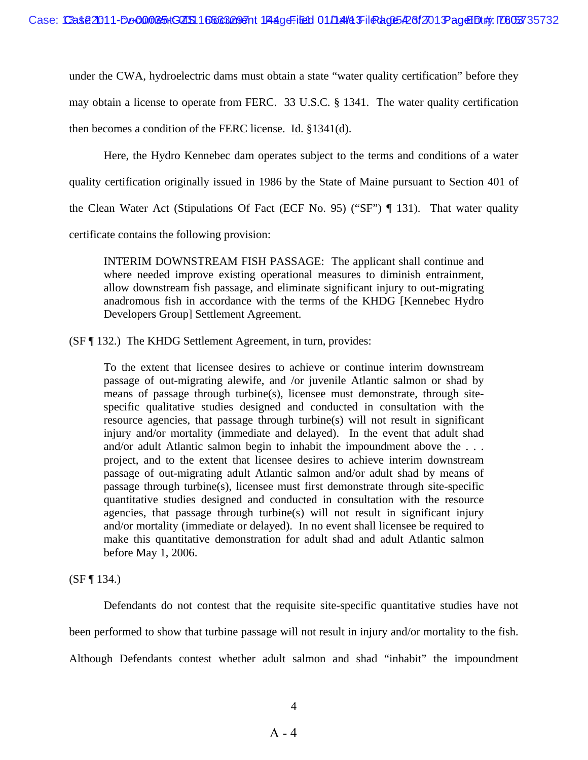under the CWA, hydroelectric dams must obtain a state "water quality certification" before they may obtain a license to operate from FERC. 33 U.S.C. § 1341. The water quality certification then becomes a condition of the FERC license. Id. §1341(d).

Here, the Hydro Kennebec dam operates subject to the terms and conditions of a water quality certification originally issued in 1986 by the State of Maine pursuant to Section 401 of the Clean Water Act (Stipulations Of Fact (ECF No. 95) ("SF") ¶ 131). That water quality certificate contains the following provision:

> INTERIM DOWNSTREAM FISH PASSAGE: The applicant shall continue and where needed improve existing operational measures to diminish entrainment, allow downstream fish passage, and eliminate significant injury to out-migrating anadromous fish in accordance with the terms of the KHDG [Kennebec Hydro Developers Group] Settlement Agreement.

(SF ¶ 132.) The KHDG Settlement Agreement, in turn, provides:

> To the extent that licensee desires to achieve or continue interim downstream passage of out-migrating alewife, and /or juvenile Atlantic salmon or shad by means of passage through turbine(s), licensee must demonstrate, through site-specific qualitative studies designed and conducted in consultation with the resource agencies, that passage through turbine(s) will not result in significant injury and/or mortality (immediate and delayed). In the event that adult shad and/or adult Atlantic salmon begin to inhabit the impoundment above the . . . project, and to the extent that licensee desires to achieve interim downstream passage of out-migrating adult Atlantic salmon and/or adult shad by means of passage through turbine(s), licensee must first demonstrate through site-specific quantitative studies designed and conducted in consultation with the resource agencies, that passage through turbine(s) will not result in significant injury and/or mortality (immediate or delayed). In no event shall licensee be required to make this quantitative demonstration for adult shad and adult Atlantic salmon before May 1, 2006.

(SF ¶ 134.)

Defendants do not contest that the requisite site-specific quantitative studies have not been performed to show that turbine passage will not result in injury and/or mortality to the fish. Although Defendants contest whether adult salmon and shad "inhabit" the impoundment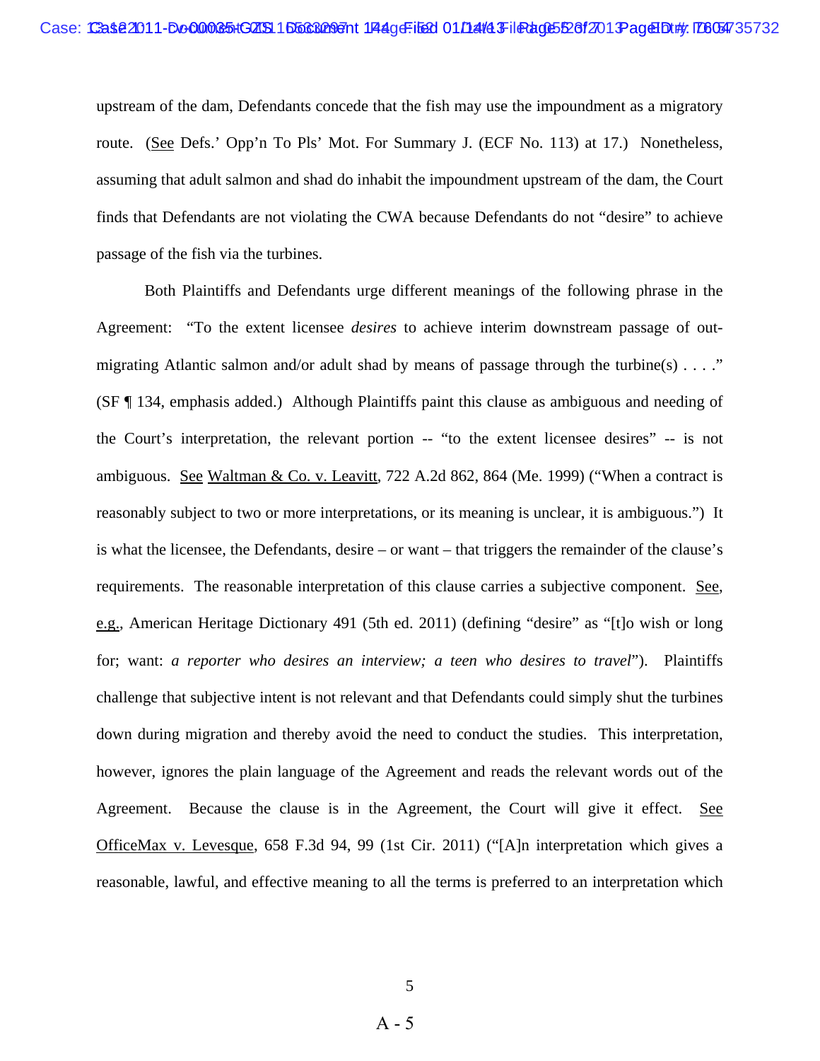upstream of the dam, Defendants concede that the fish may use the impoundment as a migratory route. (See Defs.' Opp'n To Pls' Mot. For Summary J. (ECF No. 113) at 17.) Nonetheless, assuming that adult salmon and shad do inhabit the impoundment upstream of the dam, the Court finds that Defendants are not violating the CWA because Defendants do not "desire" to achieve passage of the fish via the turbines.

Both Plaintiffs and Defendants urge different meanings of the following phrase in the Agreement: "To the extent licensee *desires* to achieve interim downstream passage of out-migrating Atlantic salmon and/or adult shad by means of passage through the turbine(s) . . . ." (SF ¶ 134, emphasis added.) Although Plaintiffs paint this clause as ambiguous and needing of the Court's interpretation, the relevant portion -- "to the extent licensee desires" -- is not ambiguous. See Waltman & Co. v. Leavitt, 722 A.2d 862, 864 (Me. 1999) ("When a contract is reasonably subject to two or more interpretations, or its meaning is unclear, it is ambiguous.") It is what the licensee, the Defendants, desire – or want – that triggers the remainder of the clause's requirements. The reasonable interpretation of this clause carries a subjective component. See, e.g., American Heritage Dictionary 491 (5th ed. 2011) (defining "desire" as "[t]o wish or long for; want: *a reporter who desires an interview; a teen who desires to travel*"). Plaintiffs challenge that subjective intent is not relevant and that Defendants could simply shut the turbines down during migration and thereby avoid the need to conduct the studies. This interpretation, however, ignores the plain language of the Agreement and reads the relevant words out of the Agreement. Because the clause is in the Agreement, the Court will give it effect. See OfficeMax v. Levesque, 658 F.3d 94, 99 (1st Cir. 2011) ("[A]n interpretation which gives a reasonable, lawful, and effective meaning to all the terms is preferred to an interpretation which

A - 5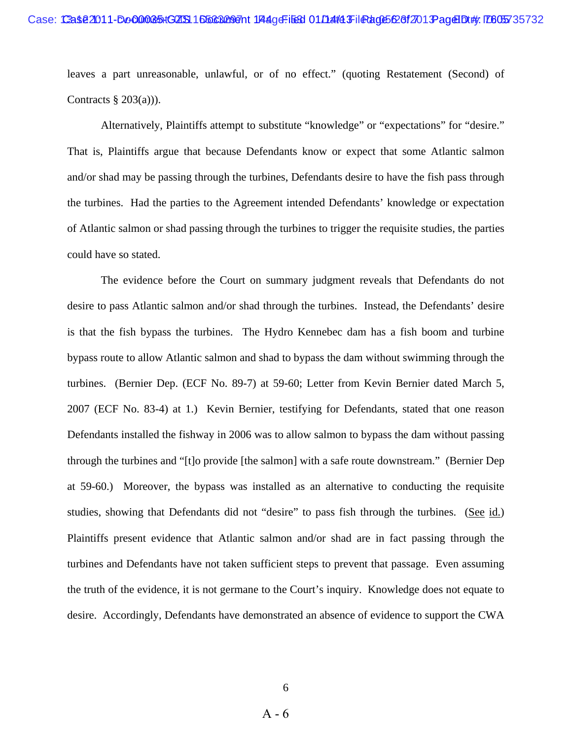leaves a part unreasonable, unlawful, or of no effect." (quoting Restatement (Second) of Contracts § 203(a))).

Alternatively, Plaintiffs attempt to substitute "knowledge" or "expectations" for "desire." That is, Plaintiffs argue that because Defendants know or expect that some Atlantic salmon and/or shad may be passing through the turbines, Defendants desire to have the fish pass through the turbines. Had the parties to the Agreement intended Defendants' knowledge or expectation of Atlantic salmon or shad passing through the turbines to trigger the requisite studies, the parties could have so stated.

The evidence before the Court on summary judgment reveals that Defendants do not desire to pass Atlantic salmon and/or shad through the turbines. Instead, the Defendants' desire is that the fish bypass the turbines. The Hydro Kennebec dam has a fish boom and turbine bypass route to allow Atlantic salmon and shad to bypass the dam without swimming through the turbines. (Bernier Dep. (ECF No. 89-7) at 59-60; Letter from Kevin Bernier dated March 5, 2007 (ECF No. 83-4) at 1.) Kevin Bernier, testifying for Defendants, stated that one reason Defendants installed the fishway in 2006 was to allow salmon to bypass the dam without passing through the turbines and "[t]o provide [the salmon] with a safe route downstream." (Bernier Dep at 59-60.) Moreover, the bypass was installed as an alternative to conducting the requisite studies, showing that Defendants did not "desire" to pass fish through the turbines. (See id.) Plaintiffs present evidence that Atlantic salmon and/or shad are in fact passing through the turbines and Defendants have not taken sufficient steps to prevent that passage. Even assuming the truth of the evidence, it is not germane to the Court's inquiry. Knowledge does not equate to desire. Accordingly, Defendants have demonstrated an absence of evidence to support the CWA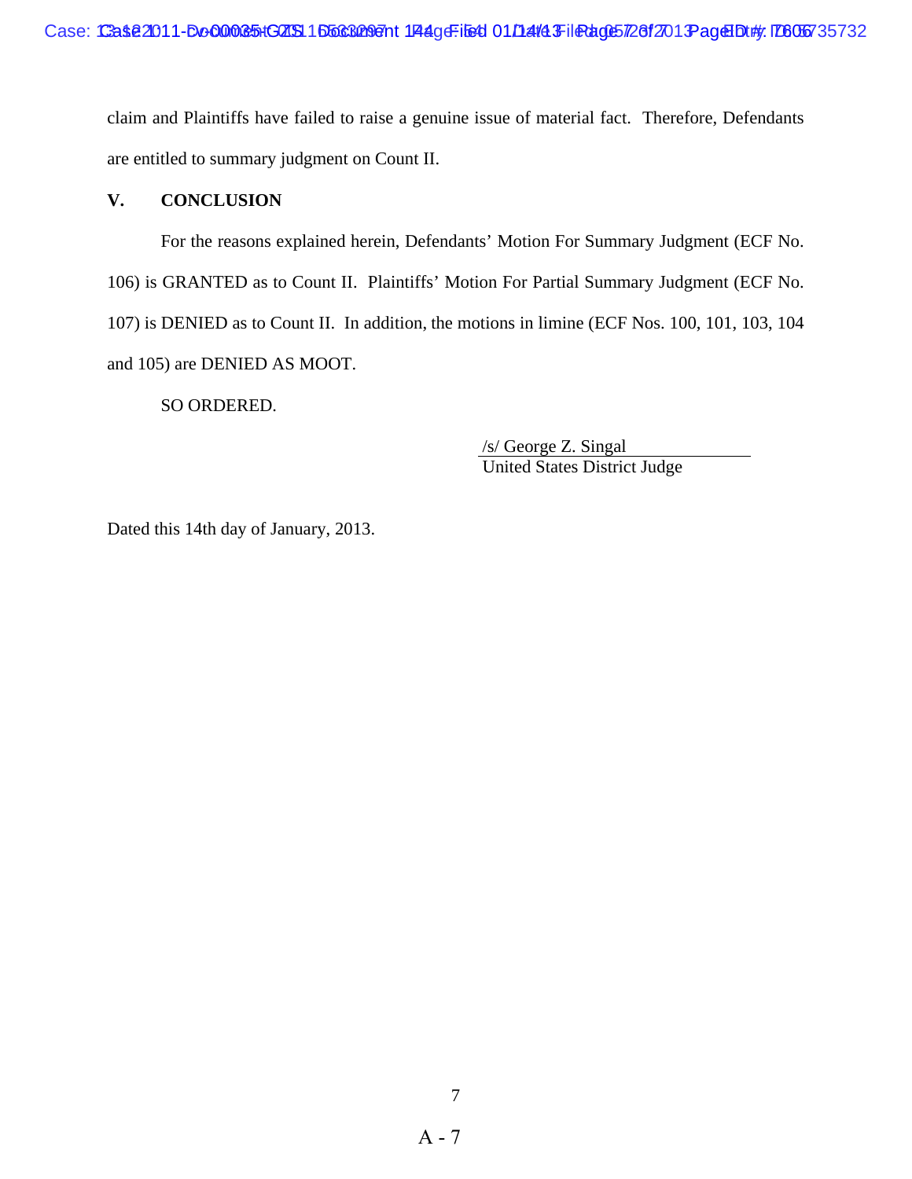claim and Plaintiffs have failed to raise a genuine issue of material fact. Therefore, Defendants are entitled to summary judgment on Count II.

## V. CONCLUSION

For the reasons explained herein, Defendants' Motion For Summary Judgment (ECF No. 106) is GRANTED as to Count II. Plaintiffs' Motion For Partial Summary Judgment (ECF No. 107) is DENIED as to Count II. In addition, the motions in limine (ECF Nos. 100, 101, 103, 104 and 105) are DENIED AS MOOT.

SO ORDERED.

/s/ George Z. Singal
United States District Judge

Dated this 14th day of January, 2013.

A - 7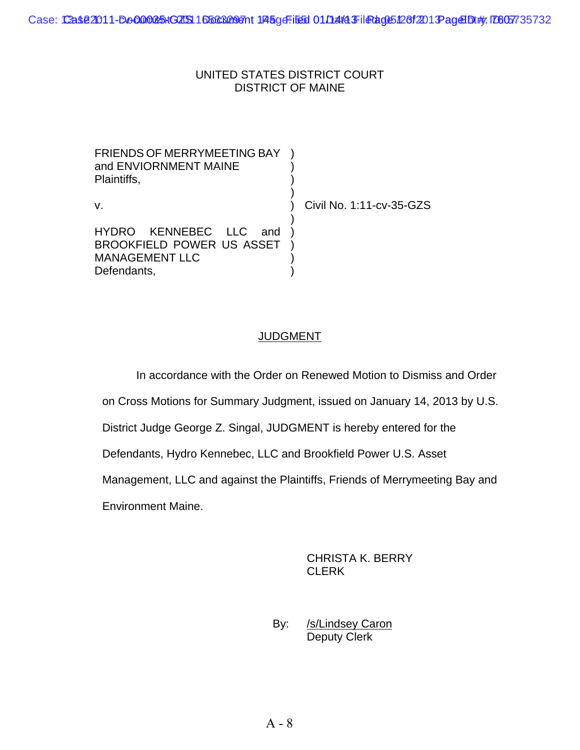UNITED STATES DISTRICT COURT
DISTRICT OF MAINE

| | | |
|---|---|---|
| FRIENDS OF MERRYMEETING BAY and ENVIORNMENT MAINE Plaintiffs, | ) | |
| v. | ) | Civil No. 1:11-cv-35-GZS |
| HYDRO KENNEBEC LLC and BROOKFIELD POWER US ASSET MANAGEMENT LLC Defendants, | ) | |

## JUDGMENT

In accordance with the Order on Renewed Motion to Dismiss and Order on Cross Motions for Summary Judgment, issued on January 14, 2013 by U.S. District Judge George Z. Singal, JUDGMENT is hereby entered for the Defendants, Hydro Kennebec, LLC and Brookfield Power U.S. Asset Management, LLC and against the Plaintiffs, Friends of Merrymeeting Bay and Environment Maine.

CHRISTA K. BERRY
CLERK

By: /s/Lindsey Caron
Deputy Clerk

A - 8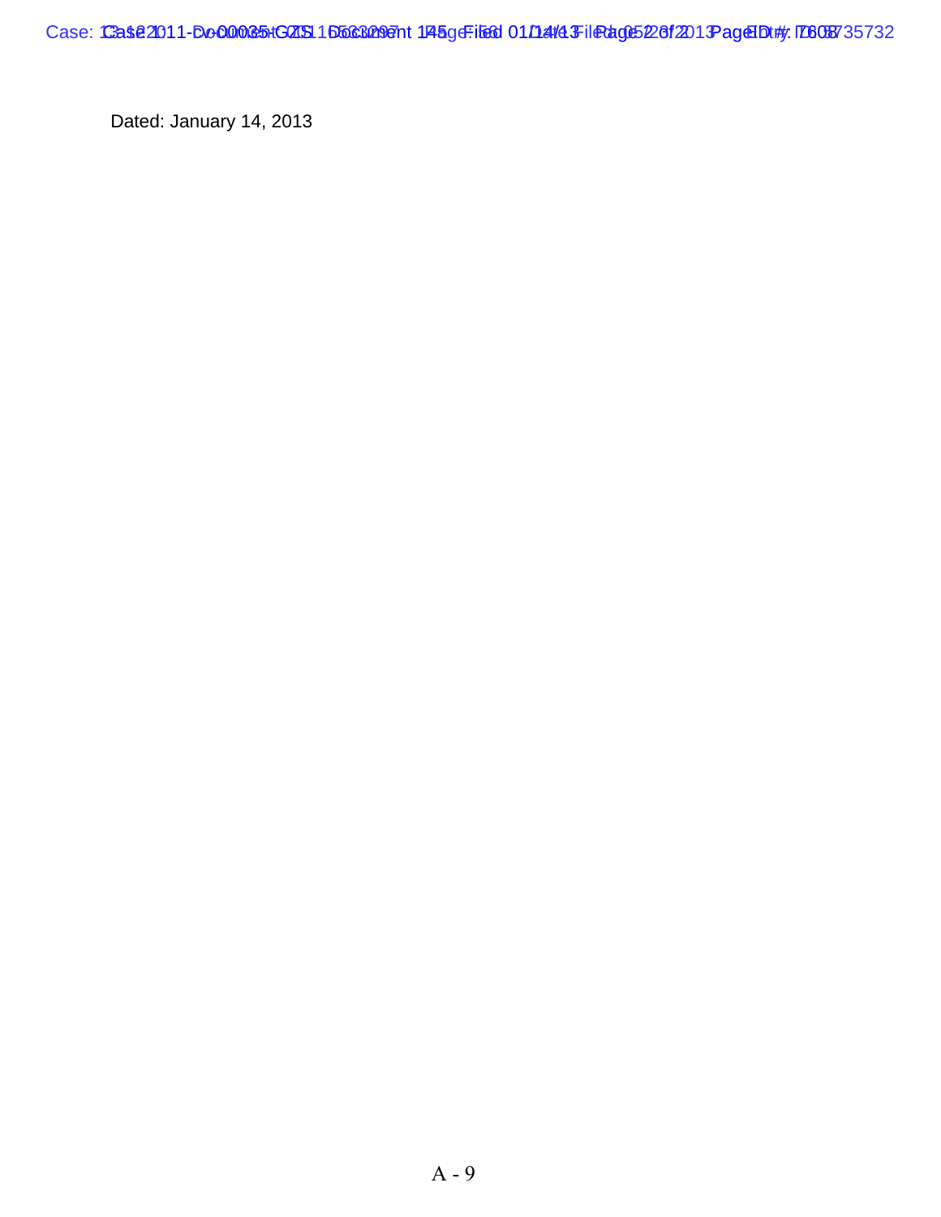Dated: January 14, 2013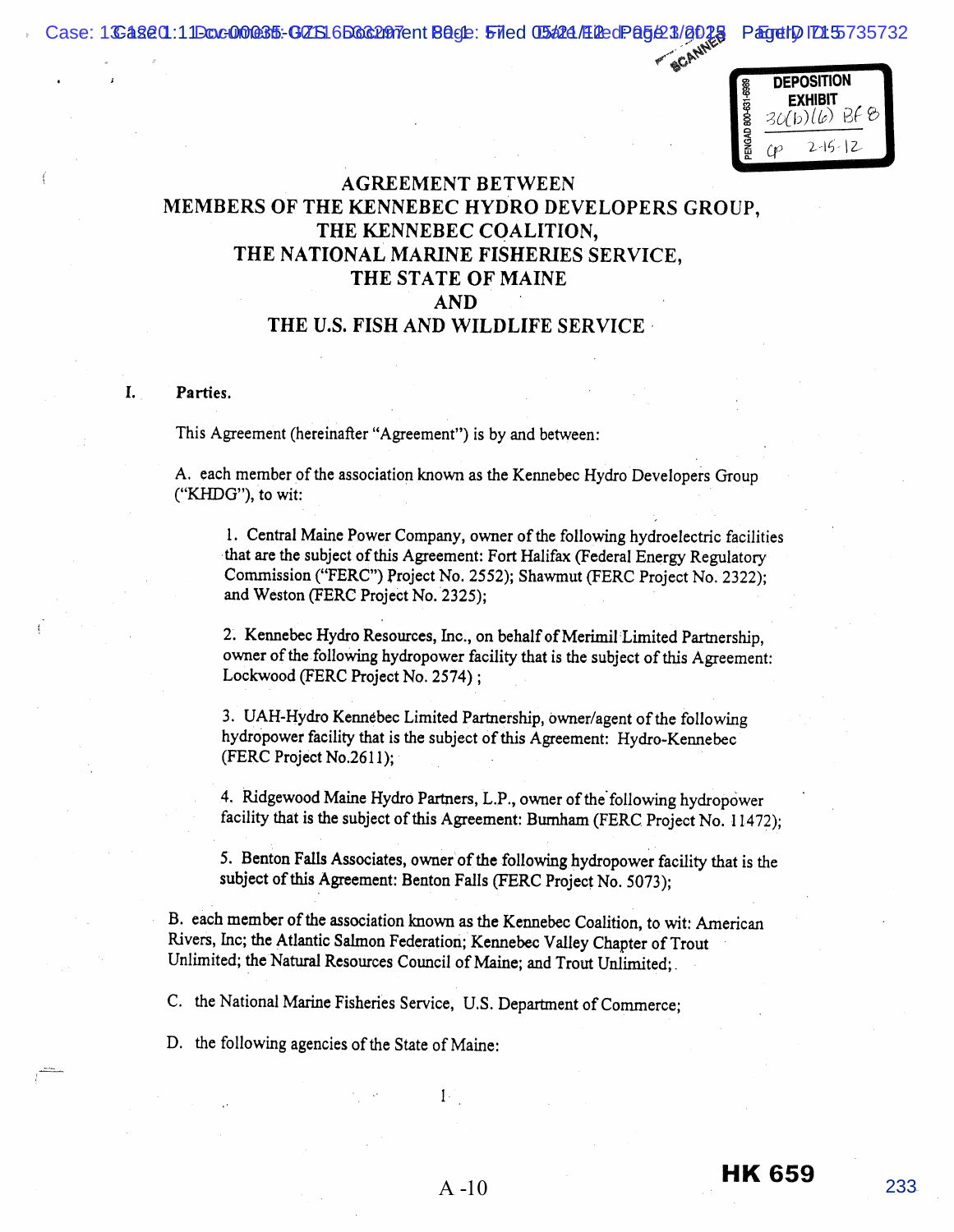# AGREEMENT BETWEEN MEMBERS OF THE KENNEBEC HYDRO DEVELOPERS GROUP, THE KENNEBEC COALITION, THE NATIONAL MARINE FISHERIES SERVICE, THE STATE OF MAINE AND THE U.S. FISH AND WILDLIFE SERVICE

## I. Parties.

This Agreement (hereinafter "Agreement") is by and between:

A. each member of the association known as the Kennebec Hydro Developers Group ("KHDG"), to wit:

1. Central Maine Power Company, owner of the following hydroelectric facilities that are the subject of this Agreement: Fort Halifax (Federal Energy Regulatory Commission ("FERC") Project No. 2552); Shawmut (FERC Project No. 2322); and Weston (FERC Project No. 2325);

2. Kennebec Hydro Resources, Inc., on behalf of Merimil Limited Partnership, owner of the following hydropower facility that is the subject of this Agreement: Lockwood (FERC Project No. 2574) ;

3. UAH-Hydro Kennebec Limited Partnership, owner/agent of the following hydropower facility that is the subject of this Agreement: Hydro-Kennebec (FERC Project No.2611);

4. Ridgewood Maine Hydro Partners, L.P., owner of the following hydropower facility that is the subject of this Agreement: Burnham (FERC Project No. 11472);

5. Benton Falls Associates, owner of the following hydropower facility that is the subject of this Agreement: Benton Falls (FERC Project No. 5073);

B. each member of the association known as the Kennebec Coalition, to wit: American Rivers, Inc; the Atlantic Salmon Federation; Kennebec Valley Chapter of Trout Unlimited; the Natural Resources Council of Maine; and Trout Unlimited;

C. the National Marine Fisheries Service, U.S. Department of Commerce;

D. the following agencies of the State of Maine: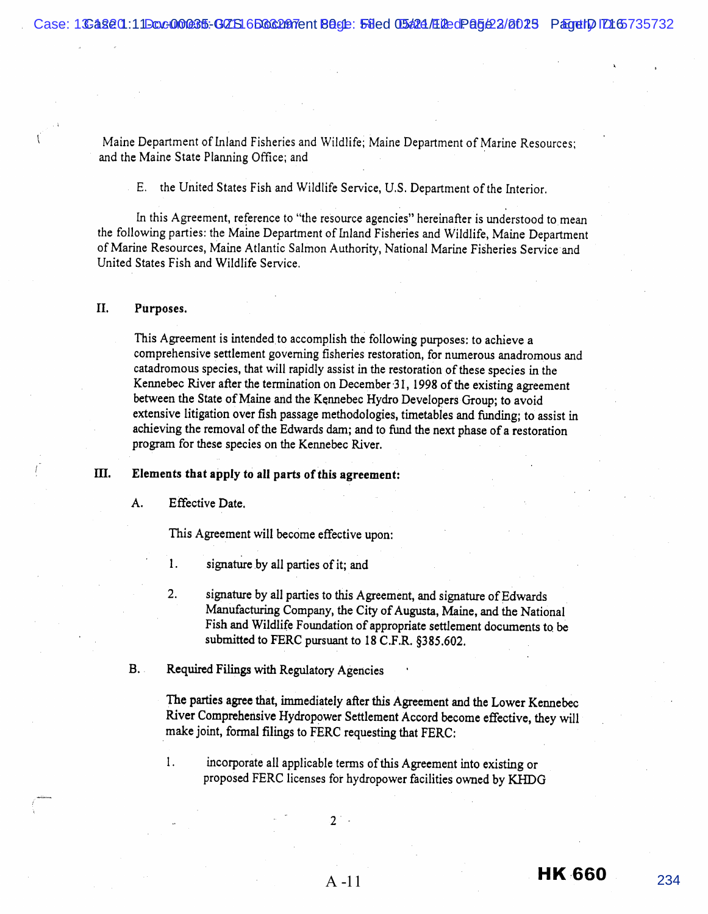Maine Department of Inland Fisheries and Wildlife; Maine Department of Marine Resources; and the Maine State Planning Office; and

E. the United States Fish and Wildlife Service, U.S. Department of the Interior.

In this Agreement, reference to "the resource agencies" hereinafter is understood to mean the following parties: the Maine Department of Inland Fisheries and Wildlife, Maine Department of Marine Resources, Maine Atlantic Salmon Authority, National Marine Fisheries Service and United States Fish and Wildlife Service.

## II. Purposes.

This Agreement is intended to accomplish the following purposes: to achieve a comprehensive settlement governing fisheries restoration, for numerous anadromous and catadromous species, that will rapidly assist in the restoration of these species in the Kennebec River after the termination on December 31, 1998 of the existing agreement between the State of Maine and the Kennebec Hydro Developers Group; to avoid extensive litigation over fish passage methodologies, timetables and funding; to assist in achieving the removal of the Edwards dam; and to fund the next phase of a restoration program for these species on the Kennebec River.

## III. Elements that apply to all parts of this agreement:

A. Effective Date.

This Agreement will become effective upon:

1. signature by all parties of it; and

2. signature by all parties to this Agreement, and signature of Edwards Manufacturing Company, the City of Augusta, Maine, and the National Fish and Wildlife Foundation of appropriate settlement documents to be submitted to FERC pursuant to 18 C.F.R. §385.602.

B. Required Filings with Regulatory Agencies

The parties agree that, immediately after this Agreement and the Lower Kennebec River Comprehensive Hydropower Settlement Accord become effective, they will make joint, formal filings to FERC requesting that FERC:

1. incorporate all applicable terms of this Agreement into existing or proposed FERC licenses for hydropower facilities owned by KHDG

A -11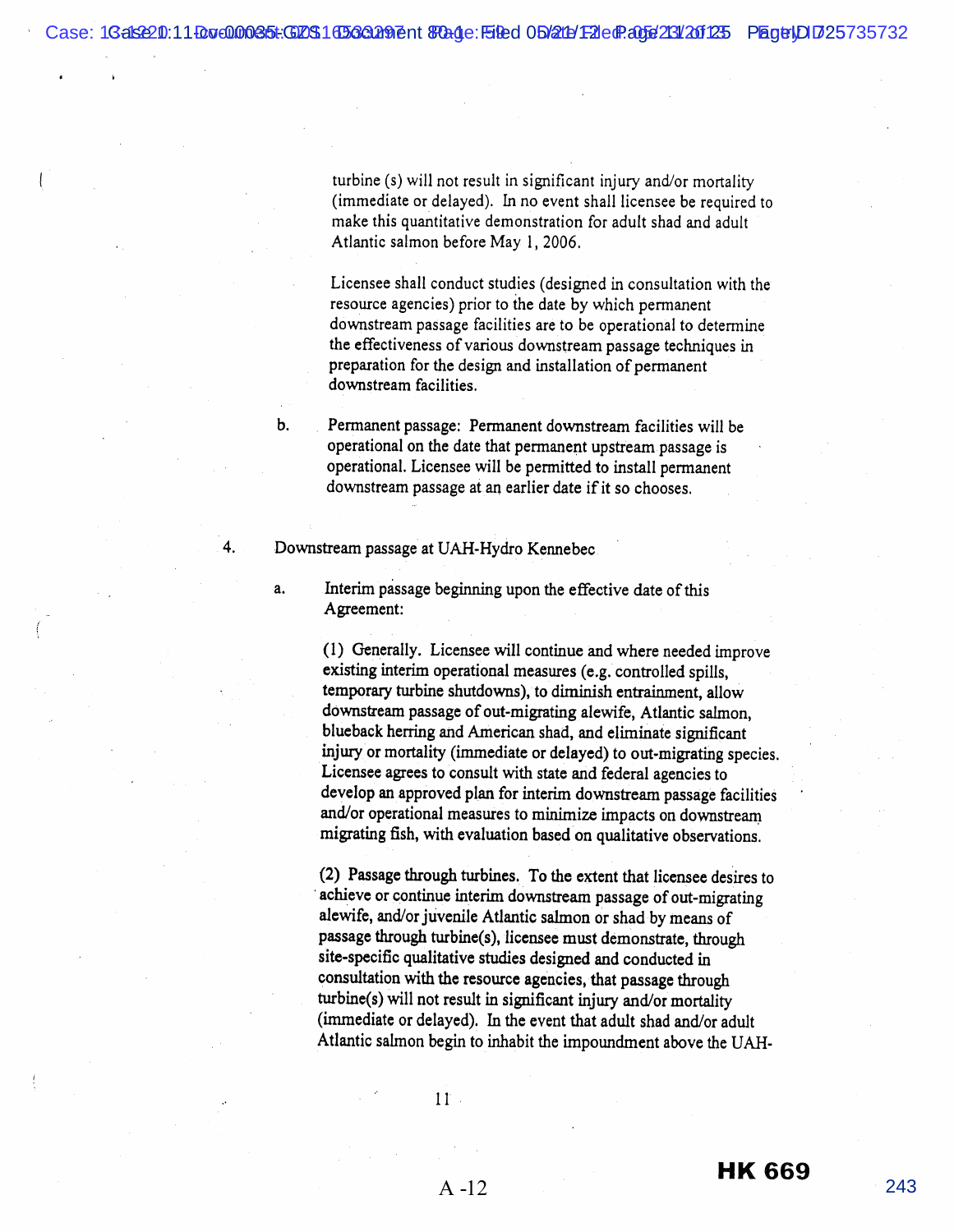turbine (s) will not result in significant injury and/or mortality (immediate or delayed). In no event shall licensee be required to make this quantitative demonstration for adult shad and adult Atlantic salmon before May 1, 2006.

Licensee shall conduct studies (designed in consultation with the resource agencies) prior to the date by which permanent downstream passage facilities are to be operational to determine the effectiveness of various downstream passage techniques in preparation for the design and installation of permanent downstream facilities.

b. Permanent passage: Permanent downstream facilities will be operational on the date that permanent upstream passage is operational. Licensee will be permitted to install permanent downstream passage at an earlier date if it so chooses.

4. Downstream passage at UAH-Hydro Kennebec

a. Interim passage beginning upon the effective date of this Agreement:

(1) Generally. Licensee will continue and where needed improve existing interim operational measures (e.g. controlled spills, temporary turbine shutdowns), to diminish entrainment, allow downstream passage of out-migrating alewife, Atlantic salmon, blueback herring and American shad, and eliminate significant injury or mortality (immediate or delayed) to out-migrating species. Licensee agrees to consult with state and federal agencies to develop an approved plan for interim downstream passage facilities and/or operational measures to minimize impacts on downstream migrating fish, with evaluation based on qualitative observations.

(2) Passage through turbines. To the extent that licensee desires to achieve or continue interim downstream passage of out-migrating alewife, and/or juvenile Atlantic salmon or shad by means of passage through turbine(s), licensee must demonstrate, through site-specific qualitative studies designed and conducted in consultation with the resource agencies, that passage through turbine(s) will not result in significant injury and/or mortality (immediate or delayed). In the event that adult shad and/or adult Atlantic salmon begin to inhabit the impoundment above the UAH-

A -12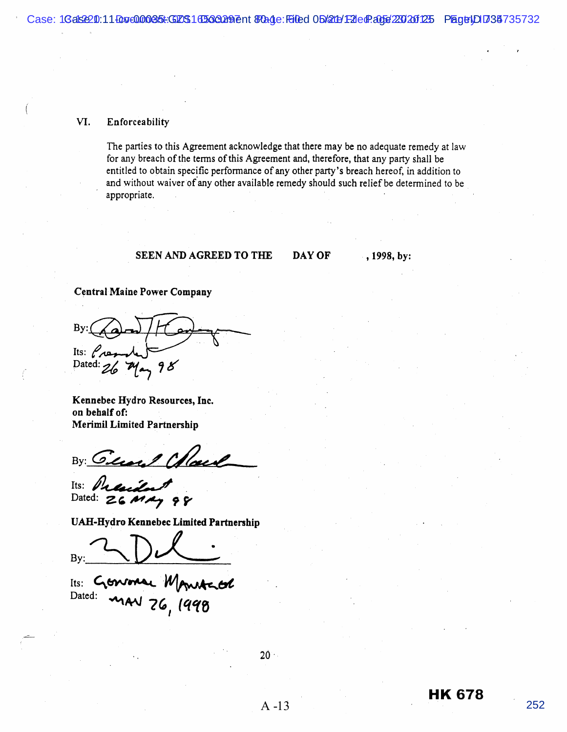## VI. Enforceability

The parties to this Agreement acknowledge that there may be no adequate remedy at law for any breach of the terms of this Agreement and, therefore, that any party shall be entitled to obtain specific performance of any other party's breach hereof, in addition to and without waiver of any other available remedy should such relief be determined to be appropriate.

**SEEN AND AGREED TO THE DAY OF , 1998, by:**

**Central Maine Power Company**

By: [signature]
Its: President
Dated: 26 May 98

**Kennebec Hydro Resources, Inc.**
**on behalf of:**
**Merimil Limited Partnership**

By: [signature]
Its: President
Dated: 26 MAY 98

**UAH-Hydro Kennebec Limited Partnership**

By: [signature]
Its: General Manager
Dated: MAY 26, 1998

A -13

HK 678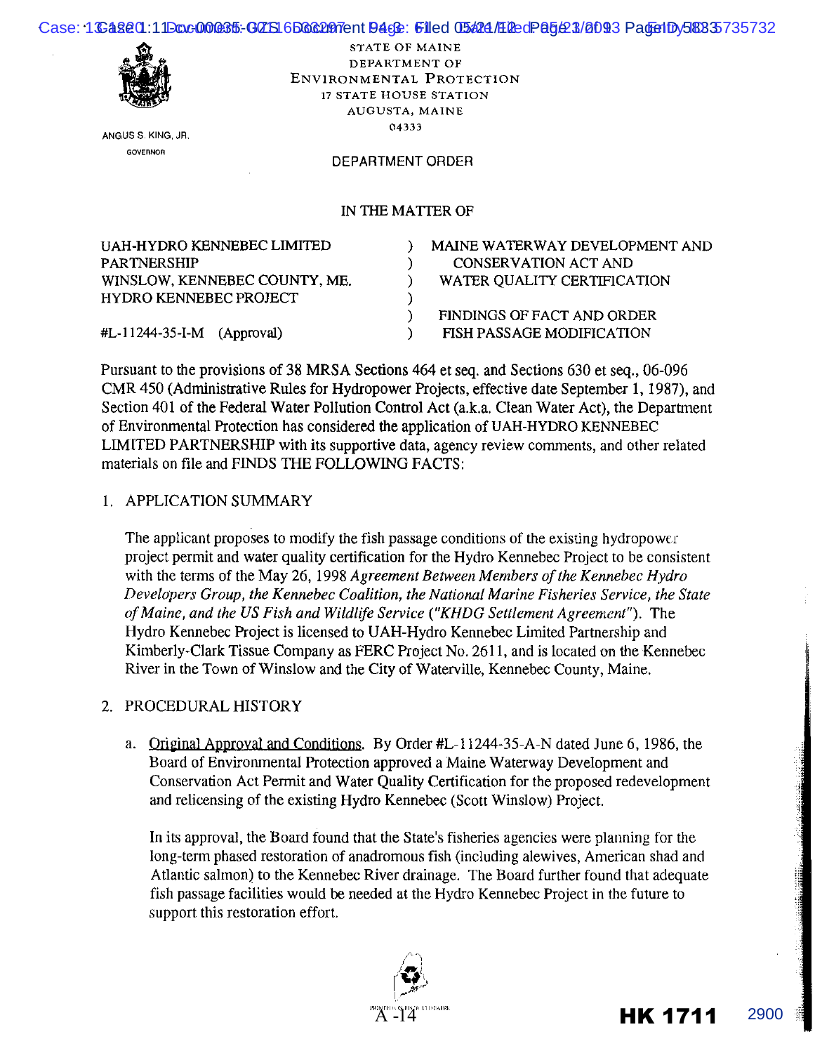STATE OF MAINE
DEPARTMENT OF
ENVIRONMENTAL PROTECTION
17 STATE HOUSE STATION
AUGUSTA, MAINE
04333

ANGUS S. KING, JR.
GOVERNOR

DEPARTMENT ORDER

IN THE MATTER OF

| | | |
|---|---|---|
| UAH-HYDRO KENNEBEC LIMITED | ) | MAINE WATERWAY DEVELOPMENT AND |
| PARTNERSHIP | ) | CONSERVATION ACT AND |
| WINSLOW, KENNEBEC COUNTY, ME. | ) | WATER QUALITY CERTIFICATION |
| HYDRO KENNEBEC PROJECT | ) | |
| | ) | FINDINGS OF FACT AND ORDER |
| #L-11244-35-I-M (Approval) | ) | FISH PASSAGE MODIFICATION |

Pursuant to the provisions of 38 MRSA Sections 464 et seq. and Sections 630 et seq., 06-096 CMR 450 (Administrative Rules for Hydropower Projects, effective date September 1, 1987), and Section 401 of the Federal Water Pollution Control Act (a.k.a. Clean Water Act), the Department of Environmental Protection has considered the application of UAH-HYDRO KENNEBEC LIMITED PARTNERSHIP with its supportive data, agency review comments, and other related materials on file and FINDS THE FOLLOWING FACTS:

1. APPLICATION SUMMARY

   The applicant proposes to modify the fish passage conditions of the existing hydropower project permit and water quality certification for the Hydro Kennebec Project to be consistent with the terms of the May 26, 1998 *Agreement Between Members of the Kennebec Hydro Developers Group, the Kennebec Coalition, the National Marine Fisheries Service, the State of Maine, and the US Fish and Wildlife Service ("KHDG Settlement Agreement")*. The Hydro Kennebec Project is licensed to UAH-Hydro Kennebec Limited Partnership and Kimberly-Clark Tissue Company as FERC Project No. 2611, and is located on the Kennebec River in the Town of Winslow and the City of Waterville, Kennebec County, Maine.

2. PROCEDURAL HISTORY

   a. Original Approval and Conditions. By Order #L-11244-35-A-N dated June 6, 1986, the Board of Environmental Protection approved a Maine Waterway Development and Conservation Act Permit and Water Quality Certification for the proposed redevelopment and relicensing of the existing Hydro Kennebec (Scott Winslow) Project.

      In its approval, the Board found that the State's fisheries agencies were planning for the long-term phased restoration of anadromous fish (including alewives, American shad and Atlantic salmon) to the Kennebec River drainage. The Board further found that adequate fish passage facilities would be needed at the Hydro Kennebec Project in the future to support this restoration effort.

A-14

HK 1711 2900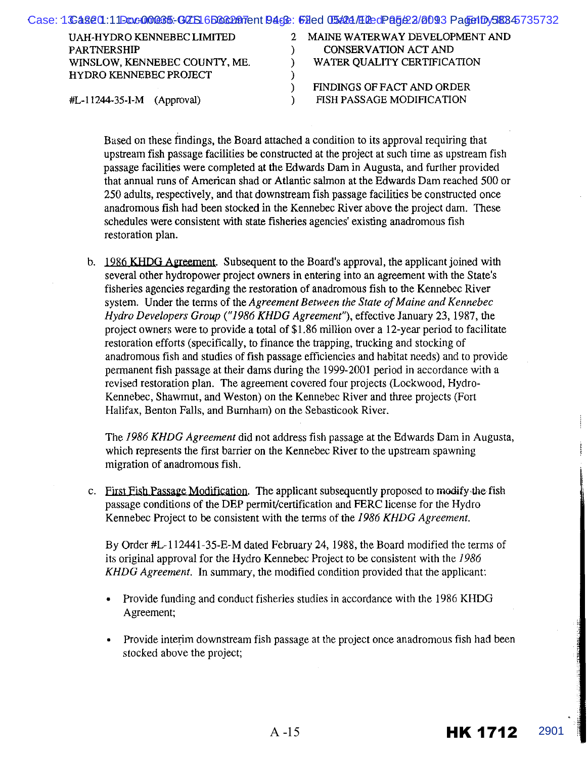UAH-HYDRO KENNEBEC LIMITED PARTNERSHIP
WINSLOW, KENNEBEC COUNTY, ME.
HYDRO KENNEBEC PROJECT

#L-11244-35-I-M (Approval)

MAINE WATERWAY DEVELOPMENT AND CONSERVATION ACT AND WATER QUALITY CERTIFICATION

FINDINGS OF FACT AND ORDER FISH PASSAGE MODIFICATION

Based on these findings, the Board attached a condition to its approval requiring that upstream fish passage facilities be constructed at the project at such time as upstream fish passage facilities were completed at the Edwards Dam in Augusta, and further provided that annual runs of American shad or Atlantic salmon at the Edwards Dam reached 500 or 250 adults, respectively, and that downstream fish passage facilities be constructed once anadromous fish had been stocked in the Kennebec River above the project dam. These schedules were consistent with state fisheries agencies' existing anadromous fish restoration plan.

b. 1986 KHDG Agreement. Subsequent to the Board's approval, the applicant joined with several other hydropower project owners in entering into an agreement with the State's fisheries agencies regarding the restoration of anadromous fish to the Kennebec River system. Under the terms of the *Agreement Between the State of Maine and Kennebec Hydro Developers Group ("1986 KHDG Agreement")*, effective January 23, 1987, the project owners were to provide a total of $1.86 million over a 12-year period to facilitate restoration efforts (specifically, to finance the trapping, trucking and stocking of anadromous fish and studies of fish passage efficiencies and habitat needs) and to provide permanent fish passage at their dams during the 1999-2001 period in accordance with a revised restoration plan. The agreement covered four projects (Lockwood, Hydro-Kennebec, Shawmut, and Weston) on the Kennebec River and three projects (Fort Halifax, Benton Falls, and Burnham) on the Sebasticook River.

The *1986 KHDG Agreement* did not address fish passage at the Edwards Dam in Augusta, which represents the first barrier on the Kennebec River to the upstream spawning migration of anadromous fish.

c. First Fish Passage Modification. The applicant subsequently proposed to modify the fish passage conditions of the DEP permit/certification and FERC license for the Hydro Kennebec Project to be consistent with the terms of the *1986 KHDG Agreement*.

By Order #L-112441-35-E-M dated February 24, 1988, the Board modified the terms of its original approval for the Hydro Kennebec Project to be consistent with the *1986 KHDG Agreement*. In summary, the modified condition provided that the applicant:

- Provide funding and conduct fisheries studies in accordance with the 1986 KHDG Agreement;
- Provide interim downstream fish passage at the project once anadromous fish had been stocked above the project;

A -15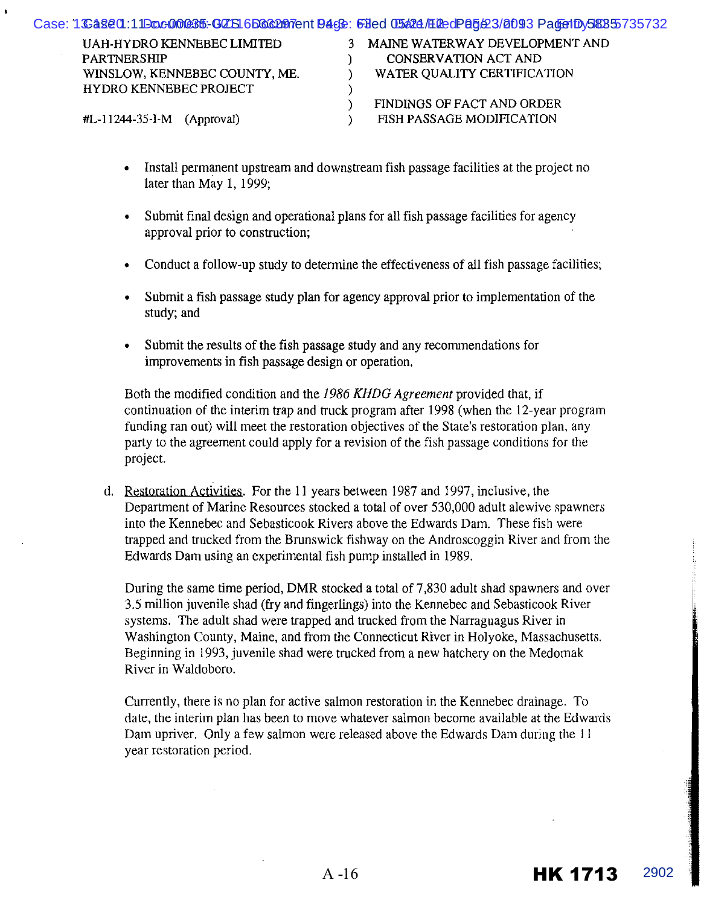| UAH-HYDRO KENNEBEC LIMITED PARTNERSHIP | 3 | MAINE WATERWAY DEVELOPMENT AND |
| --- | --- | --- |
| WINSLOW, KENNEBEC COUNTY, ME. | ) | CONSERVATION ACT AND |
| HYDRO KENNEBEC PROJECT | ) | WATER QUALITY CERTIFICATION |
| | ) | |
| | ) | FINDINGS OF FACT AND ORDER |
| #L-11244-35-I-M (Approval) | ) | FISH PASSAGE MODIFICATION |

- Install permanent upstream and downstream fish passage facilities at the project no later than May 1, 1999;

- Submit final design and operational plans for all fish passage facilities for agency approval prior to construction;

- Conduct a follow-up study to determine the effectiveness of all fish passage facilities;

- Submit a fish passage study plan for agency approval prior to implementation of the study; and

- Submit the results of the fish passage study and any recommendations for improvements in fish passage design or operation.

Both the modified condition and the *1986 KHDG Agreement* provided that, if continuation of the interim trap and truck program after 1998 (when the 12-year program funding ran out) will meet the restoration objectives of the State's restoration plan, any party to the agreement could apply for a revision of the fish passage conditions for the project.

d. Restoration Activities. For the 11 years between 1987 and 1997, inclusive, the Department of Marine Resources stocked a total of over 530,000 adult alewive spawners into the Kennebec and Sebasticook Rivers above the Edwards Dam. These fish were trapped and trucked from the Brunswick fishway on the Androscoggin River and from the Edwards Dam using an experimental fish pump installed in 1989.

During the same time period, DMR stocked a total of 7,830 adult shad spawners and over 3.5 million juvenile shad (fry and fingerlings) into the Kennebec and Sebasticook River systems. The adult shad were trapped and trucked from the Narraguagus River in Washington County, Maine, and from the Connecticut River in Holyoke, Massachusetts. Beginning in 1993, juvenile shad were trucked from a new hatchery on the Medomak River in Waldoboro.

Currently, there is no plan for active salmon restoration in the Kennebec drainage. To date, the interim plan has been to move whatever salmon become available at the Edwards Dam upriver. Only a few salmon were released above the Edwards Dam during the 11 year restoration period.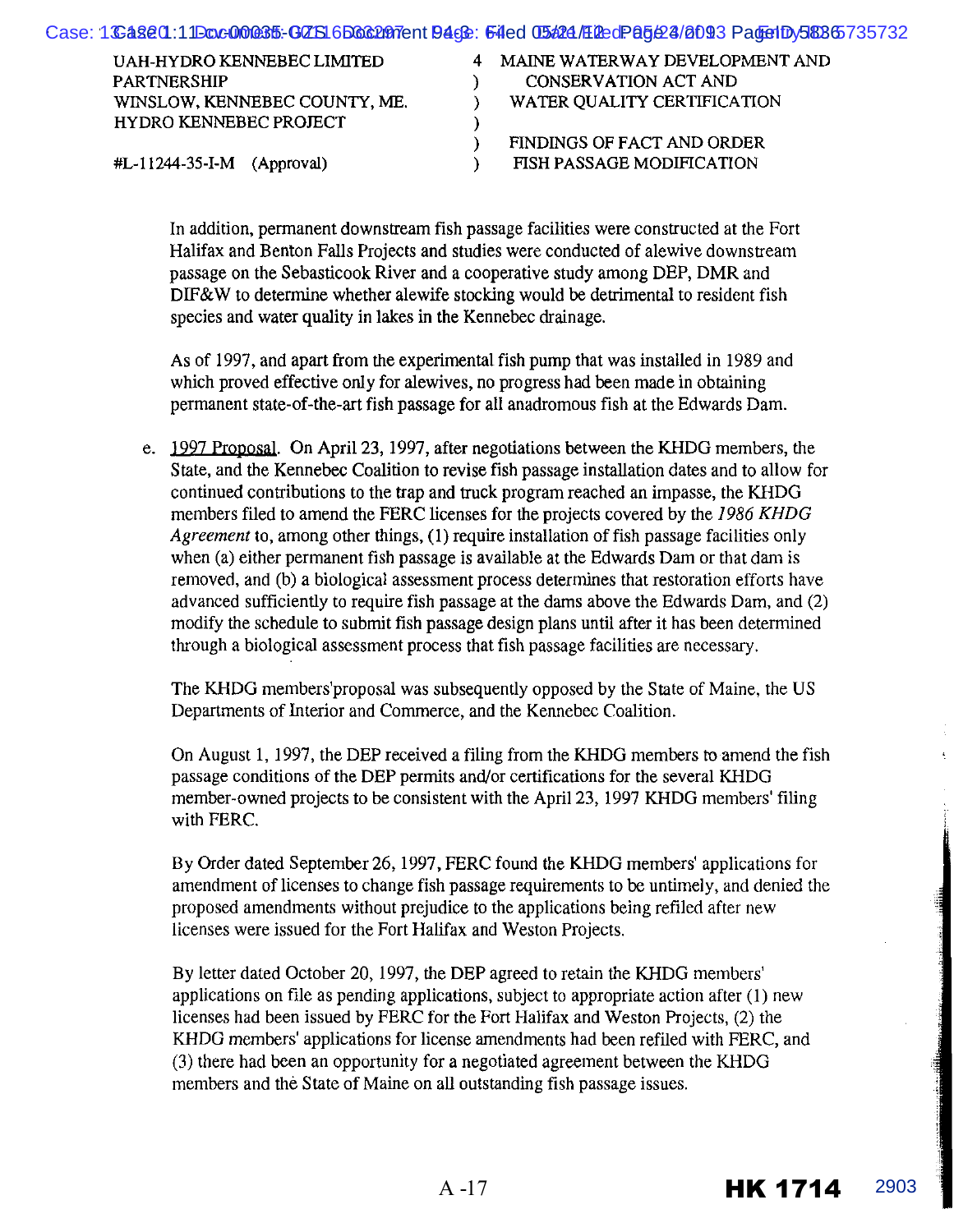| UAH-HYDRO KENNEBEC LIMITED PARTNERSHIP WINSLOW, KENNEBEC COUNTY, ME. HYDRO KENNEBEC PROJECT #L-11244-35-I-M (Approval) | MAINE WATERWAY DEVELOPMENT AND CONSERVATION ACT AND WATER QUALITY CERTIFICATION FINDINGS OF FACT AND ORDER FISH PASSAGE MODIFICATION |
|---|---|

In addition, permanent downstream fish passage facilities were constructed at the Fort Halifax and Benton Falls Projects and studies were conducted of alewive downstream passage on the Sebasticook River and a cooperative study among DEP, DMR and DIF&W to determine whether alewife stocking would be detrimental to resident fish species and water quality in lakes in the Kennebec drainage.

As of 1997, and apart from the experimental fish pump that was installed in 1989 and which proved effective only for alewives, no progress had been made in obtaining permanent state-of-the-art fish passage for all anadromous fish at the Edwards Dam.

e. 1997 Proposal. On April 23, 1997, after negotiations between the KHDG members, the State, and the Kennebec Coalition to revise fish passage installation dates and to allow for continued contributions to the trap and truck program reached an impasse, the KHDG members filed to amend the FERC licenses for the projects covered by the *1986 KHDG Agreement* to, among other things, (1) require installation of fish passage facilities only when (a) either permanent fish passage is available at the Edwards Dam or that dam is removed, and (b) a biological assessment process determines that restoration efforts have advanced sufficiently to require fish passage at the dams above the Edwards Dam, and (2) modify the schedule to submit fish passage design plans until after it has been determined through a biological assessment process that fish passage facilities are necessary.

The KHDG members'proposal was subsequently opposed by the State of Maine, the US Departments of Interior and Commerce, and the Kennebec Coalition.

On August 1, 1997, the DEP received a filing from the KHDG members to amend the fish passage conditions of the DEP permits and/or certifications for the several KHDG member-owned projects to be consistent with the April 23, 1997 KHDG members' filing with FERC.

By Order dated September 26, 1997, FERC found the KHDG members' applications for amendment of licenses to change fish passage requirements to be untimely, and denied the proposed amendments without prejudice to the applications being refiled after new licenses were issued for the Fort Halifax and Weston Projects.

By letter dated October 20, 1997, the DEP agreed to retain the KHDG members' applications on file as pending applications, subject to appropriate action after (1) new licenses had been issued by FERC for the Fort Halifax and Weston Projects, (2) the KHDG members' applications for license amendments had been refiled with FERC, and (3) there had been an opportunity for a negotiated agreement between the KHDG members and the State of Maine on all outstanding fish passage issues.

A -17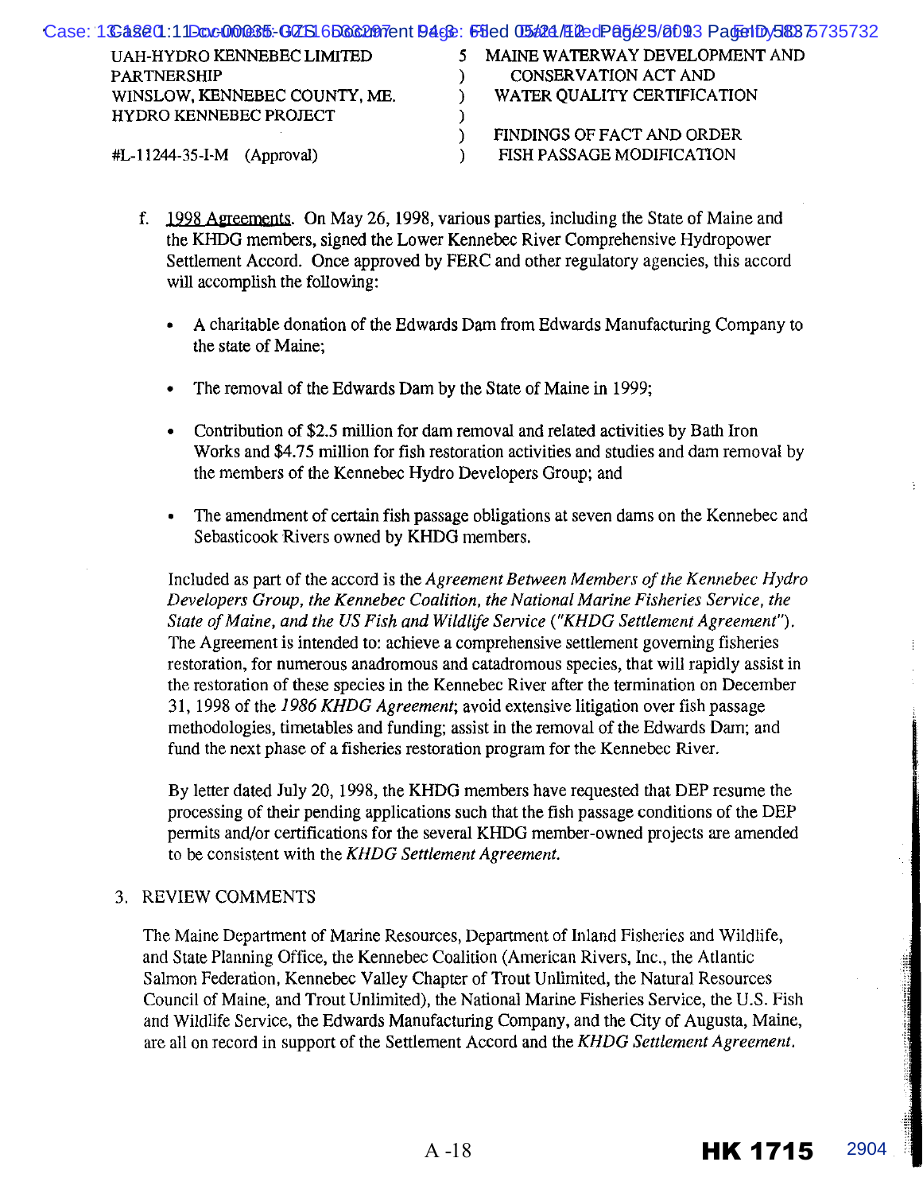| UAH-HYDRO KENNEBEC LIMITED PARTNERSHIP WINSLOW, KENNEBEC COUNTY, ME. HYDRO KENNEBEC PROJECT | ) | MAINE WATERWAY DEVELOPMENT AND CONSERVATION ACT AND WATER QUALITY CERTIFICATION |
|---|---|---|
| #L-11244-35-I-M (Approval) | ) | FINDINGS OF FACT AND ORDER FISH PASSAGE MODIFICATION |

f. 1998 Agreements. On May 26, 1998, various parties, including the State of Maine and the KHDG members, signed the Lower Kennebec River Comprehensive Hydropower Settlement Accord. Once approved by FERC and other regulatory agencies, this accord will accomplish the following:

- A charitable donation of the Edwards Dam from Edwards Manufacturing Company to the state of Maine;
- The removal of the Edwards Dam by the State of Maine in 1999;
- Contribution of \$2.5 million for dam removal and related activities by Bath Iron Works and \$4.75 million for fish restoration activities and studies and dam removal by the members of the Kennebec Hydro Developers Group; and
- The amendment of certain fish passage obligations at seven dams on the Kennebec and Sebasticook Rivers owned by KHDG members.

Included as part of the accord is the *Agreement Between Members of the Kennebec Hydro Developers Group, the Kennebec Coalition, the National Marine Fisheries Service, the State of Maine, and the US Fish and Wildlife Service ("KHDG Settlement Agreement").* The Agreement is intended to: achieve a comprehensive settlement governing fisheries restoration, for numerous anadromous and catadromous species, that will rapidly assist in the restoration of these species in the Kennebec River after the termination on December 31, 1998 of the *1986 KHDG Agreement*; avoid extensive litigation over fish passage methodologies, timetables and funding; assist in the removal of the Edwards Dam; and fund the next phase of a fisheries restoration program for the Kennebec River.

By letter dated July 20, 1998, the KHDG members have requested that DEP resume the processing of their pending applications such that the fish passage conditions of the DEP permits and/or certifications for the several KHDG member-owned projects are amended to be consistent with the *KHDG Settlement Agreement.*

3. REVIEW COMMENTS

The Maine Department of Marine Resources, Department of Inland Fisheries and Wildlife, and State Planning Office, the Kennebec Coalition (American Rivers, Inc., the Atlantic Salmon Federation, Kennebec Valley Chapter of Trout Unlimited, the Natural Resources Council of Maine, and Trout Unlimited), the National Marine Fisheries Service, the U.S. Fish and Wildlife Service, the Edwards Manufacturing Company, and the City of Augusta, Maine, are all on record in support of the Settlement Accord and the *KHDG Settlement Agreement.*

A-18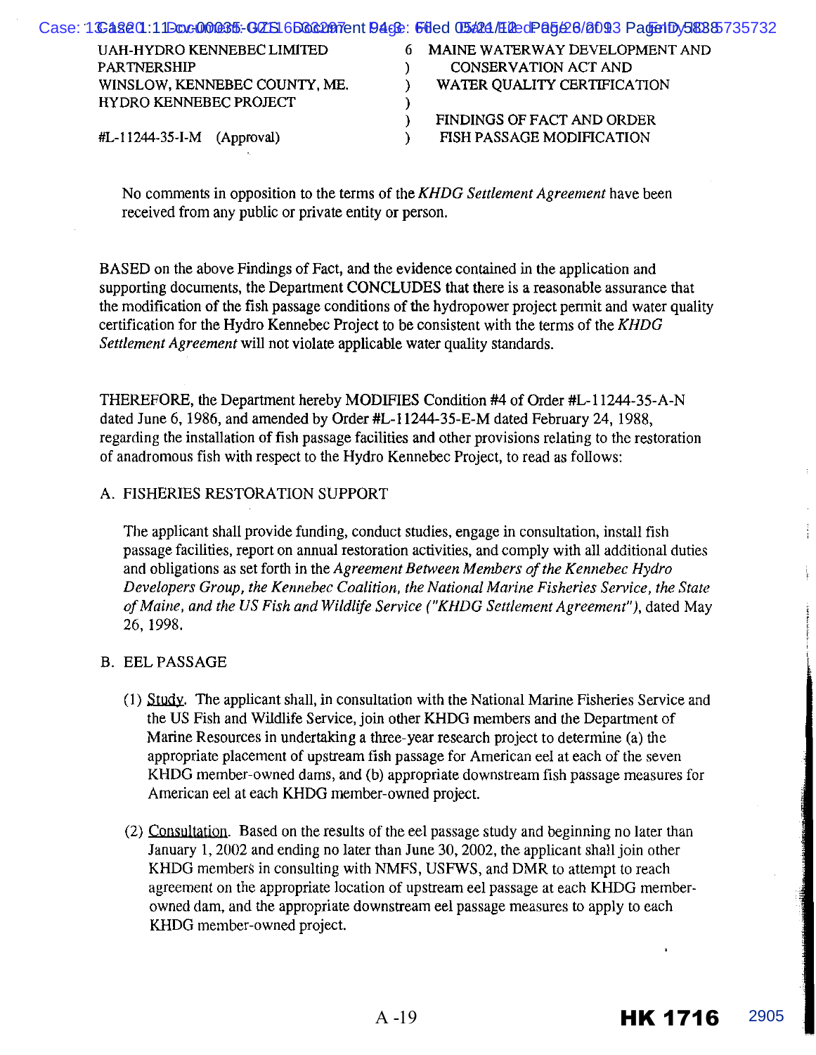UAH-HYDRO KENNEBEC LIMITED PARTNERSHIP
WINSLOW, KENNEBEC COUNTY, ME.
HYDRO KENNEBEC PROJECT

#L-11244-35-I-M (Approval)

MAINE WATERWAY DEVELOPMENT AND CONSERVATION ACT AND WATER QUALITY CERTIFICATION

FINDINGS OF FACT AND ORDER
FISH PASSAGE MODIFICATION

No comments in opposition to the terms of the *KHDG Settlement Agreement* have been received from any public or private entity or person.

BASED on the above Findings of Fact, and the evidence contained in the application and supporting documents, the Department CONCLUDES that there is a reasonable assurance that the modification of the fish passage conditions of the hydropower project permit and water quality certification for the Hydro Kennebec Project to be consistent with the terms of the *KHDG Settlement Agreement* will not violate applicable water quality standards.

THEREFORE, the Department hereby MODIFIES Condition #4 of Order #L-11244-35-A-N dated June 6, 1986, and amended by Order #L-11244-35-E-M dated February 24, 1988, regarding the installation of fish passage facilities and other provisions relating to the restoration of anadromous fish with respect to the Hydro Kennebec Project, to read as follows:

A. FISHERIES RESTORATION SUPPORT

The applicant shall provide funding, conduct studies, engage in consultation, install fish passage facilities, report on annual restoration activities, and comply with all additional duties and obligations as set forth in the *Agreement Between Members of the Kennebec Hydro Developers Group, the Kennebec Coalition, the National Marine Fisheries Service, the State of Maine, and the US Fish and Wildlife Service ("KHDG Settlement Agreement")*, dated May 26, 1998.

B. EEL PASSAGE

(1) Study. The applicant shall, in consultation with the National Marine Fisheries Service and the US Fish and Wildlife Service, join other KHDG members and the Department of Marine Resources in undertaking a three-year research project to determine (a) the appropriate placement of upstream fish passage for American eel at each of the seven KHDG member-owned dams, and (b) appropriate downstream fish passage measures for American eel at each KHDG member-owned project.

(2) Consultation. Based on the results of the eel passage study and beginning no later than January 1, 2002 and ending no later than June 30, 2002, the applicant shall join other KHDG members in consulting with NMFS, USFWS, and DMR to attempt to reach agreement on the appropriate location of upstream eel passage at each KHDG member-owned dam, and the appropriate downstream eel passage measures to apply to each KHDG member-owned project.

A -19

HK 1716 2905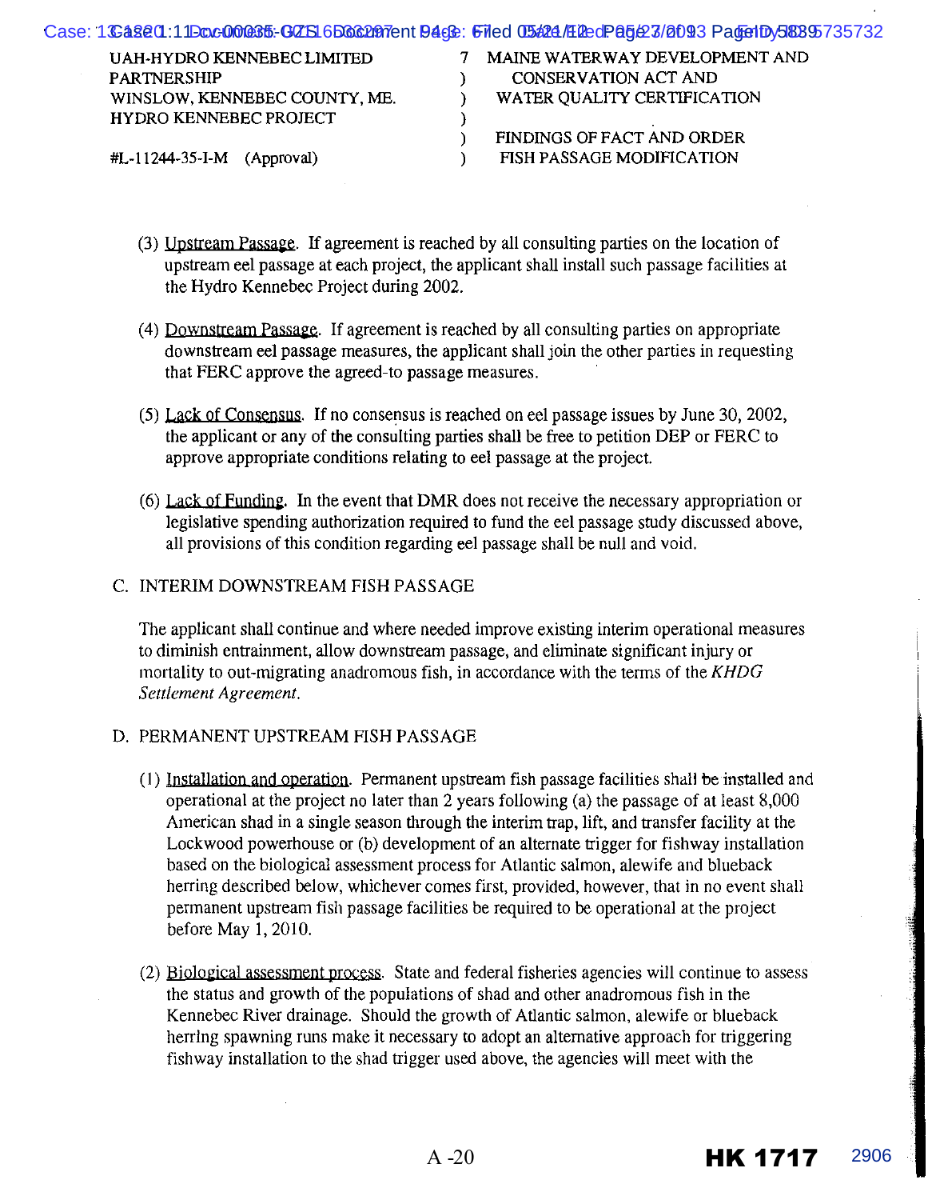| UAH-HYDRO KENNEBEC LIMITED PARTNERSHIP WINSLOW, KENNEBEC COUNTY, ME. HYDRO KENNEBEC PROJECT #L-11244-35-I-M (Approval) | 7 ) ) ) ) ) | MAINE WATERWAY DEVELOPMENT AND CONSERVATION ACT AND WATER QUALITY CERTIFICATION FINDINGS OF FACT AND ORDER FISH PASSAGE MODIFICATION |
|---|---|---|

(3) Upstream Passage. If agreement is reached by all consulting parties on the location of upstream eel passage at each project, the applicant shall install such passage facilities at the Hydro Kennebec Project during 2002.

(4) Downstream Passage. If agreement is reached by all consulting parties on appropriate downstream eel passage measures, the applicant shall join the other parties in requesting that FERC approve the agreed-to passage measures.

(5) Lack of Consensus. If no consensus is reached on eel passage issues by June 30, 2002, the applicant or any of the consulting parties shall be free to petition DEP or FERC to approve appropriate conditions relating to eel passage at the project.

(6) Lack of Funding. In the event that DMR does not receive the necessary appropriation or legislative spending authorization required to fund the eel passage study discussed above, all provisions of this condition regarding eel passage shall be null and void.

C. INTERIM DOWNSTREAM FISH PASSAGE

The applicant shall continue and where needed improve existing interim operational measures to diminish entrainment, allow downstream passage, and eliminate significant injury or mortality to out-migrating anadromous fish, in accordance with the terms of the *KHDG Settlement Agreement*.

D. PERMANENT UPSTREAM FISH PASSAGE

(1) Installation and operation. Permanent upstream fish passage facilities shall be installed and operational at the project no later than 2 years following (a) the passage of at least 8,000 American shad in a single season through the interim trap, lift, and transfer facility at the Lockwood powerhouse or (b) development of an alternate trigger for fishway installation based on the biological assessment process for Atlantic salmon, alewife and blueback herring described below, whichever comes first, provided, however, that in no event shall permanent upstream fish passage facilities be required to be operational at the project before May 1, 2010.

(2) Biological assessment process. State and federal fisheries agencies will continue to assess the status and growth of the populations of shad and other anadromous fish in the Kennebec River drainage. Should the growth of Atlantic salmon, alewife or blueback herring spawning runs make it necessary to adopt an alternative approach for triggering fishway installation to the shad trigger used above, the agencies will meet with the

A -20

HK 1717 2906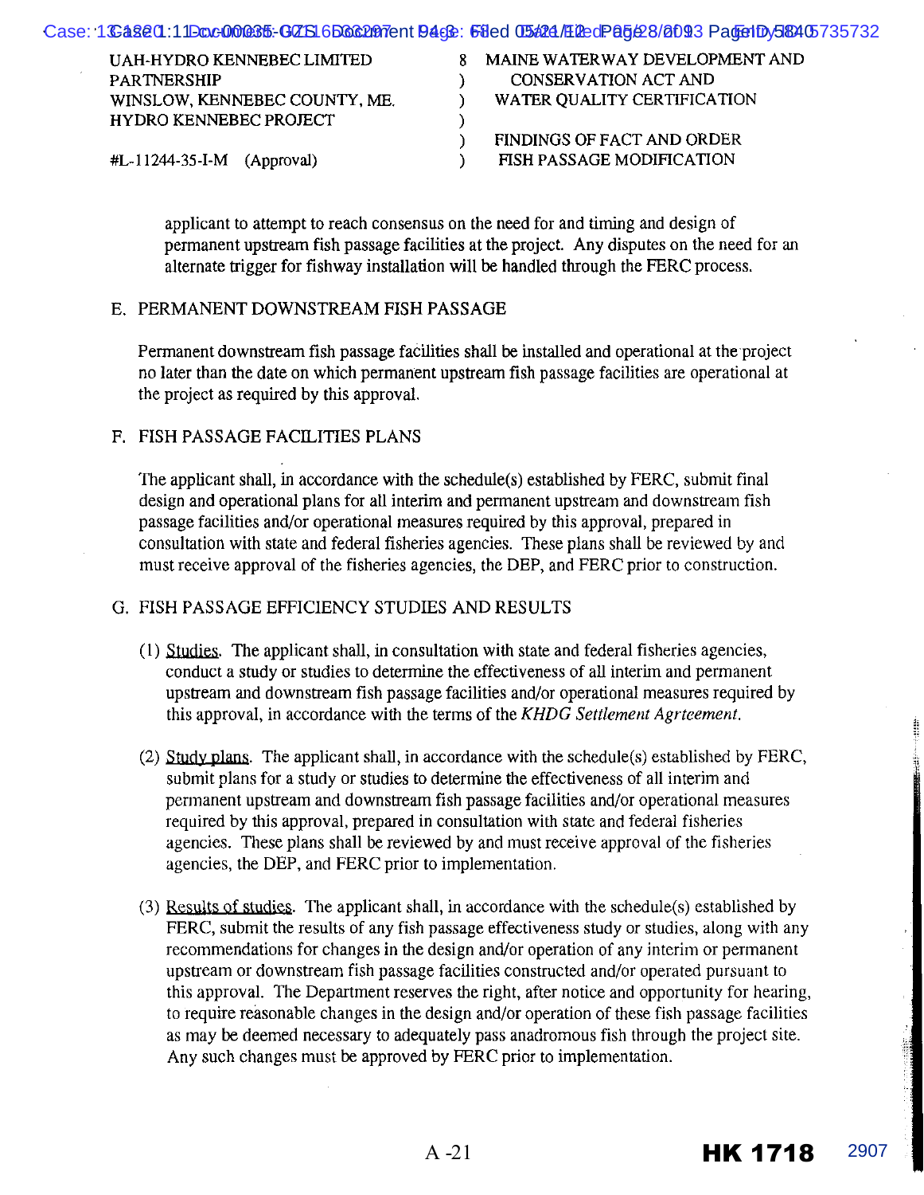| UAH-HYDRO KENNEBEC LIMITED PARTNERSHIP | 8 | MAINE WATERWAY DEVELOPMENT AND |
|---|---|---|
| WINSLOW, KENNEBEC COUNTY, ME. | ) | CONSERVATION ACT AND |
| HYDRO KENNEBEC PROJECT | ) | WATER QUALITY CERTIFICATION |
| | ) | |
| | ) | FINDINGS OF FACT AND ORDER |
| #L-11244-35-I-M (Approval) | ) | FISH PASSAGE MODIFICATION |

applicant to attempt to reach consensus on the need for and timing and design of permanent upstream fish passage facilities at the project. Any disputes on the need for an alternate trigger for fishway installation will be handled through the FERC process.

E. PERMANENT DOWNSTREAM FISH PASSAGE

Permanent downstream fish passage facilities shall be installed and operational at the project no later than the date on which permanent upstream fish passage facilities are operational at the project as required by this approval.

F. FISH PASSAGE FACILITIES PLANS

The applicant shall, in accordance with the schedule(s) established by FERC, submit final design and operational plans for all interim and permanent upstream and downstream fish passage facilities and/or operational measures required by this approval, prepared in consultation with state and federal fisheries agencies. These plans shall be reviewed by and must receive approval of the fisheries agencies, the DEP, and FERC prior to construction.

G. FISH PASSAGE EFFICIENCY STUDIES AND RESULTS

(1) Studies. The applicant shall, in consultation with state and federal fisheries agencies, conduct a study or studies to determine the effectiveness of all interim and permanent upstream and downstream fish passage facilities and/or operational measures required by this approval, in accordance with the terms of the *KHDG Settlement Agrteement.*

(2) Study plans. The applicant shall, in accordance with the schedule(s) established by FERC, submit plans for a study or studies to determine the effectiveness of all interim and permanent upstream and downstream fish passage facilities and/or operational measures required by this approval, prepared in consultation with state and federal fisheries agencies. These plans shall be reviewed by and must receive approval of the fisheries agencies, the DEP, and FERC prior to implementation.

(3) Results of studies. The applicant shall, in accordance with the schedule(s) established by FERC, submit the results of any fish passage effectiveness study or studies, along with any recommendations for changes in the design and/or operation of any interim or permanent upstream or downstream fish passage facilities constructed and/or operated pursuant to this approval. The Department reserves the right, after notice and opportunity for hearing, to require reasonable changes in the design and/or operation of these fish passage facilities as may be deemed necessary to adequately pass anadromous fish through the project site. Any such changes must be approved by FERC prior to implementation.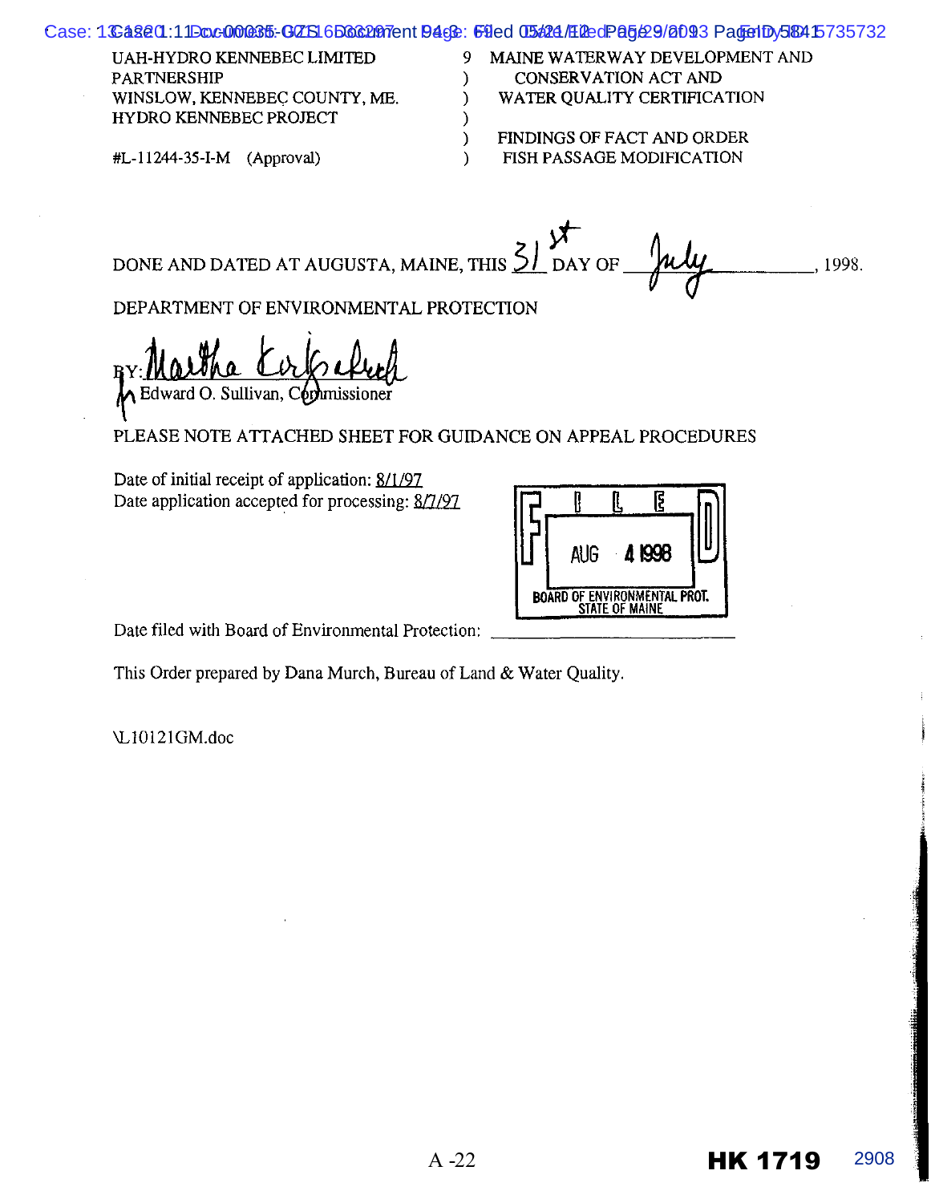| | | |
|---|---|---|
| UAH-HYDRO KENNEBEC LIMITED PARTNERSHIP | ) | MAINE WATERWAY DEVELOPMENT AND CONSERVATION ACT AND |
| WINSLOW, KENNEBEC COUNTY, ME. | ) | WATER QUALITY CERTIFICATION |
| HYDRO KENNEBEC PROJECT | ) | |
| | ) | FINDINGS OF FACT AND ORDER |
| #L-11244-35-I-M (Approval) | ) | FISH PASSAGE MODIFICATION |

DONE AND DATED AT AUGUSTA, MAINE, THIS 31st DAY OF July, 1998.

DEPARTMENT OF ENVIRONMENTAL PROTECTION

BY: Martha Kirkpatrick
for Edward O. Sullivan, Commissioner

PLEASE NOTE ATTACHED SHEET FOR GUIDANCE ON APPEAL PROCEDURES

Date of initial receipt of application: 8/1/97
Date application accepted for processing: 8/7/97

FILED
AUG 4 1998
BOARD OF ENVIRONMENTAL PROT.
STATE OF MAINE

Date filed with Board of Environmental Protection: \_\_\_\_\_\_\_\_\_\_\_\_\_\_\_\_

This Order prepared by Dana Murch, Bureau of Land & Water Quality.

\L10121GM.doc

A -22

HK 1719